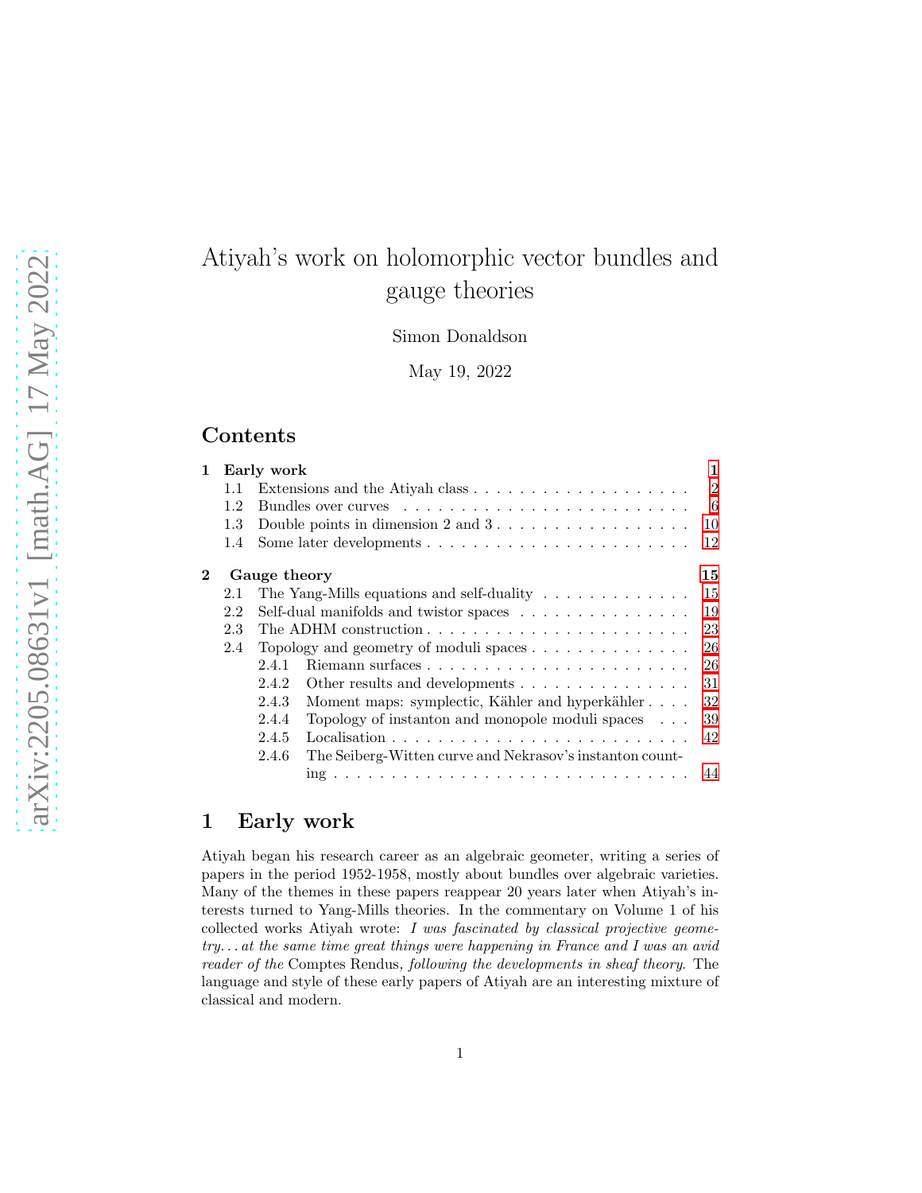# Atiyah's work on holomorphic vector bundles and gauge theories

Simon Donaldson

May 19, 2022

## Contents

- 1 Early work — 1
  - 1.1 Extensions and the Atiyah class — 2
  - 1.2 Bundles over curves — 6
  - 1.3 Double points in dimension 2 and 3 — 10
  - 1.4 Some later developments — 12
- 2 Gauge theory — 15
  - 2.1 The Yang-Mills equations and self-duality — 15
  - 2.2 Self-dual manifolds and twistor spaces — 19
  - 2.3 The ADHM construction — 23
  - 2.4 Topology and geometry of moduli spaces — 26
    - 2.4.1 Riemann surfaces — 26
    - 2.4.2 Other results and developments — 31
    - 2.4.3 Moment maps: symplectic, Kähler and hyperkähler — 32
    - 2.4.4 Topology of instanton and monopole moduli spaces — 39
    - 2.4.5 Localisation — 42
    - 2.4.6 The Seiberg-Witten curve and Nekrasov's instanton counting — 44

## 1 Early work

Atiyah began his research career as an algebraic geometer, writing a series of papers in the period 1952-1958, mostly about bundles over algebraic varieties. Many of the themes in these papers reappear 20 years later when Atiyah's interests turned to Yang-Mills theories. In the commentary on Volume 1 of his collected works Atiyah wrote: *I was fascinated by classical projective geometry... at the same time great things were happening in France and I was an avid reader of the* Comptes Rendus*, following the developments in sheaf theory.* The language and style of these early papers of Atiyah are an interesting mixture of classical and modern.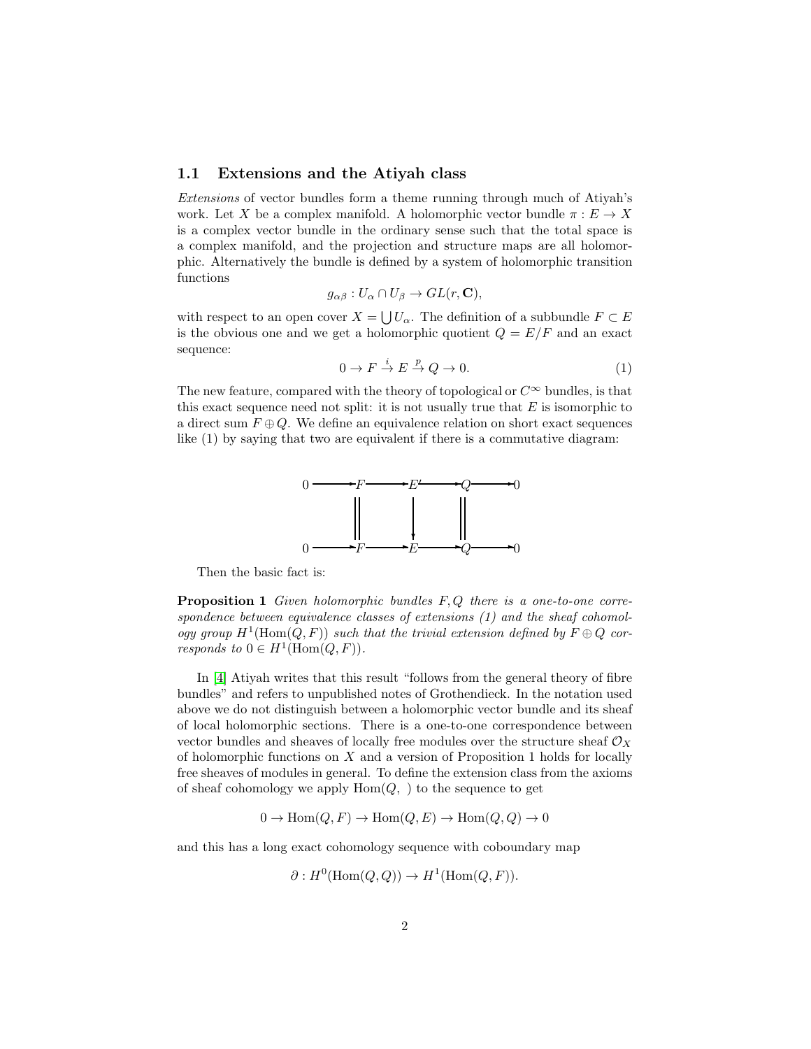### 1.1 Extensions and the Atiyah class

*Extensions* of vector bundles form a theme running through much of Atiyah's work. Let $X$ be a complex manifold. A holomorphic vector bundle $\pi : E \to X$ is a complex vector bundle in the ordinary sense such that the total space is a complex manifold, and the projection and structure maps are all holomorphic. Alternatively the bundle is defined by a system of holomorphic transition functions

$$g_{\alpha\beta} : U_\alpha \cap U_\beta \to GL(r, \mathbf{C}),$$

with respect to an open cover $X = \bigcup U_\alpha$. The definition of a subbundle $F \subset E$ is the obvious one and we get a holomorphic quotient $Q = E/F$ and an exact sequence:

$$0 \to F \xrightarrow{i} E \xrightarrow{p} Q \to 0. \tag{1}$$

The new feature, compared with the theory of topological or $C^\infty$ bundles, is that this exact sequence need not split: it is not usually true that $E$ is isomorphic to a direct sum $F \oplus Q$. We define an equivalence relation on short exact sequences like (1) by saying that two are equivalent if there is a commutative diagram:

$$\begin{array}{ccccccccc}
0 & \longrightarrow & F & \longrightarrow & E' & \longrightarrow & Q & \longrightarrow & 0 \\
 & & \| & & \downarrow & & \| & & \\
0 & \longrightarrow & F & \longrightarrow & E & \longrightarrow & Q & \longrightarrow & 0
\end{array}$$

Then the basic fact is:

**Proposition 1** *Given holomorphic bundles $F, Q$ there is a one-to-one correspondence between equivalence classes of extensions (1) and the sheaf cohomology group $H^1(\mathrm{Hom}(Q, F))$ such that the trivial extension defined by $F \oplus Q$ corresponds to $0 \in H^1(\mathrm{Hom}(Q, F))$.*

In [4] Atiyah writes that this result "follows from the general theory of fibre bundles" and refers to unpublished notes of Grothendieck. In the notation used above we do not distinguish between a holomorphic vector bundle and its sheaf of local holomorphic sections. There is a one-to-one correspondence between vector bundles and sheaves of locally free modules over the structure sheaf $\mathcal{O}_X$ of holomorphic functions on $X$ and a version of Proposition 1 holds for locally free sheaves of modules in general. To define the extension class from the axioms of sheaf cohomology we apply $\mathrm{Hom}(Q, \ )$ to the sequence to get

$$0 \to \mathrm{Hom}(Q, F) \to \mathrm{Hom}(Q, E) \to \mathrm{Hom}(Q, Q) \to 0$$

and this has a long exact cohomology sequence with coboundary map

$$\partial : H^0(\mathrm{Hom}(Q, Q)) \to H^1(\mathrm{Hom}(Q, F)).$$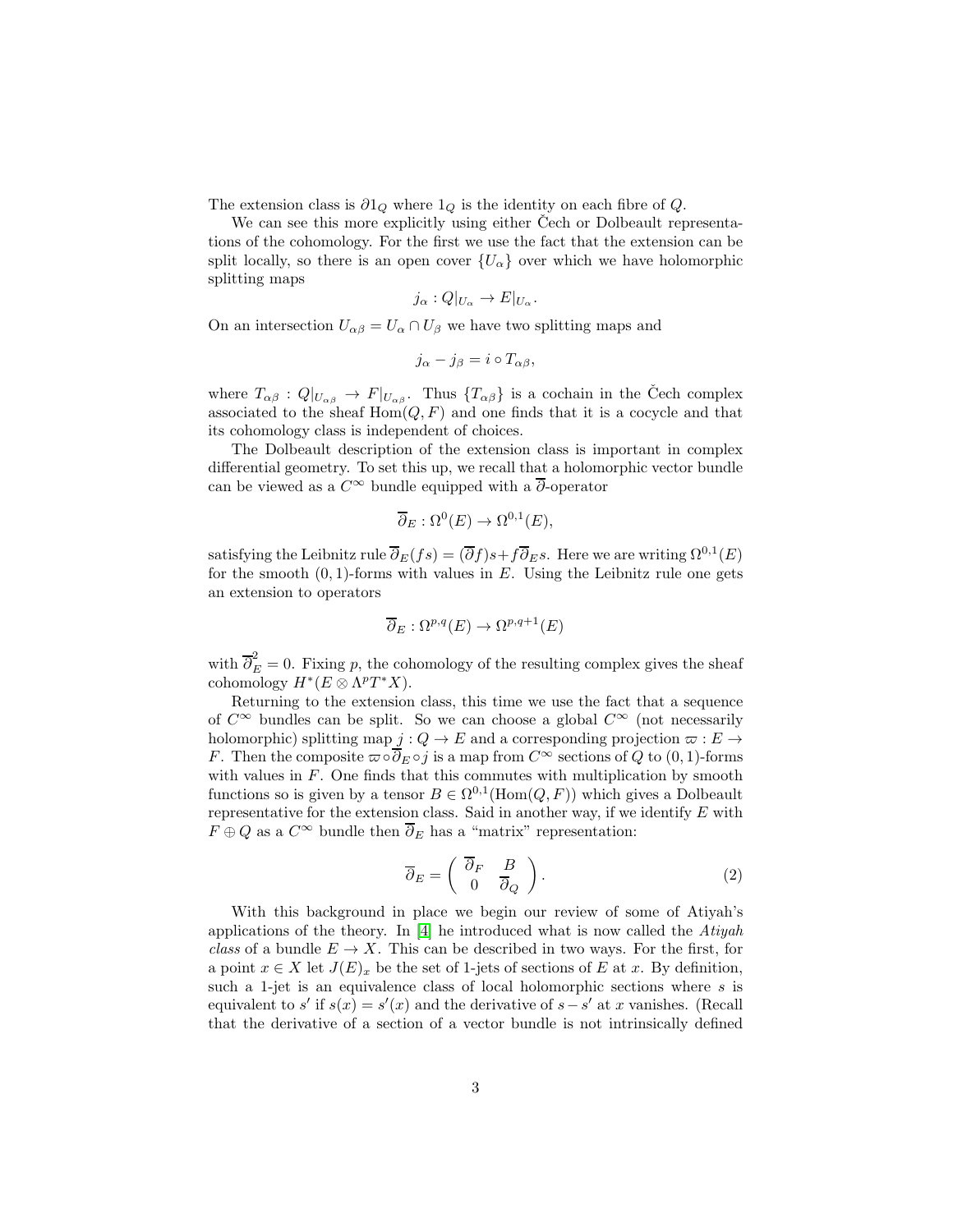The extension class is $\partial 1_Q$ where $1_Q$ is the identity on each fibre of $Q$.

We can see this more explicitly using either Čech or Dolbeault representations of the cohomology. For the first we use the fact that the extension can be split locally, so there is an open cover $\{U_\alpha\}$ over which we have holomorphic splitting maps

$$j_\alpha : Q|_{U_\alpha} \to E|_{U_\alpha}.$$

On an intersection $U_{\alpha\beta} = U_\alpha \cap U_\beta$ we have two splitting maps and

$$j_\alpha - j_\beta = i \circ T_{\alpha\beta},$$

where $T_{\alpha\beta} : Q|_{U_{\alpha\beta}} \to F|_{U_{\alpha\beta}}$. Thus $\{T_{\alpha\beta}\}$ is a cochain in the Čech complex associated to the sheaf $\mathrm{Hom}(Q, F)$ and one finds that it is a cocycle and that its cohomology class is independent of choices.

The Dolbeault description of the extension class is important in complex differential geometry. To set this up, we recall that a holomorphic vector bundle can be viewed as a $C^\infty$ bundle equipped with a $\overline{\partial}$-operator

$$\overline{\partial}_E : \Omega^0(E) \to \Omega^{0,1}(E),$$

satisfying the Leibnitz rule $\overline{\partial}_E(fs) = (\overline{\partial} f)s + f\overline{\partial}_E s$. Here we are writing $\Omega^{0,1}(E)$ for the smooth $(0,1)$-forms with values in $E$. Using the Leibnitz rule one gets an extension to operators

$$\overline{\partial}_E : \Omega^{p,q}(E) \to \Omega^{p,q+1}(E)$$

with $\overline{\partial}_E^2 = 0$. Fixing $p$, the cohomology of the resulting complex gives the sheaf cohomology $H^*(E \otimes \Lambda^p T^*X)$.

Returning to the extension class, this time we use the fact that a sequence of $C^\infty$ bundles can be split. So we can choose a global $C^\infty$ (not necessarily holomorphic) splitting map $j : Q \to E$ and a corresponding projection $\varpi : E \to F$. Then the composite $\varpi \circ \overline{\partial}_E \circ j$ is a map from $C^\infty$ sections of $Q$ to $(0,1)$-forms with values in $F$. One finds that this commutes with multiplication by smooth functions so is given by a tensor $B \in \Omega^{0,1}(\mathrm{Hom}(Q, F))$ which gives a Dolbeault representative for the extension class. Said in another way, if we identify $E$ with $F \oplus Q$ as a $C^\infty$ bundle then $\overline{\partial}_E$ has a "matrix" representation:

$$\overline{\partial}_E = \begin{pmatrix} \overline{\partial}_F & B \\ 0 & \overline{\partial}_Q \end{pmatrix}. \tag{2}$$

With this background in place we begin our review of some of Atiyah's applications of the theory. In [4] he introduced what is now called the *Atiyah class* of a bundle $E \to X$. This can be described in two ways. For the first, for a point $x \in X$ let $J(E)_x$ be the set of 1-jets of sections of $E$ at $x$. By definition, such a 1-jet is an equivalence class of local holomorphic sections where $s$ is equivalent to $s'$ if $s(x) = s'(x)$ and the derivative of $s - s'$ at $x$ vanishes. (Recall that the derivative of a section of a vector bundle is not intrinsically defined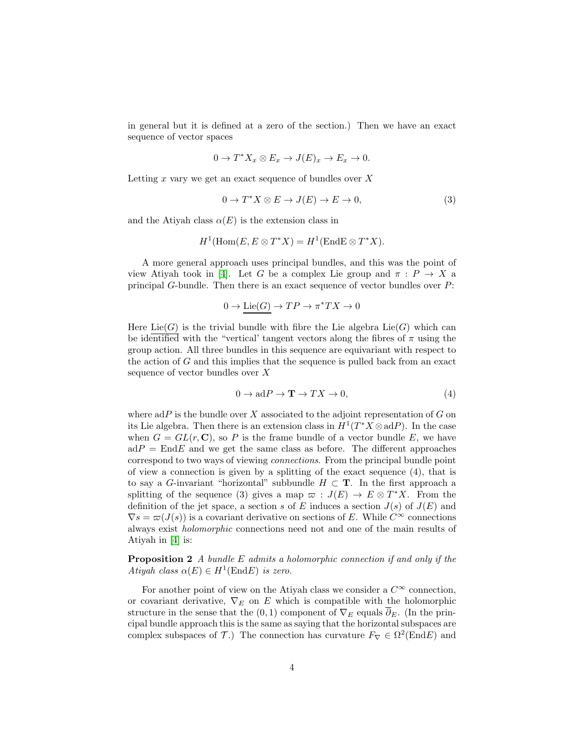in general but it is defined at a zero of the section.) Then we have an exact sequence of vector spaces

$$0 \to T^*X_x \otimes E_x \to J(E)_x \to E_x \to 0.$$

Letting $x$ vary we get an exact sequence of bundles over $X$

$$0 \to T^*X \otimes E \to J(E) \to E \to 0, \tag{3}$$

and the Atiyah class $\alpha(E)$ is the extension class in

$$H^1(\mathrm{Hom}(E, E \otimes T^*X) = H^1(\mathrm{End E} \otimes T^*X).$$

A more general approach uses principal bundles, and this was the point of view Atiyah took in [4]. Let $G$ be a complex Lie group and $\pi : P \to X$ a principal $G$-bundle. Then there is an exact sequence of vector bundles over $P$:

$$0 \to \underline{\mathrm{Lie}(G)} \to TP \to \pi^*TX \to 0$$

Here $\underline{\mathrm{Lie}(G)}$ is the trivial bundle with fibre the Lie algebra $\mathrm{Lie}(G)$ which can be identified with the "vertical' tangent vectors along the fibres of $\pi$ using the group action. All three bundles in this sequence are equivariant with respect to the action of $G$ and this implies that the sequence is pulled back from an exact sequence of vector bundles over $X$

$$0 \to \mathrm{ad}P \to \mathbf{T} \to TX \to 0, \tag{4}$$

where $\mathrm{ad}P$ is the bundle over $X$ associated to the adjoint representation of $G$ on its Lie algebra. Then there is an extension class in $H^1(T^*X \otimes \mathrm{ad}P)$. In the case when $G = GL(r, \mathbf{C})$, so $P$ is the frame bundle of a vector bundle $E$, we have $\mathrm{ad}P = \mathrm{End}E$ and we get the same class as before. The different approaches correspond to two ways of viewing *connections*. From the principal bundle point of view a connection is given by a splitting of the exact sequence (4), that is to say a $G$-invariant "horizontal" subbundle $H \subset \mathbf{T}$. In the first approach a splitting of the sequence (3) gives a map $\varpi : J(E) \to E \otimes T^*X$. From the definition of the jet space, a section $s$ of $E$ induces a section $J(s)$ of $J(E)$ and $\nabla s = \varpi(J(s))$ is a covariant derivative on sections of $E$. While $C^\infty$ connections always exist *holomorphic* connections need not and one of the main results of Atiyah in [4] is:

**Proposition 2** *A bundle $E$ admits a holomorphic connection if and only if the Atiyah class $\alpha(E) \in H^1(\mathrm{End}E)$ is zero.*

For another point of view on the Atiyah class we consider a $C^\infty$ connection, or covariant derivative, $\nabla_E$ on $E$ which is compatible with the holomorphic structure in the sense that the $(0,1)$ component of $\nabla_E$ equals $\overline{\partial}_E$. (In the principal bundle approach this is the same as saying that the horizontal subspaces are complex subspaces of $\mathcal{T}$.) The connection has curvature $F_\nabla \in \Omega^2(\mathrm{End}E)$ and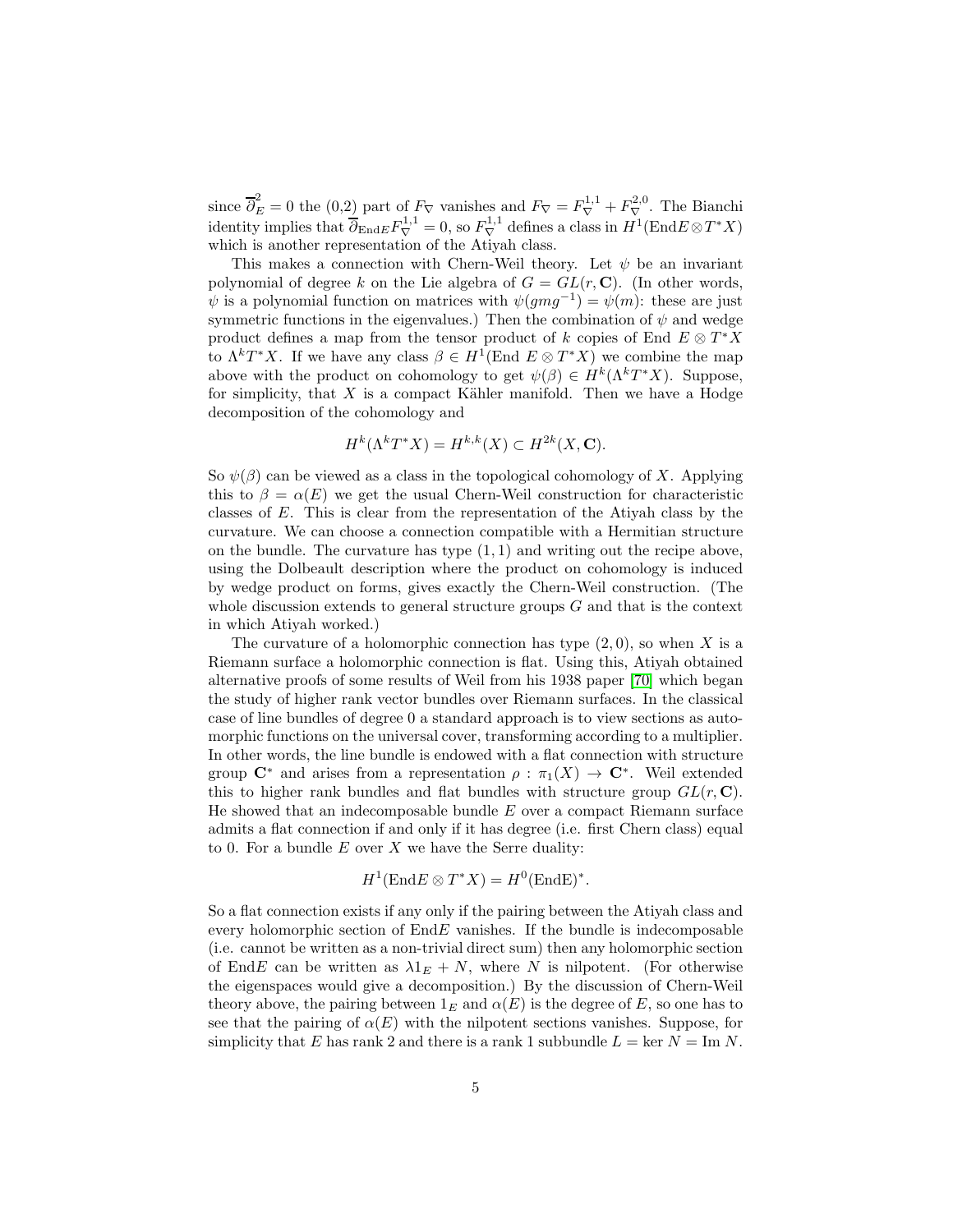since $\overline{\partial}_E^2 = 0$ the (0,2) part of $F_\nabla$ vanishes and $F_\nabla = F_\nabla^{1,1} + F_\nabla^{2,0}$. The Bianchi identity implies that $\overline{\partial}_{\mathrm{End}E} F_\nabla^{1,1} = 0$, so $F_\nabla^{1,1}$ defines a class in $H^1(\mathrm{End}E \otimes T^*X)$ which is another representation of the Atiyah class.

This makes a connection with Chern-Weil theory. Let $\psi$ be an invariant polynomial of degree $k$ on the Lie algebra of $G = GL(r, \mathbf{C})$. (In other words, $\psi$ is a polynomial function on matrices with $\psi(gmg^{-1}) = \psi(m)$: these are just symmetric functions in the eigenvalues.) Then the combination of $\psi$ and wedge product defines a map from the tensor product of $k$ copies of End $E \otimes T^*X$ to $\Lambda^k T^*X$. If we have any class $\beta \in H^1(\text{End } E \otimes T^*X)$ we combine the map above with the product on cohomology to get $\psi(\beta) \in H^k(\Lambda^k T^*X)$. Suppose, for simplicity, that $X$ is a compact Kähler manifold. Then we have a Hodge decomposition of the cohomology and

$$H^k(\Lambda^k T^*X) = H^{k,k}(X) \subset H^{2k}(X, \mathbf{C}).$$

So $\psi(\beta)$ can be viewed as a class in the topological cohomology of $X$. Applying this to $\beta = \alpha(E)$ we get the usual Chern-Weil construction for characteristic classes of $E$. This is clear from the representation of the Atiyah class by the curvature. We can choose a connection compatible with a Hermitian structure on the bundle. The curvature has type $(1,1)$ and writing out the recipe above, using the Dolbeault description where the product on cohomology is induced by wedge product on forms, gives exactly the Chern-Weil construction. (The whole discussion extends to general structure groups $G$ and that is the context in which Atiyah worked.)

The curvature of a holomorphic connection has type $(2,0)$, so when $X$ is a Riemann surface a holomorphic connection is flat. Using this, Atiyah obtained alternative proofs of some results of Weil from his 1938 paper [70] which began the study of higher rank vector bundles over Riemann surfaces. In the classical case of line bundles of degree 0 a standard approach is to view sections as automorphic functions on the universal cover, transforming according to a multiplier. In other words, the line bundle is endowed with a flat connection with structure group $\mathbf{C}^*$ and arises from a representation $\rho : \pi_1(X) \to \mathbf{C}^*$. Weil extended this to higher rank bundles and flat bundles with structure group $GL(r, \mathbf{C})$. He showed that an indecomposable bundle $E$ over a compact Riemann surface admits a flat connection if and only if it has degree (i.e. first Chern class) equal to 0. For a bundle $E$ over $X$ we have the Serre duality:

$$H^1(\mathrm{End}E \otimes T^*X) = H^0(\mathrm{End E})^*.$$

So a flat connection exists if any only if the pairing between the Atiyah class and every holomorphic section of End$E$ vanishes. If the bundle is indecomposable (i.e. cannot be written as a non-trivial direct sum) then any holomorphic section of End$E$ can be written as $\lambda 1_E + N$, where $N$ is nilpotent. (For otherwise the eigenspaces would give a decomposition.) By the discussion of Chern-Weil theory above, the pairing between $1_E$ and $\alpha(E)$ is the degree of $E$, so one has to see that the pairing of $\alpha(E)$ with the nilpotent sections vanishes. Suppose, for simplicity that $E$ has rank 2 and there is a rank 1 subbundle $L = \ker N = \mathrm{Im}\, N$.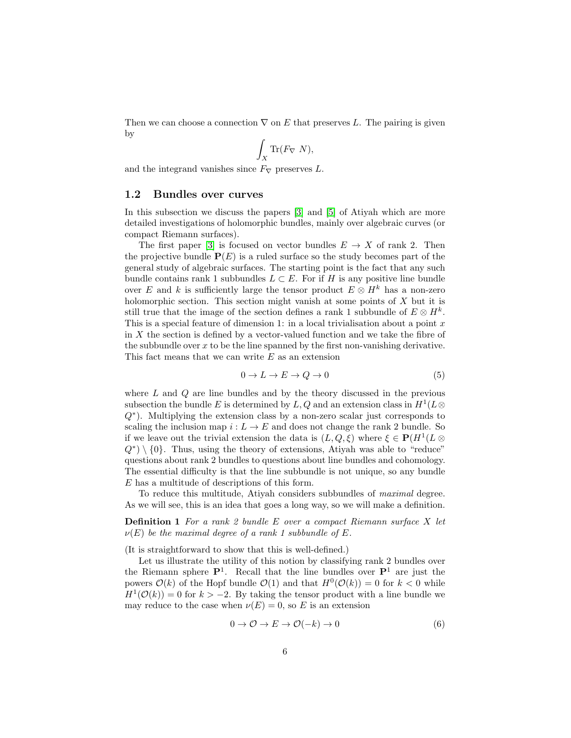Then we can choose a connection $\nabla$ on $E$ that preserves $L$. The pairing is given by

$$\int_X \mathrm{Tr}(F_\nabla \; N),$$

and the integrand vanishes since $F_\nabla$ preserves $L$.

### 1.2 Bundles over curves

In this subsection we discuss the papers [3] and [5] of Atiyah which are more detailed investigations of holomorphic bundles, mainly over algebraic curves (or compact Riemann surfaces).

The first paper [3] is focused on vector bundles $E \to X$ of rank 2. Then the projective bundle $\mathbf{P}(E)$ is a ruled surface so the study becomes part of the general study of algebraic surfaces. The starting point is the fact that any such bundle contains rank 1 subbundles $L \subset E$. For if $H$ is any positive line bundle over $E$ and $k$ is sufficiently large the tensor product $E \otimes H^k$ has a non-zero holomorphic section. This section might vanish at some points of $X$ but it is still true that the image of the section defines a rank 1 subbundle of $E \otimes H^k$. This is a special feature of dimension 1: in a local trivialisation about a point $x$ in $X$ the section is defined by a vector-valued function and we take the fibre of the subbundle over $x$ to be the line spanned by the first non-vanishing derivative. This fact means that we can write $E$ as an extension

$$0 \to L \to E \to Q \to 0 \tag{5}$$

where $L$ and $Q$ are line bundles and by the theory discussed in the previous subsection the bundle $E$ is determined by $L, Q$ and an extension class in $H^1(L \otimes Q^*)$. Multiplying the extension class by a non-zero scalar just corresponds to scaling the inclusion map $i : L \to E$ and does not change the rank 2 bundle. So if we leave out the trivial extension the data is $(L, Q, \xi)$ where $\xi \in \mathbf{P}(H^1(L \otimes Q^*) \setminus \{0\}$. Thus, using the theory of extensions, Atiyah was able to "reduce" questions about rank 2 bundles to questions about line bundles and cohomology. The essential difficulty is that the line subbundle is not unique, so any bundle $E$ has a multitude of descriptions of this form.

To reduce this multitude, Atiyah considers subbundles of *maximal* degree. As we will see, this is an idea that goes a long way, so we will make a definition.

**Definition 1** *For a rank 2 bundle $E$ over a compact Riemann surface $X$ let $\nu(E)$ be the maximal degree of a rank 1 subbundle of $E$.*

(It is straightforward to show that this is well-defined.)

Let us illustrate the utility of this notion by classifying rank 2 bundles over the Riemann sphere $\mathbf{P}^1$. Recall that the line bundles over $\mathbf{P}^1$ are just the powers $\mathcal{O}(k)$ of the Hopf bundle $\mathcal{O}(1)$ and that $H^0(\mathcal{O}(k)) = 0$ for $k < 0$ while $H^1(\mathcal{O}(k)) = 0$ for $k > -2$. By taking the tensor product with a line bundle we may reduce to the case when $\nu(E) = 0$, so $E$ is an extension

$$0 \to \mathcal{O} \to E \to \mathcal{O}(-k) \to 0 \tag{6}$$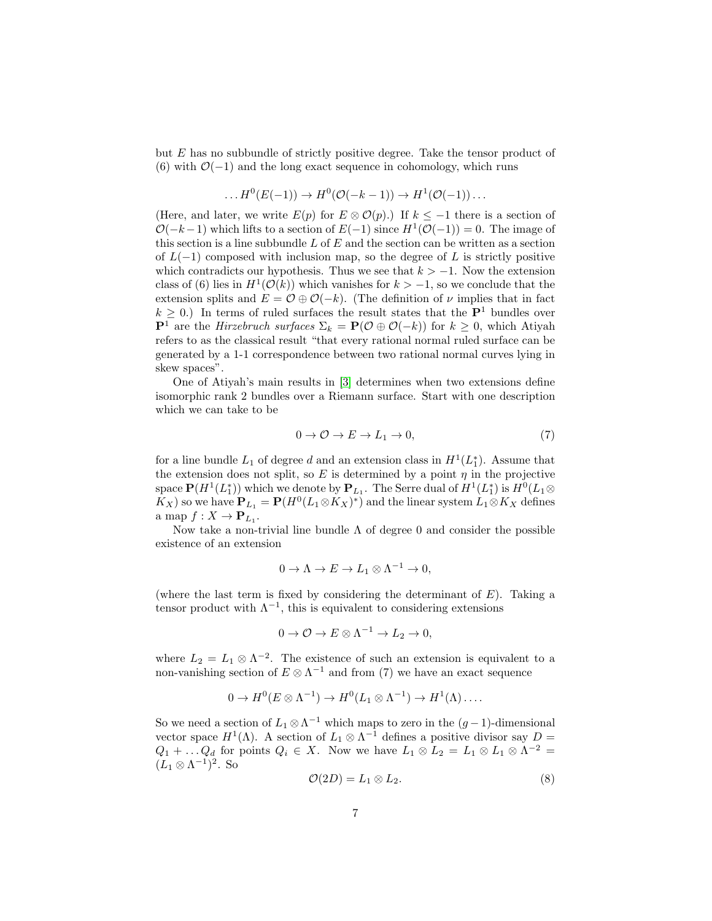but $E$ has no subbundle of strictly positive degree. Take the tensor product of (6) with $\mathcal{O}(-1)$ and the long exact sequence in cohomology, which runs

$$\ldots H^0(E(-1)) \to H^0(\mathcal{O}(-k-1)) \to H^1(\mathcal{O}(-1))\ldots$$

(Here, and later, we write $E(p)$ for $E \otimes \mathcal{O}(p)$.) If $k \leq -1$ there is a section of $\mathcal{O}(-k-1)$ which lifts to a section of $E(-1)$ since $H^1(\mathcal{O}(-1)) = 0$. The image of this section is a line subbundle $L$ of $E$ and the section can be written as a section of $L(-1)$ composed with inclusion map, so the degree of $L$ is strictly positive which contradicts our hypothesis. Thus we see that $k > -1$. Now the extension class of (6) lies in $H^1(\mathcal{O}(k))$ which vanishes for $k > -1$, so we conclude that the extension splits and $E = \mathcal{O} \oplus \mathcal{O}(-k)$. (The definition of $\nu$ implies that in fact $k \geq 0$.) In terms of ruled surfaces the result states that the $\mathbf{P}^1$ bundles over $\mathbf{P}^1$ are the *Hirzebruch surfaces* $\Sigma_k = \mathbf{P}(\mathcal{O} \oplus \mathcal{O}(-k))$ for $k \geq 0$, which Atiyah refers to as the classical result "that every rational normal ruled surface can be generated by a 1-1 correspondence between two rational normal curves lying in skew spaces".

One of Atiyah's main results in [3] determines when two extensions define isomorphic rank 2 bundles over a Riemann surface. Start with one description which we can take to be

$$0 \to \mathcal{O} \to E \to L_1 \to 0, \tag{7}$$

for a line bundle $L_1$ of degree $d$ and an extension class in $H^1(L_1^*)$. Assume that the extension does not split, so $E$ is determined by a point $\eta$ in the projective space $\mathbf{P}(H^1(L_1^*))$ which we denote by $\mathbf{P}_{L_1}$. The Serre dual of $H^1(L_1^*)$ is $H^0(L_1 \otimes K_X)$ so we have $\mathbf{P}_{L_1} = \mathbf{P}(H^0(L_1 \otimes K_X)^*)$ and the linear system $L_1 \otimes K_X$ defines a map $f : X \to \mathbf{P}_{L_1}$.

Now take a non-trivial line bundle $\Lambda$ of degree 0 and consider the possible existence of an extension

$$0 \to \Lambda \to E \to L_1 \otimes \Lambda^{-1} \to 0,$$

(where the last term is fixed by considering the determinant of $E$). Taking a tensor product with $\Lambda^{-1}$, this is equivalent to considering extensions

$$0 \to \mathcal{O} \to E \otimes \Lambda^{-1} \to L_2 \to 0,$$

where $L_2 = L_1 \otimes \Lambda^{-2}$. The existence of such an extension is equivalent to a non-vanishing section of $E \otimes \Lambda^{-1}$ and from (7) we have an exact sequence

$$0 \to H^0(E \otimes \Lambda^{-1}) \to H^0(L_1 \otimes \Lambda^{-1}) \to H^1(\Lambda)\ldots.$$

So we need a section of $L_1 \otimes \Lambda^{-1}$ which maps to zero in the $(g-1)$-dimensional vector space $H^1(\Lambda)$. A section of $L_1 \otimes \Lambda^{-1}$ defines a positive divisor say $D = Q_1 + \ldots Q_d$ for points $Q_i \in X$. Now we have $L_1 \otimes L_2 = L_1 \otimes L_1 \otimes \Lambda^{-2} = (L_1 \otimes \Lambda^{-1})^2$. So

$$\mathcal{O}(2D) = L_1 \otimes L_2. \tag{8}$$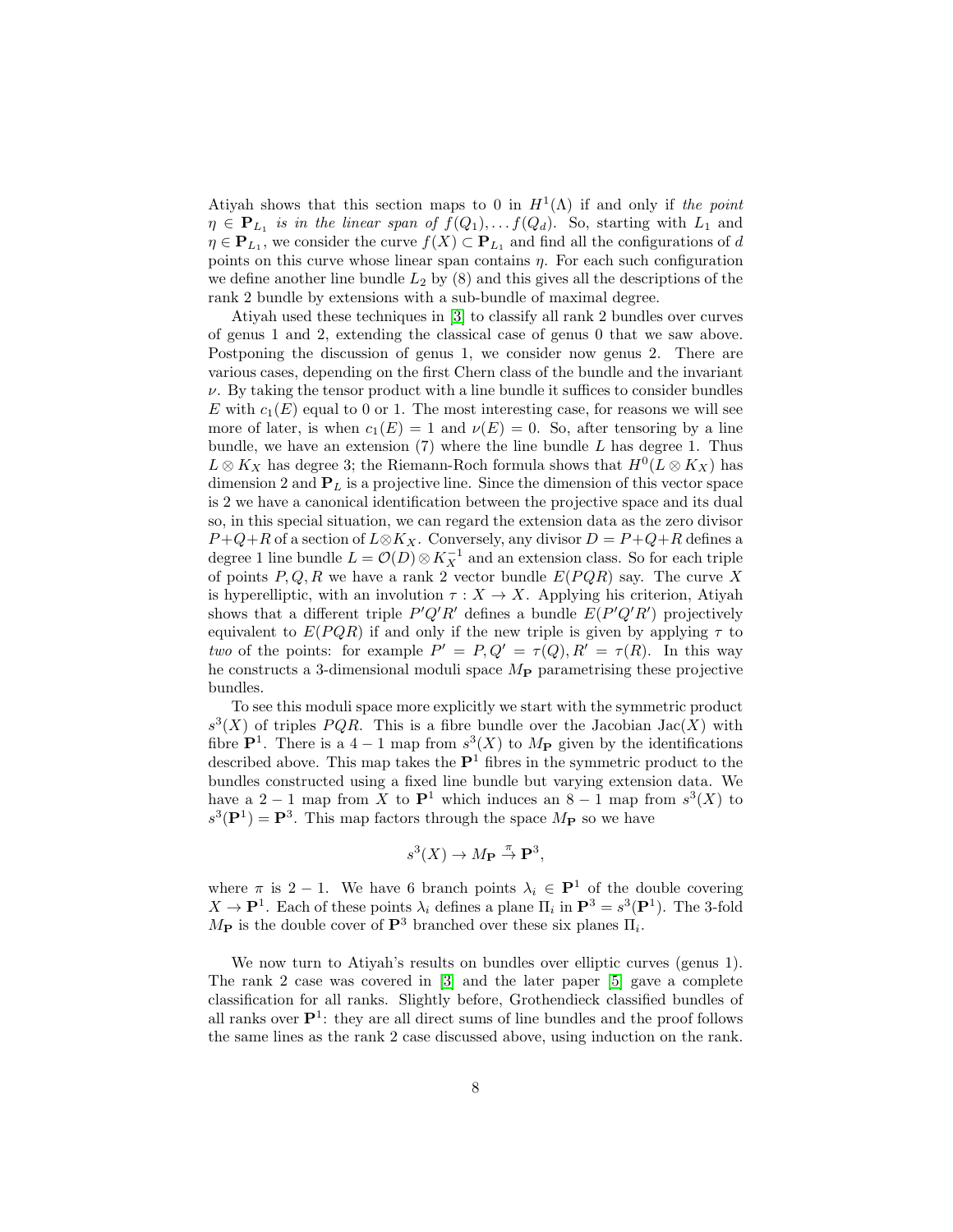Atiyah shows that this section maps to 0 in $H^1(\Lambda)$ if and only if *the point* $\eta \in \mathbf{P}_{L_1}$ *is in the linear span of* $f(Q_1), \ldots f(Q_d)$. So, starting with $L_1$ and $\eta \in \mathbf{P}_{L_1}$, we consider the curve $f(X) \subset \mathbf{P}_{L_1}$ and find all the configurations of $d$ points on this curve whose linear span contains $\eta$. For each such configuration we define another line bundle $L_2$ by (8) and this gives all the descriptions of the rank 2 bundle by extensions with a sub-bundle of maximal degree.

Atiyah used these techniques in [3] to classify all rank 2 bundles over curves of genus 1 and 2, extending the classical case of genus 0 that we saw above. Postponing the discussion of genus 1, we consider now genus 2. There are various cases, depending on the first Chern class of the bundle and the invariant $\nu$. By taking the tensor product with a line bundle it suffices to consider bundles $E$ with $c_1(E)$ equal to 0 or 1. The most interesting case, for reasons we will see more of later, is when $c_1(E) = 1$ and $\nu(E) = 0$. So, after tensoring by a line bundle, we have an extension (7) where the line bundle $L$ has degree 1. Thus $L \otimes K_X$ has degree 3; the Riemann-Roch formula shows that $H^0(L \otimes K_X)$ has dimension 2 and $\mathbf{P}_L$ is a projective line. Since the dimension of this vector space is 2 we have a canonical identification between the projective space and its dual so, in this special situation, we can regard the extension data as the zero divisor $P+Q+R$ of a section of $L \otimes K_X$. Conversely, any divisor $D = P+Q+R$ defines a degree 1 line bundle $L = \mathcal{O}(D) \otimes K_X^{-1}$ and an extension class. So for each triple of points $P, Q, R$ we have a rank 2 vector bundle $E(PQR)$ say. The curve $X$ is hyperelliptic, with an involution $\tau : X \to X$. Applying his criterion, Atiyah shows that a different triple $P'Q'R'$ defines a bundle $E(P'Q'R')$ projectively equivalent to $E(PQR)$ if and only if the new triple is given by applying $\tau$ to *two* of the points: for example $P' = P, Q' = \tau(Q), R' = \tau(R)$. In this way he constructs a 3-dimensional moduli space $M_{\mathbf{P}}$ parametrising these projective bundles.

To see this moduli space more explicitly we start with the symmetric product $s^3(X)$ of triples $PQR$. This is a fibre bundle over the Jacobian $\mathrm{Jac}(X)$ with fibre $\mathbf{P}^1$. There is a $4-1$ map from $s^3(X)$ to $M_{\mathbf{P}}$ given by the identifications described above. This map takes the $\mathbf{P}^1$ fibres in the symmetric product to the bundles constructed using a fixed line bundle but varying extension data. We have a $2-1$ map from $X$ to $\mathbf{P}^1$ which induces an $8-1$ map from $s^3(X)$ to $s^3(\mathbf{P}^1) = \mathbf{P}^3$. This map factors through the space $M_{\mathbf{P}}$ so we have

$$s^3(X) \to M_{\mathbf{P}} \xrightarrow{\pi} \mathbf{P}^3,$$

where $\pi$ is $2-1$. We have 6 branch points $\lambda_i \in \mathbf{P}^1$ of the double covering $X \to \mathbf{P}^1$. Each of these points $\lambda_i$ defines a plane $\Pi_i$ in $\mathbf{P}^3 = s^3(\mathbf{P}^1)$. The 3-fold $M_{\mathbf{P}}$ is the double cover of $\mathbf{P}^3$ branched over these six planes $\Pi_i$.

We now turn to Atiyah's results on bundles over elliptic curves (genus 1). The rank 2 case was covered in [3] and the later paper [5] gave a complete classification for all ranks. Slightly before, Grothendieck classified bundles of all ranks over $\mathbf{P}^1$: they are all direct sums of line bundles and the proof follows the same lines as the rank 2 case discussed above, using induction on the rank.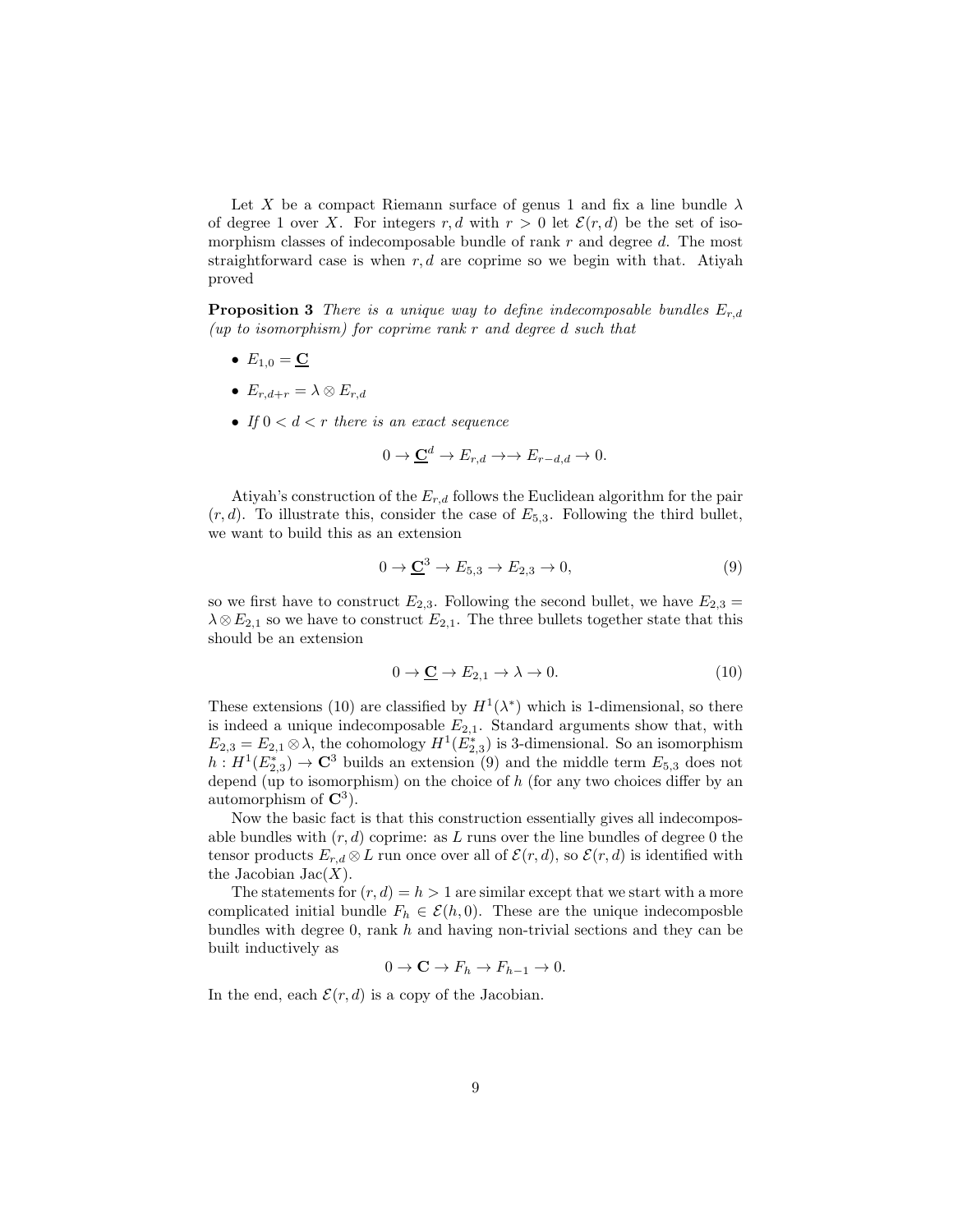Let $X$ be a compact Riemann surface of genus 1 and fix a line bundle $\lambda$ of degree 1 over $X$. For integers $r, d$ with $r > 0$ let $\mathcal{E}(r, d)$ be the set of isomorphism classes of indecomposable bundle of rank $r$ and degree $d$. The most straightforward case is when $r, d$ are coprime so we begin with that. Atiyah proved

**Proposition 3** *There is a unique way to define indecomposable bundles $E_{r,d}$ (up to isomorphism) for coprime rank $r$ and degree $d$ such that*

- $E_{1,0} = \underline{\mathbf{C}}$
- $E_{r,d+r} = \lambda \otimes E_{r,d}$
- *If $0 < d < r$ there is an exact sequence*

$$0 \to \underline{\mathbf{C}}^d \to E_{r,d} \to\to E_{r-d,d} \to 0.$$

Atiyah's construction of the $E_{r,d}$ follows the Euclidean algorithm for the pair $(r, d)$. To illustrate this, consider the case of $E_{5,3}$. Following the third bullet, we want to build this as an extension

$$0 \to \underline{\mathbf{C}}^3 \to E_{5,3} \to E_{2,3} \to 0, \tag{9}$$

so we first have to construct $E_{2,3}$. Following the second bullet, we have $E_{2,3} = \lambda \otimes E_{2,1}$ so we have to construct $E_{2,1}$. The three bullets together state that this should be an extension

$$0 \to \underline{\mathbf{C}} \to E_{2,1} \to \lambda \to 0. \tag{10}$$

These extensions (10) are classified by $H^1(\lambda^*)$ which is 1-dimensional, so there is indeed a unique indecomposable $E_{2,1}$. Standard arguments show that, with $E_{2,3} = E_{2,1} \otimes \lambda$, the cohomology $H^1(E_{2,3}^*)$ is 3-dimensional. So an isomorphism $h : H^1(E_{2,3}^*) \to \mathbf{C}^3$ builds an extension (9) and the middle term $E_{5,3}$ does not depend (up to isomorphism) on the choice of $h$ (for any two choices differ by an automorphism of $\mathbf{C}^3$).

Now the basic fact is that this construction essentially gives all indecomposable bundles with $(r, d)$ coprime: as $L$ runs over the line bundles of degree 0 the tensor products $E_{r,d} \otimes L$ run once over all of $\mathcal{E}(r, d)$, so $\mathcal{E}(r, d)$ is identified with the Jacobian $\mathrm{Jac}(X)$.

The statements for $(r, d) = h > 1$ are similar except that we start with a more complicated initial bundle $F_h \in \mathcal{E}(h, 0)$. These are the unique indecomposble bundles with degree 0, rank $h$ and having non-trivial sections and they can be built inductively as

$$0 \to \mathbf{C} \to F_h \to F_{h-1} \to 0.$$

In the end, each $\mathcal{E}(r, d)$ is a copy of the Jacobian.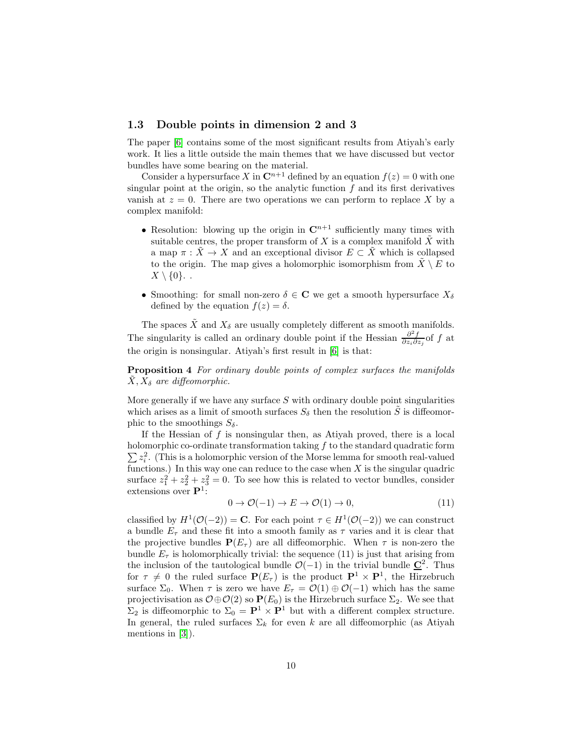### 1.3 Double points in dimension 2 and 3

The paper [6] contains some of the most significant results from Atiyah's early work. It lies a little outside the main themes that we have discussed but vector bundles have some bearing on the material.

Consider a hypersurface $X$ in $\mathbf{C}^{n+1}$ defined by an equation $f(z) = 0$ with one singular point at the origin, so the analytic function $f$ and its first derivatives vanish at $z = 0$. There are two operations we can perform to replace $X$ by a complex manifold:

- Resolution: blowing up the origin in $\mathbf{C}^{n+1}$ sufficiently many times with suitable centres, the proper transform of $X$ is a complex manifold $\tilde{X}$ with a map $\pi : \tilde{X} \to X$ and an exceptional divisor $E \subset \tilde{X}$ which is collapsed to the origin. The map gives a holomorphic isomorphism from $\tilde{X} \setminus E$ to $X \setminus \{0\}$. .
- Smoothing: for small non-zero $\delta \in \mathbf{C}$ we get a smooth hypersurface $X_\delta$ defined by the equation $f(z) = \delta$.

The spaces $\tilde{X}$ and $X_\delta$ are usually completely different as smooth manifolds. The singularity is called an ordinary double point if the Hessian $\frac{\partial^2 f}{\partial z_i \partial z_j}$of $f$ at the origin is nonsingular. Atiyah's first result in [6] is that:

**Proposition 4** *For ordinary double points of complex surfaces the manifolds $\tilde{X}, X_\delta$ are diffeomorphic.*

More generally if we have any surface $S$ with ordinary double point singularities which arises as a limit of smooth surfaces $S_\delta$ then the resolution $\tilde{S}$ is diffeomorphic to the smoothings $S_\delta$.

If the Hessian of $f$ is nonsingular then, as Atiyah proved, there is a local holomorphic co-ordinate transformation taking $f$ to the standard quadratic form $\sum z_i^2$. (This is a holomorphic version of the Morse lemma for smooth real-valued functions.) In this way one can reduce to the case when $X$ is the singular quadric surface $z_1^2 + z_2^2 + z_3^2 = 0$. To see how this is related to vector bundles, consider extensions over $\mathbf{P}^1$:

$$0 \to \mathcal{O}(-1) \to E \to \mathcal{O}(1) \to 0, \tag{11}$$

classified by $H^1(\mathcal{O}(-2)) = \mathbf{C}$. For each point $\tau \in H^1(\mathcal{O}(-2))$ we can construct a bundle $E_\tau$ and these fit into a smooth family as $\tau$ varies and it is clear that the projective bundles $\mathbf{P}(E_\tau)$ are all diffeomorphic. When $\tau$ is non-zero the bundle $E_\tau$ is holomorphically trivial: the sequence (11) is just that arising from the inclusion of the tautological bundle $\mathcal{O}(-1)$ in the trivial bundle $\underline{\mathbf{C}}^2$. Thus for $\tau \neq 0$ the ruled surface $\mathbf{P}(E_\tau)$ is the product $\mathbf{P}^1 \times \mathbf{P}^1$, the Hirzebruch surface $\Sigma_0$. When $\tau$ is zero we have $E_\tau = \mathcal{O}(1) \oplus \mathcal{O}(-1)$ which has the same projectivisation as $\mathcal{O} \oplus \mathcal{O}(2)$ so $\mathbf{P}(E_0)$ is the Hirzebruch surface $\Sigma_2$. We see that $\Sigma_2$ is diffeomorphic to $\Sigma_0 = \mathbf{P}^1 \times \mathbf{P}^1$ but with a different complex structure. In general, the ruled surfaces $\Sigma_k$ for even $k$ are all diffeomorphic (as Atiyah mentions in [3]).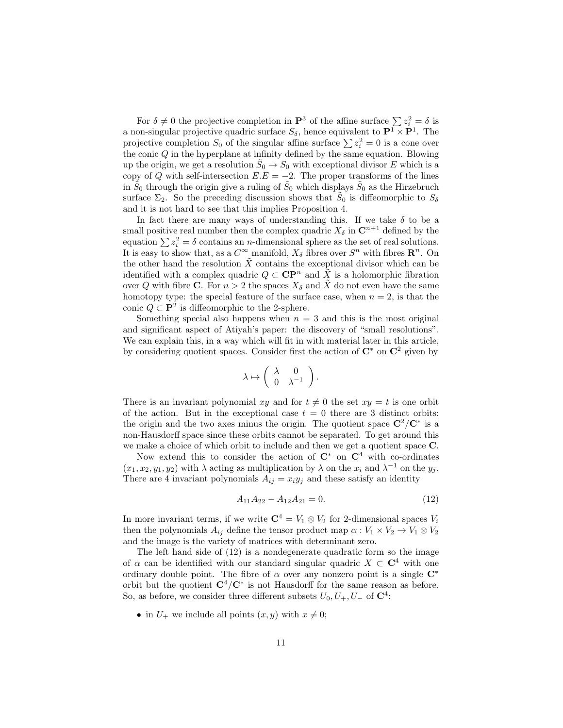For $\delta \neq 0$ the projective completion in $\mathbf{P}^3$ of the affine surface $\sum z_i^2 = \delta$ is a non-singular projective quadric surface $S_\delta$, hence equivalent to $\mathbf{P}^1 \times \mathbf{P}^1$. The projective completion $S_0$ of the singular affine surface $\sum z_i^2 = 0$ is a cone over the conic $Q$ in the hyperplane at infinity defined by the same equation. Blowing up the origin, we get a resolution $\tilde{S}_0 \to S_0$ with exceptional divisor $E$ which is a copy of $Q$ with self-intersection $E.E = -2$. The proper transforms of the lines in $\tilde{S}_0$ through the origin give a ruling of $\tilde{S}_0$ which displays $\tilde{S}_0$ as the Hirzebruch surface $\Sigma_2$. So the preceding discussion shows that $\tilde{S}_0$ is diffeomorphic to $S_\delta$ and it is not hard to see that this implies Proposition 4.

In fact there are many ways of understanding this. If we take $\delta$ to be a small positive real number then the complex quadric $X_\delta$ in $\mathbf{C}^{n+1}$ defined by the equation $\sum z_i^2 = \delta$ contains an $n$-dimensional sphere as the set of real solutions. It is easy to show that, as a $C^\infty$ manifold, $X_\delta$ fibres over $S^n$ with fibres $\mathbf{R}^n$. On the other hand the resolution $\tilde{X}$ contains the exceptional divisor which can be identified with a complex quadric $Q \subset \mathbf{CP}^n$ and $\tilde{X}$ is a holomorphic fibration over $Q$ with fibre $\mathbf{C}$. For $n > 2$ the spaces $X_\delta$ and $\tilde{X}$ do not even have the same homotopy type: the special feature of the surface case, when $n = 2$, is that the conic $Q \subset \mathbf{P}^2$ is diffeomorphic to the 2-sphere.

Something special also happens when $n = 3$ and this is the most original and significant aspect of Atiyah's paper: the discovery of "small resolutions". We can explain this, in a way which will fit in with material later in this article, by considering quotient spaces. Consider first the action of $\mathbf{C}^*$ on $\mathbf{C}^2$ given by

$$\lambda \mapsto \begin{pmatrix} \lambda & 0 \\ 0 & \lambda^{-1} \end{pmatrix}.$$

There is an invariant polynomial $xy$ and for $t \neq 0$ the set $xy = t$ is one orbit of the action. But in the exceptional case $t = 0$ there are 3 distinct orbits: the origin and the two axes minus the origin. The quotient space $\mathbf{C}^2/\mathbf{C}^*$ is a non-Hausdorff space since these orbits cannot be separated. To get around this we make a choice of which orbit to include and then we get a quotient space $\mathbf{C}$.

Now extend this to consider the action of $\mathbf{C}^*$ on $\mathbf{C}^4$ with co-ordinates $(x_1, x_2, y_1, y_2)$ with $\lambda$ acting as multiplication by $\lambda$ on the $x_i$ and $\lambda^{-1}$ on the $y_j$. There are 4 invariant polynomials $A_{ij} = x_i y_j$ and these satisfy an identity

$$A_{11}A_{22} - A_{12}A_{21} = 0. \tag{12}$$

In more invariant terms, if we write $\mathbf{C}^4 = V_1 \otimes V_2$ for 2-dimensional spaces $V_i$ then the polynomials $A_{ij}$ define the tensor product map $\alpha : V_1 \times V_2 \to V_1 \otimes V_2$ and the image is the variety of matrices with determinant zero.

The left hand side of (12) is a nondegenerate quadratic form so the image of $\alpha$ can be identified with our standard singular quadric $X \subset \mathbf{C}^4$ with one ordinary double point. The fibre of $\alpha$ over any nonzero point is a single $\mathbf{C}^*$ orbit but the quotient $\mathbf{C}^4/\mathbf{C}^*$ is not Hausdorff for the same reason as before. So, as before, we consider three different subsets $U_0, U_+, U_-$ of $\mathbf{C}^4$:

- in $U_+$ we include all points $(x, y)$ with $x \neq 0$;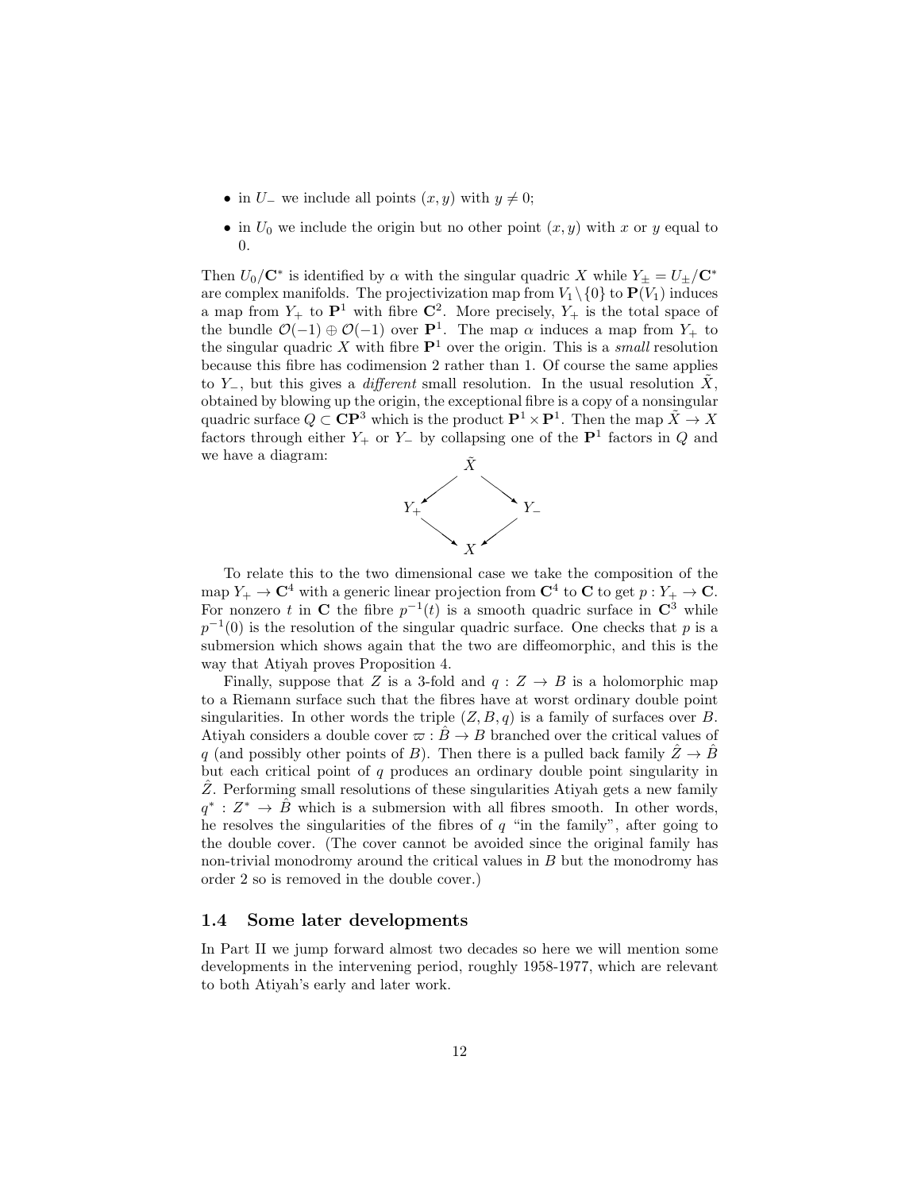- in $U_-$ we include all points $(x, y)$ with $y \neq 0$;
- in $U_0$ we include the origin but no other point $(x, y)$ with $x$ or $y$ equal to 0.

Then $U_0/\mathbf{C}^*$ is identified by $\alpha$ with the singular quadric $X$ while $Y_\pm = U_\pm/\mathbf{C}^*$ are complex manifolds. The projectivization map from $V_1 \setminus \{0\}$ to $\mathbf{P}(V_1)$ induces a map from $Y_+$ to $\mathbf{P}^1$ with fibre $\mathbf{C}^2$. More precisely, $Y_+$ is the total space of the bundle $\mathcal{O}(-1) \oplus \mathcal{O}(-1)$ over $\mathbf{P}^1$. The map $\alpha$ induces a map from $Y_+$ to the singular quadric $X$ with fibre $\mathbf{P}^1$ over the origin. This is a *small* resolution because this fibre has codimension 2 rather than 1. Of course the same applies to $Y_-$, but this gives a *different* small resolution. In the usual resolution $\tilde{X}$, obtained by blowing up the origin, the exceptional fibre is a copy of a nonsingular quadric surface $Q \subset \mathbf{CP}^3$ which is the product $\mathbf{P}^1 \times \mathbf{P}^1$. Then the map $\tilde{X} \to X$ factors through either $Y_+$ or $Y_-$ by collapsing one of the $\mathbf{P}^1$ factors in $Q$ and we have a diagram:

$$
\begin{array}{ccccc}
 & & \tilde{X} & & \\
 & \swarrow & & \searrow & \\
Y_+ & & & & Y_- \\
 & \searrow & & \swarrow & \\
 & & X & &
\end{array}
$$

To relate this to the two dimensional case we take the composition of the map $Y_+ \to \mathbf{C}^4$ with a generic linear projection from $\mathbf{C}^4$ to $\mathbf{C}$ to get $p : Y_+ \to \mathbf{C}$. For nonzero $t$ in $\mathbf{C}$ the fibre $p^{-1}(t)$ is a smooth quadric surface in $\mathbf{C}^3$ while $p^{-1}(0)$ is the resolution of the singular quadric surface. One checks that $p$ is a submersion which shows again that the two are diffeomorphic, and this is the way that Atiyah proves Proposition 4.

Finally, suppose that $Z$ is a 3-fold and $q : Z \to B$ is a holomorphic map to a Riemann surface such that the fibres have at worst ordinary double point singularities. In other words the triple $(Z, B, q)$ is a family of surfaces over $B$. Atiyah considers a double cover $\varpi : \hat{B} \to B$ branched over the critical values of $q$ (and possibly other points of $B$). Then there is a pulled back family $\hat{Z} \to \hat{B}$ but each critical point of $q$ produces an ordinary double point singularity in $\hat{Z}$. Performing small resolutions of these singularities Atiyah gets a new family $q^* : Z^* \to \hat{B}$ which is a submersion with all fibres smooth. In other words, he resolves the singularities of the fibres of $q$ "in the family", after going to the double cover. (The cover cannot be avoided since the original family has non-trivial monodromy around the critical values in $B$ but the monodromy has order 2 so is removed in the double cover.)

### 1.4 Some later developments

In Part II we jump forward almost two decades so here we will mention some developments in the intervening period, roughly 1958-1977, which are relevant to both Atiyah's early and later work.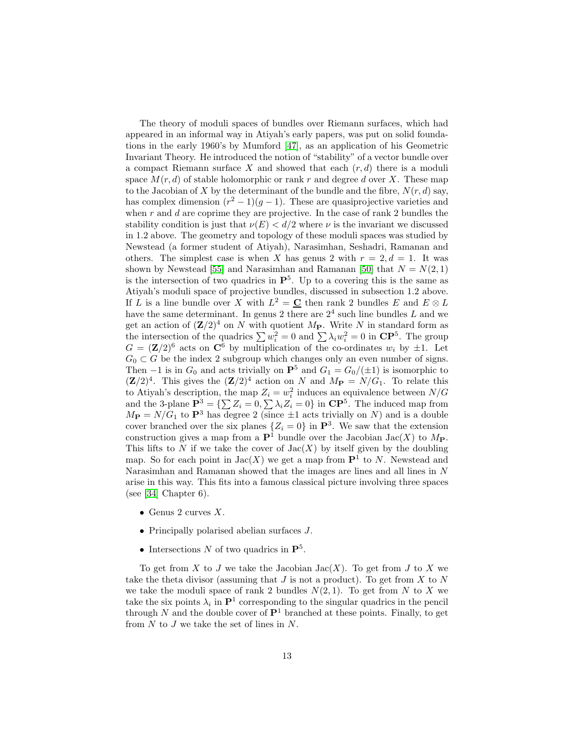The theory of moduli spaces of bundles over Riemann surfaces, which had appeared in an informal way in Atiyah's early papers, was put on solid foundations in the early 1960's by Mumford [47], as an application of his Geometric Invariant Theory. He introduced the notion of "stability" of a vector bundle over a compact Riemann surface $X$ and showed that each $(r, d)$ there is a moduli space $M(r, d)$ of stable holomorphic or rank $r$ and degree $d$ over $X$. These map to the Jacobian of $X$ by the determinant of the bundle and the fibre, $N(r, d)$ say, has complex dimension $(r^2 - 1)(g - 1)$. These are quasiprojective varieties and when $r$ and $d$ are coprime they are projective. In the case of rank 2 bundles the stability condition is just that $\nu(E) < d/2$ where $\nu$ is the invariant we discussed in 1.2 above. The geometry and topology of these moduli spaces was studied by Newstead (a former student of Atiyah), Narasimhan, Seshadri, Ramanan and others. The simplest case is when $X$ has genus 2 with $r = 2, d = 1$. It was shown by Newstead [55] and Narasimhan and Ramanan [50] that $N = N(2, 1)$ is the intersection of two quadrics in $\mathbf{P}^5$. Up to a covering this is the same as Atiyah's moduli space of projective bundles, discussed in subsection 1.2 above. If $L$ is a line bundle over $X$ with $L^2 = \underline{\mathbf{C}}$ then rank 2 bundles $E$ and $E \otimes L$ have the same determinant. In genus 2 there are $2^4$ such line bundles $L$ and we get an action of $(\mathbf{Z}/2)^4$ on $N$ with quotient $M_{\mathbf{P}}$. Write $N$ in standard form as the intersection of the quadrics $\sum w_i^2 = 0$ and $\sum \lambda_i w_i^2 = 0$ in $\mathbf{CP}^5$. The group $G = (\mathbf{Z}/2)^6$ acts on $\mathbf{C}^6$ by multiplication of the co-ordinates $w_i$ by $\pm 1$. Let $G_0 \subset G$ be the index 2 subgroup which changes only an even number of signs. Then $-1$ is in $G_0$ and acts trivially on $\mathbf{P}^5$ and $G_1 = G_0/(\pm 1)$ is isomorphic to $(\mathbf{Z}/2)^4$. This gives the $(\mathbf{Z}/2)^4$ action on $N$ and $M_{\mathbf{P}} = N/G_1$. To relate this to Atiyah's description, the map $Z_i = w_i^2$ induces an equivalence between $N/G$ and the 3-plane $\mathbf{P}^3 = \{\sum Z_i = 0, \sum \lambda_i Z_i = 0\}$ in $\mathbf{CP}^5$. The induced map from $M_{\mathbf{P}} = N/G_1$ to $\mathbf{P}^3$ has degree 2 (since $\pm 1$ acts trivially on $N$) and is a double cover branched over the six planes $\{Z_i = 0\}$ in $\mathbf{P}^3$. We saw that the extension construction gives a map from a $\mathbf{P}^1$ bundle over the Jacobian $\mathrm{Jac}(X)$ to $M_{\mathbf{P}}$. This lifts to $N$ if we take the cover of $\mathrm{Jac}(X)$ by itself given by the doubling map. So for each point in $\mathrm{Jac}(X)$ we get a map from $\mathbf{P}^1$ to $N$. Newstead and Narasimhan and Ramanan showed that the images are lines and all lines in $N$ arise in this way. This fits into a famous classical picture involving three spaces (see [34] Chapter 6).

- Genus 2 curves $X$.
- Principally polarised abelian surfaces $J$.
- Intersections $N$ of two quadrics in $\mathbf{P}^5$.

To get from $X$ to $J$ we take the Jacobian $\mathrm{Jac}(X)$. To get from $J$ to $X$ we take the theta divisor (assuming that $J$ is not a product). To get from $X$ to $N$ we take the moduli space of rank 2 bundles $N(2, 1)$. To get from $N$ to $X$ we take the six points $\lambda_i$ in $\mathbf{P}^1$ corresponding to the singular quadrics in the pencil through $N$ and the double cover of $\mathbf{P}^1$ branched at these points. Finally, to get from $N$ to $J$ we take the set of lines in $N$.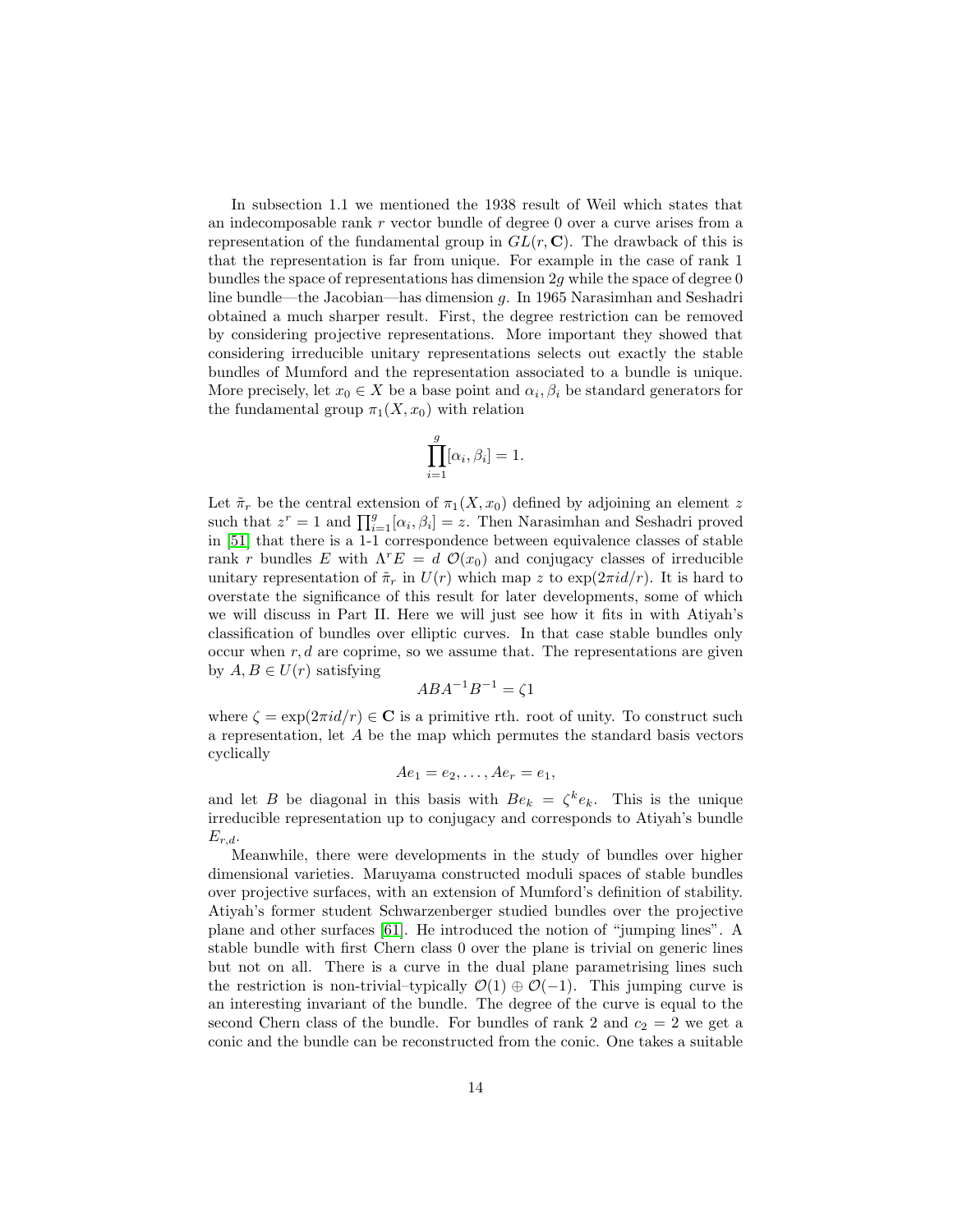In subsection 1.1 we mentioned the 1938 result of Weil which states that an indecomposable rank $r$ vector bundle of degree 0 over a curve arises from a representation of the fundamental group in $GL(r, \mathbf{C})$. The drawback of this is that the representation is far from unique. For example in the case of rank 1 bundles the space of representations has dimension $2g$ while the space of degree 0 line bundle—the Jacobian—has dimension $g$. In 1965 Narasimhan and Seshadri obtained a much sharper result. First, the degree restriction can be removed by considering projective representations. More important they showed that considering irreducible unitary representations selects out exactly the stable bundles of Mumford and the representation associated to a bundle is unique. More precisely, let $x_0 \in X$ be a base point and $\alpha_i, \beta_i$ be standard generators for the fundamental group $\pi_1(X, x_0)$ with relation

$$\prod_{i=1}^{g} [\alpha_i, \beta_i] = 1.$$

Let $\tilde{\pi}_r$ be the central extension of $\pi_1(X, x_0)$ defined by adjoining an element $z$ such that $z^r = 1$ and $\prod_{i=1}^{g} [\alpha_i, \beta_i] = z$. Then Narasimhan and Seshadri proved in [51] that there is a 1-1 correspondence between equivalence classes of stable rank $r$ bundles $E$ with $\Lambda^r E = d\ \mathcal{O}(x_0)$ and conjugacy classes of irreducible unitary representation of $\tilde{\pi}_r$ in $U(r)$ which map $z$ to $\exp(2\pi i d/r)$. It is hard to overstate the significance of this result for later developments, some of which we will discuss in Part II. Here we will just see how it fits in with Atiyah's classification of bundles over elliptic curves. In that case stable bundles only occur when $r, d$ are coprime, so we assume that. The representations are given by $A, B \in U(r)$ satisfying

$$ABA^{-1}B^{-1} = \zeta 1$$

where $\zeta = \exp(2\pi i d/r) \in \mathbf{C}$ is a primitive rth. root of unity. To construct such a representation, let $A$ be the map which permutes the standard basis vectors cyclically

$$Ae_1 = e_2, \ldots, Ae_r = e_1,$$

and let $B$ be diagonal in this basis with $Be_k = \zeta^k e_k$. This is the unique irreducible representation up to conjugacy and corresponds to Atiyah's bundle $E_{r,d}$.

Meanwhile, there were developments in the study of bundles over higher dimensional varieties. Maruyama constructed moduli spaces of stable bundles over projective surfaces, with an extension of Mumford's definition of stability. Atiyah's former student Schwarzenberger studied bundles over the projective plane and other surfaces [61]. He introduced the notion of "jumping lines". A stable bundle with first Chern class 0 over the plane is trivial on generic lines but not on all. There is a curve in the dual plane parametrising lines such the restriction is non-trivial–typically $\mathcal{O}(1) \oplus \mathcal{O}(-1)$. This jumping curve is an interesting invariant of the bundle. The degree of the curve is equal to the second Chern class of the bundle. For bundles of rank 2 and $c_2 = 2$ we get a conic and the bundle can be reconstructed from the conic. One takes a suitable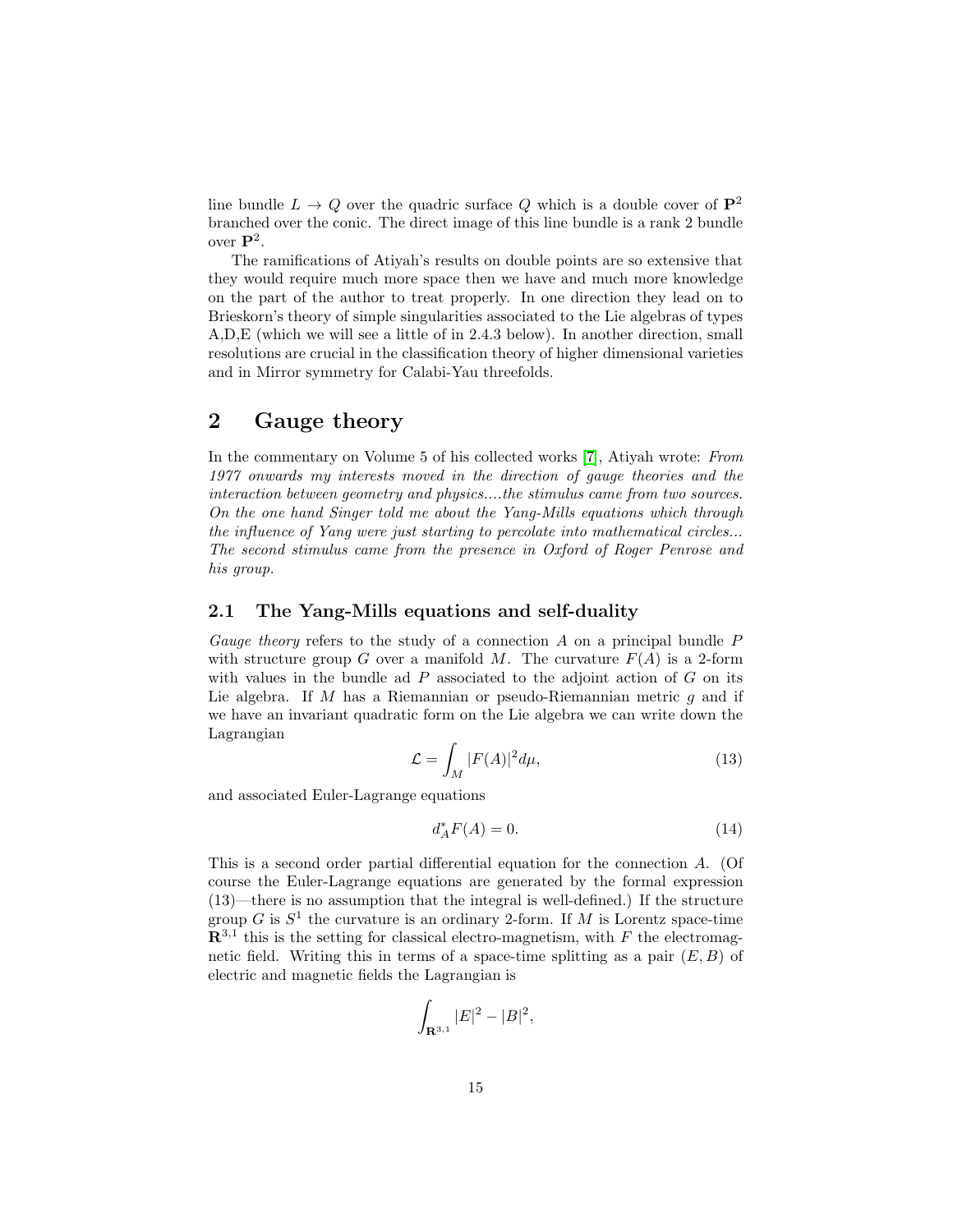line bundle $L \to Q$ over the quadric surface $Q$ which is a double cover of $\mathbf{P}^2$ branched over the conic. The direct image of this line bundle is a rank 2 bundle over $\mathbf{P}^2$.

The ramifications of Atiyah's results on double points are so extensive that they would require much more space then we have and much more knowledge on the part of the author to treat properly. In one direction they lead on to Brieskorn's theory of simple singularities associated to the Lie algebras of types A,D,E (which we will see a little of in 2.4.3 below). In another direction, small resolutions are crucial in the classification theory of higher dimensional varieties and in Mirror symmetry for Calabi-Yau threefolds.

# 2 Gauge theory

In the commentary on Volume 5 of his collected works [7], Atiyah wrote: *From 1977 onwards my interests moved in the direction of gauge theories and the interaction between geometry and physics....the stimulus came from two sources. On the one hand Singer told me about the Yang-Mills equations which through the influence of Yang were just starting to percolate into mathematical circles... The second stimulus came from the presence in Oxford of Roger Penrose and his group.*

## 2.1 The Yang-Mills equations and self-duality

*Gauge theory* refers to the study of a connection $A$ on a principal bundle $P$ with structure group $G$ over a manifold $M$. The curvature $F(A)$ is a 2-form with values in the bundle ad $P$ associated to the adjoint action of $G$ on its Lie algebra. If $M$ has a Riemannian or pseudo-Riemannian metric $g$ and if we have an invariant quadratic form on the Lie algebra we can write down the Lagrangian

$$\mathcal{L} = \int_M |F(A)|^2 d\mu, \tag{13}$$

and associated Euler-Lagrange equations

$$d_A^* F(A) = 0. \tag{14}$$

This is a second order partial differential equation for the connection $A$. (Of course the Euler-Lagrange equations are generated by the formal expression (13)—there is no assumption that the integral is well-defined.) If the structure group $G$ is $S^1$ the curvature is an ordinary 2-form. If $M$ is Lorentz space-time $\mathbf{R}^{3,1}$ this is the setting for classical electro-magnetism, with $F$ the electromagnetic field. Writing this in terms of a space-time splitting as a pair $(E, B)$ of electric and magnetic fields the Lagrangian is

$$\int_{\mathbf{R}^{3,1}} |E|^2 - |B|^2,$$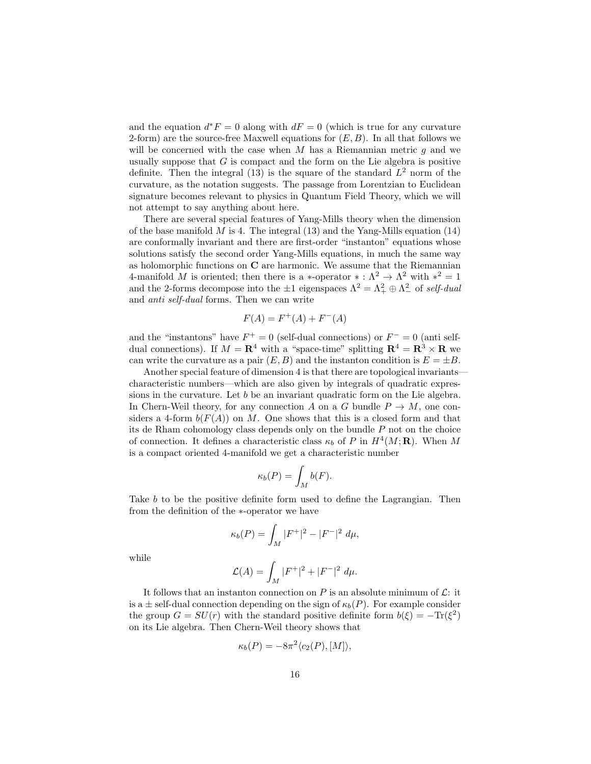and the equation $d^*F = 0$ along with $dF = 0$ (which is true for any curvature 2-form) are the source-free Maxwell equations for $(E, B)$. In all that follows we will be concerned with the case when $M$ has a Riemannian metric $g$ and we usually suppose that $G$ is compact and the form on the Lie algebra is positive definite. Then the integral (13) is the square of the standard $L^2$ norm of the curvature, as the notation suggests. The passage from Lorentzian to Euclidean signature becomes relevant to physics in Quantum Field Theory, which we will not attempt to say anything about here.

There are several special features of Yang-Mills theory when the dimension of the base manifold $M$ is 4. The integral (13) and the Yang-Mills equation (14) are conformally invariant and there are first-order "instanton" equations whose solutions satisfy the second order Yang-Mills equations, in much the same way as holomorphic functions on $\mathbf{C}$ are harmonic. We assume that the Riemannian 4-manifold $M$ is oriented; then there is a $*$-operator $* : \Lambda^2 \to \Lambda^2$ with $*^2 = 1$ and the 2-forms decompose into the $\pm 1$ eigenspaces $\Lambda^2 = \Lambda^2_+ \oplus \Lambda^2_-$ of *self-dual* and *anti self-dual* forms. Then we can write

$$F(A) = F^+(A) + F^-(A)$$

and the "instantons" have $F^+ = 0$ (self-dual connections) or $F^- = 0$ (anti self-dual connections). If $M = \mathbf{R}^4$ with a "space-time" splitting $\mathbf{R}^4 = \mathbf{R}^3 \times \mathbf{R}$ we can write the curvature as a pair $(E, B)$ and the instanton condition is $E = \pm B$.

Another special feature of dimension 4 is that there are topological invariants—characteristic numbers—which are also given by integrals of quadratic expressions in the curvature. Let $b$ be an invariant quadratic form on the Lie algebra. In Chern-Weil theory, for any connection $A$ on a $G$ bundle $P \to M$, one considers a 4-form $b(F(A))$ on $M$. One shows that this is a closed form and that its de Rham cohomology class depends only on the bundle $P$ not on the choice of connection. It defines a characteristic class $\kappa_b$ of $P$ in $H^4(M; \mathbf{R})$. When $M$ is a compact oriented 4-manifold we get a characteristic number

$$\kappa_b(P) = \int_M b(F).$$

Take $b$ to be the positive definite form used to define the Lagrangian. Then from the definition of the $*$-operator we have

$$\kappa_b(P) = \int_M |F^+|^2 - |F^-|^2 \; d\mu,$$

while

$$\mathcal{L}(A) = \int_M |F^+|^2 + |F^-|^2 \; d\mu.$$

It follows that an instanton connection on $P$ is an absolute minimum of $\mathcal{L}$: it is a $\pm$ self-dual connection depending on the sign of $\kappa_b(P)$. For example consider the group $G = SU(r)$ with the standard positive definite form $b(\xi) = -\mathrm{Tr}(\xi^2)$ on its Lie algebra. Then Chern-Weil theory shows that

$$\kappa_b(P) = -8\pi^2 \langle c_2(P), [M] \rangle,$$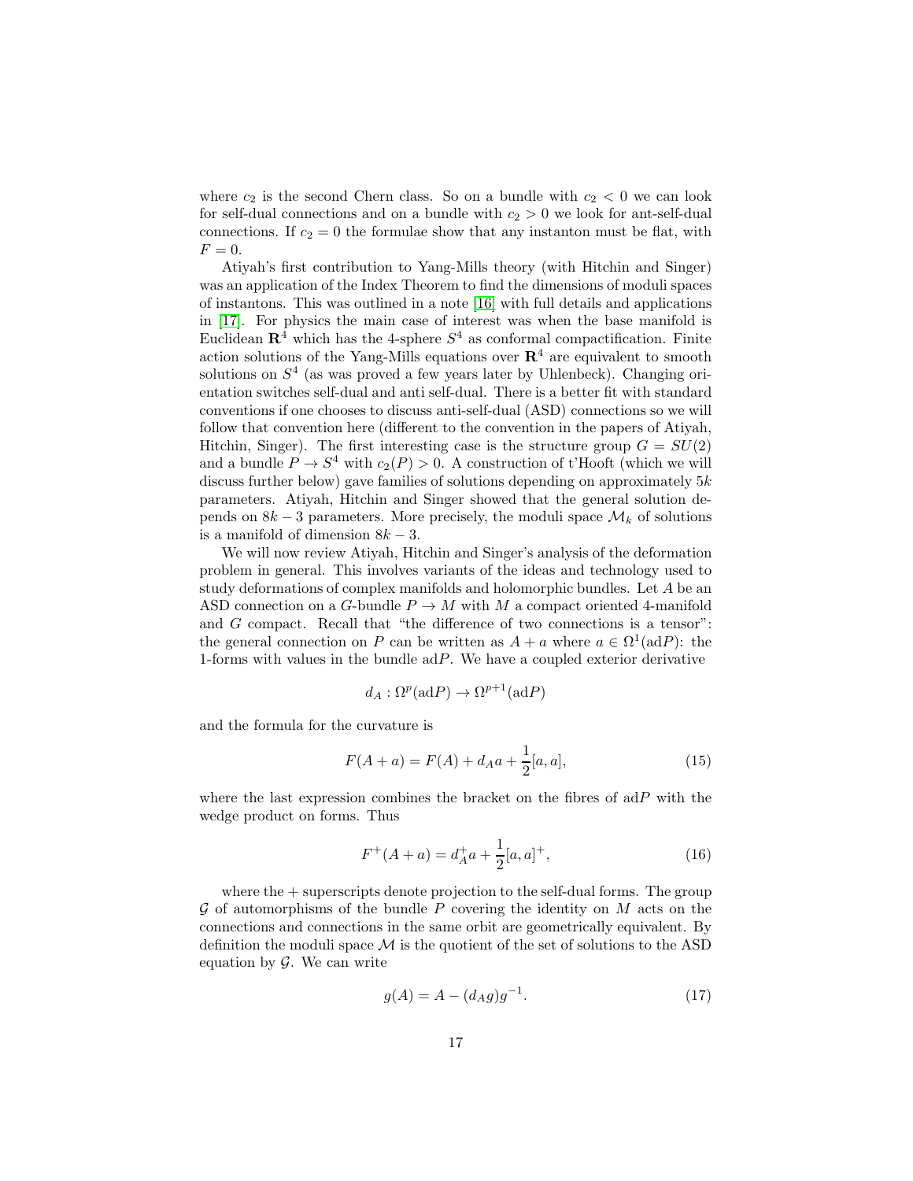where $c_2$ is the second Chern class. So on a bundle with $c_2 < 0$ we can look for self-dual connections and on a bundle with $c_2 > 0$ we look for ant-self-dual connections. If $c_2 = 0$ the formulae show that any instanton must be flat, with $F = 0$.

Atiyah's first contribution to Yang-Mills theory (with Hitchin and Singer) was an application of the Index Theorem to find the dimensions of moduli spaces of instantons. This was outlined in a note [16] with full details and applications in [17]. For physics the main case of interest was when the base manifold is Euclidean $\mathbf{R}^4$ which has the 4-sphere $S^4$ as conformal compactification. Finite action solutions of the Yang-Mills equations over $\mathbf{R}^4$ are equivalent to smooth solutions on $S^4$ (as was proved a few years later by Uhlenbeck). Changing orientation switches self-dual and anti self-dual. There is a better fit with standard conventions if one chooses to discuss anti-self-dual (ASD) connections so we will follow that convention here (different to the convention in the papers of Atiyah, Hitchin, Singer). The first interesting case is the structure group $G = SU(2)$ and a bundle $P \to S^4$ with $c_2(P) > 0$. A construction of t'Hooft (which we will discuss further below) gave families of solutions depending on approximately $5k$ parameters. Atiyah, Hitchin and Singer showed that the general solution depends on $8k - 3$ parameters. More precisely, the moduli space $\mathcal{M}_k$ of solutions is a manifold of dimension $8k - 3$.

We will now review Atiyah, Hitchin and Singer's analysis of the deformation problem in general. This involves variants of the ideas and technology used to study deformations of complex manifolds and holomorphic bundles. Let $A$ be an ASD connection on a $G$-bundle $P \to M$ with $M$ a compact oriented 4-manifold and $G$ compact. Recall that "the difference of two connections is a tensor": the general connection on $P$ can be written as $A + a$ where $a \in \Omega^1(\mathrm{ad}P)$: the 1-forms with values in the bundle $\mathrm{ad}P$. We have a coupled exterior derivative

$$d_A : \Omega^p(\mathrm{ad}P) \to \Omega^{p+1}(\mathrm{ad}P)$$

and the formula for the curvature is

$$F(A + a) = F(A) + d_A a + \frac{1}{2}[a, a], \tag{15}$$

where the last expression combines the bracket on the fibres of $\mathrm{ad}P$ with the wedge product on forms. Thus

$$F^+(A + a) = d_A^+ a + \frac{1}{2}[a, a]^+, \tag{16}$$

where the + superscripts denote projection to the self-dual forms. The group $\mathcal{G}$ of automorphisms of the bundle $P$ covering the identity on $M$ acts on the connections and connections in the same orbit are geometrically equivalent. By definition the moduli space $\mathcal{M}$ is the quotient of the set of solutions to the ASD equation by $\mathcal{G}$. We can write

$$g(A) = A - (d_A g)g^{-1}. \tag{17}$$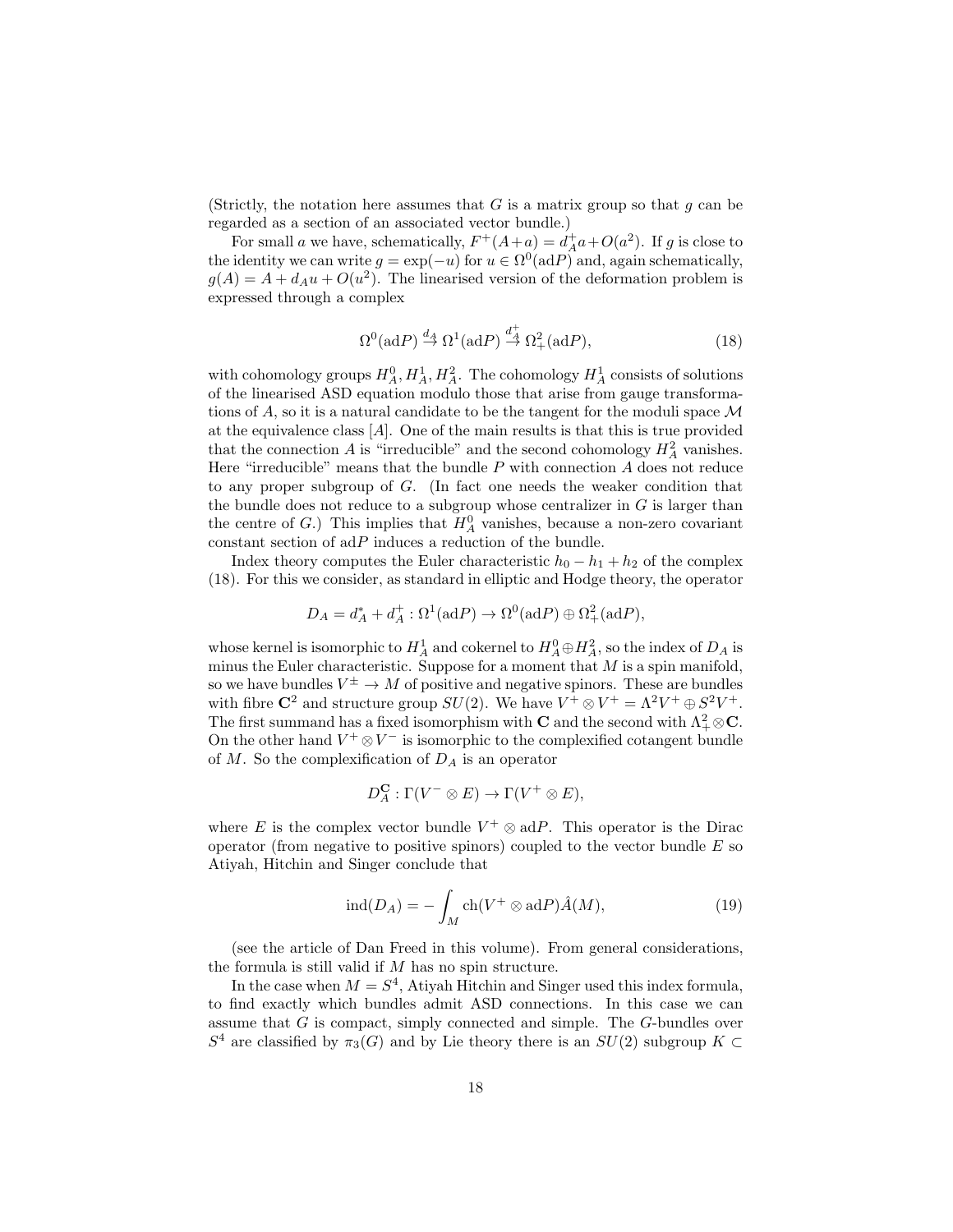(Strictly, the notation here assumes that $G$ is a matrix group so that $g$ can be regarded as a section of an associated vector bundle.)

For small $a$ we have, schematically, $F^+(A+a) = d_A^+ a + O(a^2)$. If $g$ is close to the identity we can write $g = \exp(-u)$ for $u \in \Omega^0(\mathrm{ad}P)$ and, again schematically, $g(A) = A + d_A u + O(u^2)$. The linearised version of the deformation problem is expressed through a complex

$$\Omega^0(\mathrm{ad}P) \stackrel{d_A}{\to} \Omega^1(\mathrm{ad}P) \stackrel{d_A^+}{\to} \Omega^2_+(\mathrm{ad}P), \tag{18}$$

with cohomology groups $H^0_A, H^1_A, H^2_A$. The cohomology $H^1_A$ consists of solutions of the linearised ASD equation modulo those that arise from gauge transformations of $A$, so it is a natural candidate to be the tangent for the moduli space $\mathcal{M}$ at the equivalence class $[A]$. One of the main results is that this is true provided that the connection $A$ is "irreducible" and the second cohomology $H^2_A$ vanishes. Here "irreducible" means that the bundle $P$ with connection $A$ does not reduce to any proper subgroup of $G$. (In fact one needs the weaker condition that the bundle does not reduce to a subgroup whose centralizer in $G$ is larger than the centre of $G$.) This implies that $H^0_A$ vanishes, because a non-zero covariant constant section of $\mathrm{ad}P$ induces a reduction of the bundle.

Index theory computes the Euler characteristic $h_0 - h_1 + h_2$ of the complex (18). For this we consider, as standard in elliptic and Hodge theory, the operator

$$D_A = d_A^* + d_A^+ : \Omega^1(\mathrm{ad}P) \to \Omega^0(\mathrm{ad}P) \oplus \Omega^2_+(\mathrm{ad}P),$$

whose kernel is isomorphic to $H^1_A$ and cokernel to $H^0_A \oplus H^2_A$, so the index of $D_A$ is minus the Euler characteristic. Suppose for a moment that $M$ is a spin manifold, so we have bundles $V^\pm \to M$ of positive and negative spinors. These are bundles with fibre $\mathbf{C}^2$ and structure group $SU(2)$. We have $V^+ \otimes V^+ = \Lambda^2 V^+ \oplus S^2 V^+$. The first summand has a fixed isomorphism with $\mathbf{C}$ and the second with $\Lambda^2_+ \otimes \mathbf{C}$. On the other hand $V^+ \otimes V^-$ is isomorphic to the complexified cotangent bundle of $M$. So the complexification of $D_A$ is an operator

$$D_A^{\mathbf{C}} : \Gamma(V^- \otimes E) \to \Gamma(V^+ \otimes E),$$

where $E$ is the complex vector bundle $V^+ \otimes \mathrm{ad}P$. This operator is the Dirac operator (from negative to positive spinors) coupled to the vector bundle $E$ so Atiyah, Hitchin and Singer conclude that

$$\mathrm{ind}(D_A) = -\int_M \mathrm{ch}(V^+ \otimes \mathrm{ad}P)\hat{A}(M), \tag{19}$$

(see the article of Dan Freed in this volume). From general considerations, the formula is still valid if $M$ has no spin structure.

In the case when $M = S^4$, Atiyah Hitchin and Singer used this index formula, to find exactly which bundles admit ASD connections. In this case we can assume that $G$ is compact, simply connected and simple. The $G$-bundles over $S^4$ are classified by $\pi_3(G)$ and by Lie theory there is an $SU(2)$ subgroup $K \subset$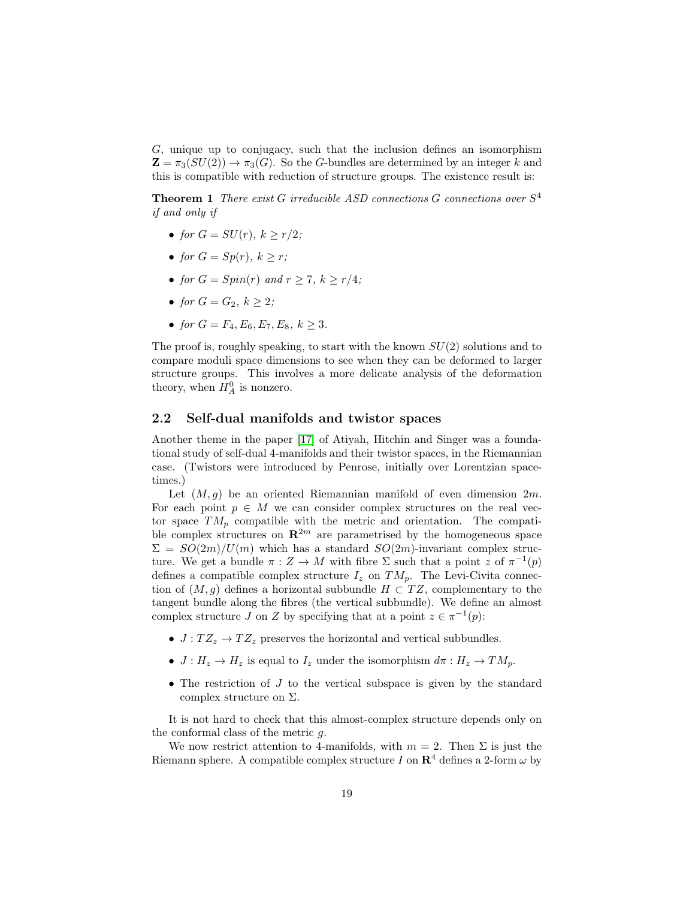$G$, unique up to conjugacy, such that the inclusion defines an isomorphism $\mathbf{Z} = \pi_3(SU(2)) \to \pi_3(G)$. So the $G$-bundles are determined by an integer $k$ and this is compatible with reduction of structure groups. The existence result is:

**Theorem 1** *There exist $G$ irreducible ASD connections $G$ connections over $S^4$ if and only if*

- *for $G = SU(r)$, $k \geq r/2$;*
- *for $G = Sp(r)$, $k \geq r$;*
- *for $G = Spin(r)$ and $r \geq 7$, $k \geq r/4$;*
- *for $G = G_2$, $k \geq 2$;*
- *for $G = F_4, E_6, E_7, E_8$, $k \geq 3$.*

The proof is, roughly speaking, to start with the known $SU(2)$ solutions and to compare moduli space dimensions to see when they can be deformed to larger structure groups. This involves a more delicate analysis of the deformation theory, when $H^0_A$ is nonzero.

## 2.2 Self-dual manifolds and twistor spaces

Another theme in the paper [17] of Atiyah, Hitchin and Singer was a foundational study of self-dual 4-manifolds and their twistor spaces, in the Riemannian case. (Twistors were introduced by Penrose, initially over Lorentzian spacetimes.)

Let $(M, g)$ be an oriented Riemannian manifold of even dimension $2m$. For each point $p \in M$ we can consider complex structures on the real vector space $TM_p$ compatible with the metric and orientation. The compatible complex structures on $\mathbf{R}^{2m}$ are parametrised by the homogeneous space $\Sigma = SO(2m)/U(m)$ which has a standard $SO(2m)$-invariant complex structure. We get a bundle $\pi : Z \to M$ with fibre $\Sigma$ such that a point $z$ of $\pi^{-1}(p)$ defines a compatible complex structure $I_z$ on $TM_p$. The Levi-Civita connection of $(M, g)$ defines a horizontal subbundle $H \subset TZ$, complementary to the tangent bundle along the fibres (the vertical subbundle). We define an almost complex structure $J$ on $Z$ by specifying that at a point $z \in \pi^{-1}(p)$:

- $J : TZ_z \to TZ_z$ preserves the horizontal and vertical subbundles.
- $J : H_z \to H_z$ is equal to $I_z$ under the isomorphism $d\pi : H_z \to TM_p$.
- The restriction of $J$ to the vertical subspace is given by the standard complex structure on $\Sigma$.

It is not hard to check that this almost-complex structure depends only on the conformal class of the metric $g$.

We now restrict attention to 4-manifolds, with $m = 2$. Then $\Sigma$ is just the Riemann sphere. A compatible complex structure $I$ on $\mathbf{R}^4$ defines a 2-form $\omega$ by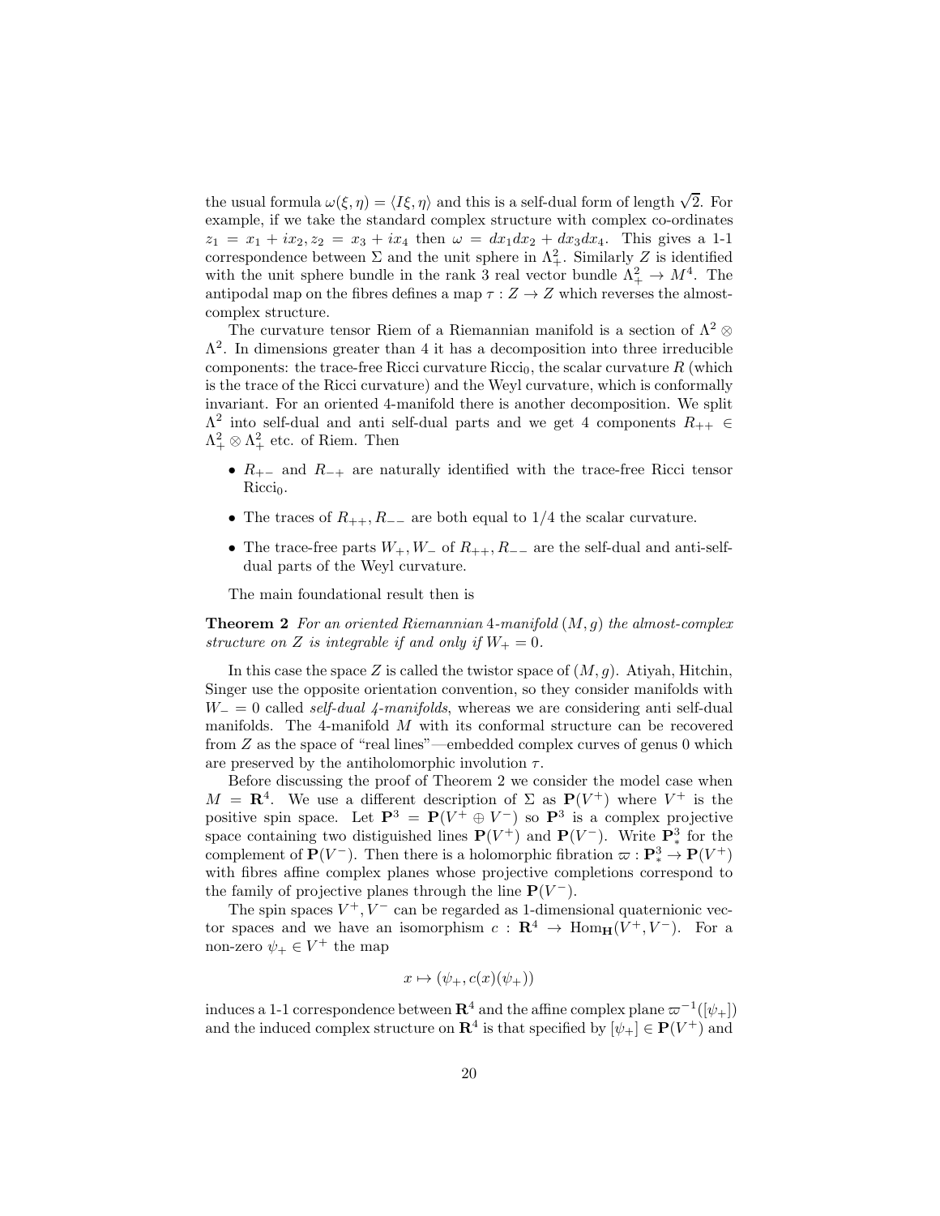the usual formula $\omega(\xi,\eta) = \langle I\xi, \eta\rangle$ and this is a self-dual form of length $\sqrt{2}$. For example, if we take the standard complex structure with complex co-ordinates $z_1 = x_1 + ix_2, z_2 = x_3 + ix_4$ then $\omega = dx_1dx_2 + dx_3dx_4$. This gives a 1-1 correspondence between $\Sigma$ and the unit sphere in $\Lambda^2_+$. Similarly $Z$ is identified with the unit sphere bundle in the rank 3 real vector bundle $\Lambda^2_+ \to M^4$. The antipodal map on the fibres defines a map $\tau : Z \to Z$ which reverses the almost-complex structure.

The curvature tensor Riem of a Riemannian manifold is a section of $\Lambda^2 \otimes \Lambda^2$. In dimensions greater than 4 it has a decomposition into three irreducible components: the trace-free Ricci curvature $\text{Ricci}_0$, the scalar curvature $R$ (which is the trace of the Ricci curvature) and the Weyl curvature, which is conformally invariant. For an oriented 4-manifold there is another decomposition. We split $\Lambda^2$ into self-dual and anti self-dual parts and we get 4 components $R_{++} \in \Lambda^2_+ \otimes \Lambda^2_+$ etc. of Riem. Then

- $R_{+-}$ and $R_{-+}$ are naturally identified with the trace-free Ricci tensor $\text{Ricci}_0$.
- The traces of $R_{++}, R_{--}$ are both equal to 1/4 the scalar curvature.
- The trace-free parts $W_+, W_-$ of $R_{++}, R_{--}$ are the self-dual and anti-self-dual parts of the Weyl curvature.

The main foundational result then is

**Theorem 2** *For an oriented Riemannian 4-manifold $(M, g)$ the almost-complex structure on $Z$ is integrable if and only if $W_+ = 0$.*

In this case the space $Z$ is called the twistor space of $(M, g)$. Atiyah, Hitchin, Singer use the opposite orientation convention, so they consider manifolds with $W_- = 0$ called *self-dual 4-manifolds*, whereas we are considering anti self-dual manifolds. The 4-manifold $M$ with its conformal structure can be recovered from $Z$ as the space of "real lines"—embedded complex curves of genus 0 which are preserved by the antiholomorphic involution $\tau$.

Before discussing the proof of Theorem 2 we consider the model case when $M = \mathbf{R}^4$. We use a different description of $\Sigma$ as $\mathbf{P}(V^+)$ where $V^+$ is the positive spin space. Let $\mathbf{P}^3 = \mathbf{P}(V^+ \oplus V^-)$ so $\mathbf{P}^3$ is a complex projective space containing two distiguished lines $\mathbf{P}(V^+)$ and $\mathbf{P}(V^-)$. Write $\mathbf{P}^3_*$ for the complement of $\mathbf{P}(V^-)$. Then there is a holomorphic fibration $\varpi : \mathbf{P}^3_* \to \mathbf{P}(V^+)$ with fibres affine complex planes whose projective completions correspond to the family of projective planes through the line $\mathbf{P}(V^-)$.

The spin spaces $V^+, V^-$ can be regarded as 1-dimensional quaternionic vector spaces and we have an isomorphism $c : \mathbf{R}^4 \to \text{Hom}_{\mathbf{H}}(V^+, V^-)$. For a non-zero $\psi_+ \in V^+$ the map

$$x \mapsto (\psi_+, c(x)(\psi_+))$$

induces a 1-1 correspondence between $\mathbf{R}^4$ and the affine complex plane $\varpi^{-1}([\psi_+])$ and the induced complex structure on $\mathbf{R}^4$ is that specified by $[\psi_+] \in \mathbf{P}(V^+)$ and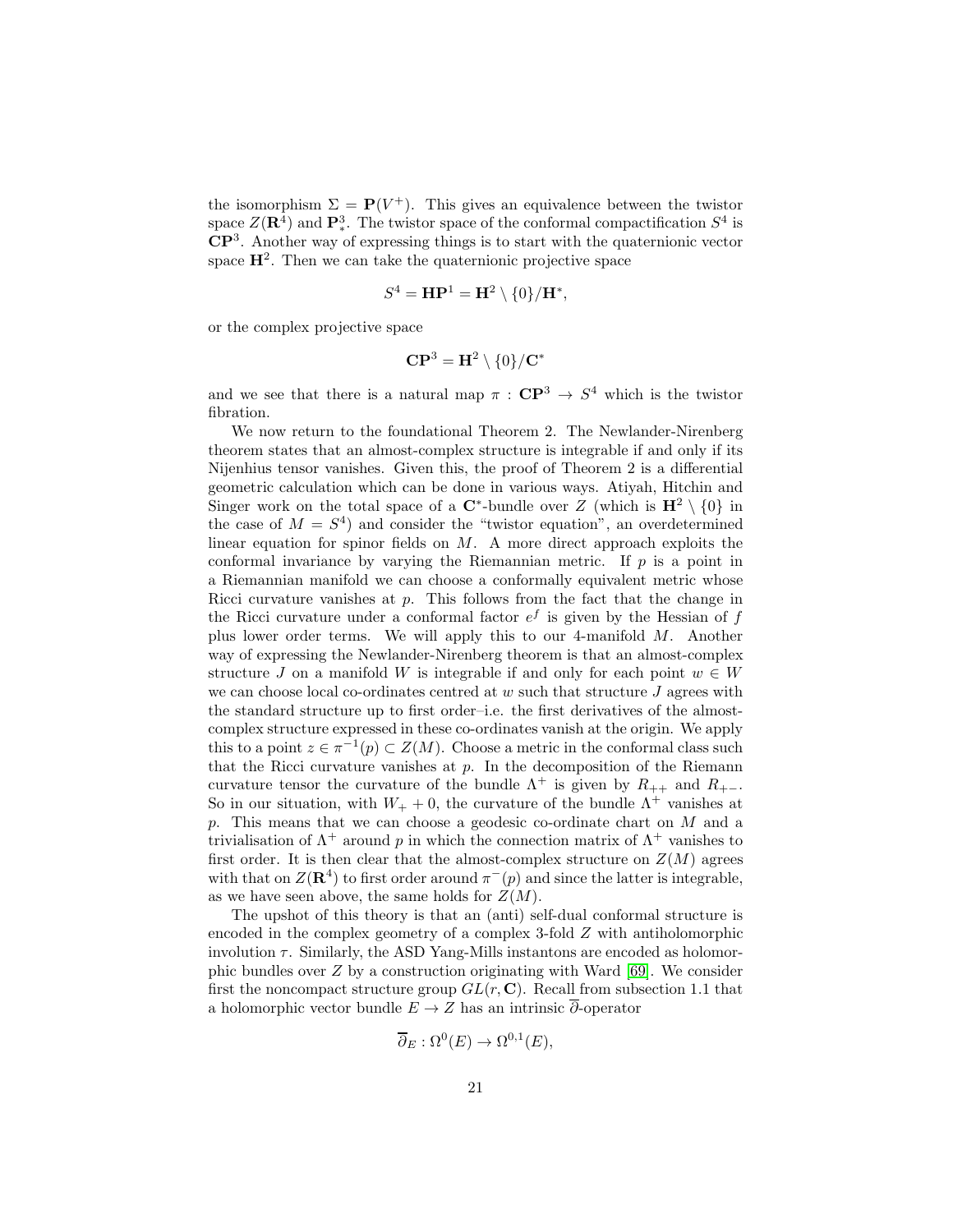the isomorphism $\Sigma = \mathbf{P}(V^+)$. This gives an equivalence between the twistor space $Z(\mathbf{R}^4)$ and $\mathbf{P}^3_*$. The twistor space of the conformal compactification $S^4$ is $\mathbf{CP}^3$. Another way of expressing things is to start with the quaternionic vector space $\mathbf{H}^2$. Then we can take the quaternionic projective space

$$S^4 = \mathbf{HP}^1 = \mathbf{H}^2 \setminus \{0\}/\mathbf{H}^*,$$

or the complex projective space

$$\mathbf{CP}^3 = \mathbf{H}^2 \setminus \{0\}/\mathbf{C}^*$$

and we see that there is a natural map $\pi : \mathbf{CP}^3 \to S^4$ which is the twistor fibration.

We now return to the foundational Theorem 2. The Newlander-Nirenberg theorem states that an almost-complex structure is integrable if and only if its Nijenhius tensor vanishes. Given this, the proof of Theorem 2 is a differential geometric calculation which can be done in various ways. Atiyah, Hitchin and Singer work on the total space of a $\mathbf{C}^*$-bundle over $Z$ (which is $\mathbf{H}^2 \setminus \{0\}$ in the case of $M = S^4$) and consider the "twistor equation", an overdetermined linear equation for spinor fields on $M$. A more direct approach exploits the conformal invariance by varying the Riemannian metric. If $p$ is a point in a Riemannian manifold we can choose a conformally equivalent metric whose Ricci curvature vanishes at $p$. This follows from the fact that the change in the Ricci curvature under a conformal factor $e^f$ is given by the Hessian of $f$ plus lower order terms. We will apply this to our 4-manifold $M$. Another way of expressing the Newlander-Nirenberg theorem is that an almost-complex structure $J$ on a manifold $W$ is integrable if and only for each point $w \in W$ we can choose local co-ordinates centred at $w$ such that structure $J$ agrees with the standard structure up to first order–i.e. the first derivatives of the almost-complex structure expressed in these co-ordinates vanish at the origin. We apply this to a point $z \in \pi^{-1}(p) \subset Z(M)$. Choose a metric in the conformal class such that the Ricci curvature vanishes at $p$. In the decomposition of the Riemann curvature tensor the curvature of the bundle $\Lambda^+$ is given by $R_{++}$ and $R_{+-}$. So in our situation, with $W_+ + 0$, the curvature of the bundle $\Lambda^+$ vanishes at $p$. This means that we can choose a geodesic co-ordinate chart on $M$ and a trivialisation of $\Lambda^+$ around $p$ in which the connection matrix of $\Lambda^+$ vanishes to first order. It is then clear that the almost-complex structure on $Z(M)$ agrees with that on $Z(\mathbf{R}^4)$ to first order around $\pi^-(p)$ and since the latter is integrable, as we have seen above, the same holds for $Z(M)$.

The upshot of this theory is that an (anti) self-dual conformal structure is encoded in the complex geometry of a complex 3-fold $Z$ with antiholomorphic involution $\tau$. Similarly, the ASD Yang-Mills instantons are encoded as holomorphic bundles over $Z$ by a construction originating with Ward [69]. We consider first the noncompact structure group $GL(r, \mathbf{C})$. Recall from subsection 1.1 that a holomorphic vector bundle $E \to Z$ has an intrinsic $\overline{\partial}$-operator

$$\overline{\partial}_E : \Omega^0(E) \to \Omega^{0,1}(E),$$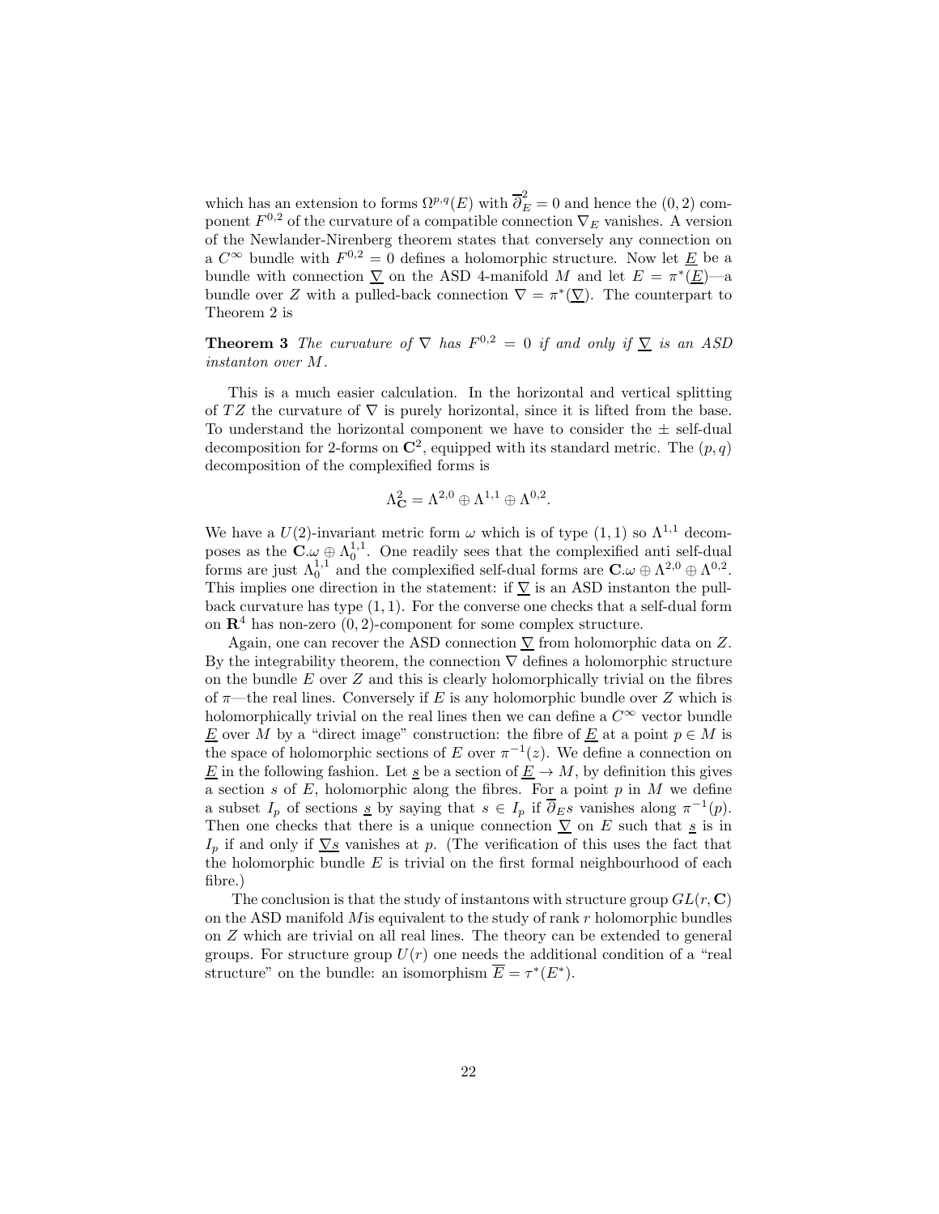which has an extension to forms $\Omega^{p,q}(E)$ with $\overline{\partial}_E^2 = 0$ and hence the $(0,2)$ component $F^{0,2}$ of the curvature of a compatible connection $\nabla_E$ vanishes. A version of the Newlander-Nirenberg theorem states that conversely any connection on a $C^\infty$ bundle with $F^{0,2} = 0$ defines a holomorphic structure. Now let $\underline{E}$ be a bundle with connection $\underline{\nabla}$ on the ASD 4-manifold $M$ and let $E = \pi^*(\underline{E})$—a bundle over $Z$ with a pulled-back connection $\nabla = \pi^*(\underline{\nabla})$. The counterpart to Theorem 2 is

**Theorem 3** *The curvature of $\nabla$ has $F^{0,2} = 0$ if and only if $\underline{\nabla}$ is an ASD instanton over $M$.*

This is a much easier calculation. In the horizontal and vertical splitting of $TZ$ the curvature of $\nabla$ is purely horizontal, since it is lifted from the base. To understand the horizontal component we have to consider the $\pm$ self-dual decomposition for 2-forms on $\mathbf{C}^2$, equipped with its standard metric. The $(p,q)$ decomposition of the complexified forms is

$$\Lambda^2_{\mathbf{C}} = \Lambda^{2,0} \oplus \Lambda^{1,1} \oplus \Lambda^{0,2}.$$

We have a $U(2)$-invariant metric form $\omega$ which is of type $(1,1)$ so $\Lambda^{1,1}$ decomposes as the $\mathbf{C}.\omega \oplus \Lambda_0^{1,1}$. One readily sees that the complexified anti self-dual forms are just $\Lambda_0^{1,1}$ and the complexified self-dual forms are $\mathbf{C}.\omega \oplus \Lambda^{2,0} \oplus \Lambda^{0,2}$. This implies one direction in the statement: if $\underline{\nabla}$ is an ASD instanton the pull-back curvature has type $(1,1)$. For the converse one checks that a self-dual form on $\mathbf{R}^4$ has non-zero $(0,2)$-component for some complex structure.

Again, one can recover the ASD connection $\underline{\nabla}$ from holomorphic data on $Z$. By the integrability theorem, the connection $\nabla$ defines a holomorphic structure on the bundle $E$ over $Z$ and this is clearly holomorphically trivial on the fibres of $\pi$—the real lines. Conversely if $E$ is any holomorphic bundle over $Z$ which is holomorphically trivial on the real lines then we can define a $C^\infty$ vector bundle $\underline{E}$ over $M$ by a "direct image" construction: the fibre of $\underline{E}$ at a point $p \in M$ is the space of holomorphic sections of $E$ over $\pi^{-1}(z)$. We define a connection on $\underline{E}$ in the following fashion. Let $\underline{s}$ be a section of $\underline{E} \to M$, by definition this gives a section $s$ of $E$, holomorphic along the fibres. For a point $p$ in $M$ we define a subset $I_p$ of sections $\underline{s}$ by saying that $s \in I_p$ if $\overline{\partial}_E s$ vanishes along $\pi^{-1}(p)$. Then one checks that there is a unique connection $\underline{\nabla}$ on $E$ such that $\underline{s}$ is in $I_p$ if and only if $\underline{\nabla s}$ vanishes at $p$. (The verification of this uses the fact that the holomorphic bundle $E$ is trivial on the first formal neighbourhood of each fibre.)

The conclusion is that the study of instantons with structure group $GL(r, \mathbf{C})$ on the ASD manifold $M$is equivalent to the study of rank $r$ holomorphic bundles on $Z$ which are trivial on all real lines. The theory can be extended to general groups. For structure group $U(r)$ one needs the additional condition of a "real structure" on the bundle: an isomorphism $\overline{E} = \tau^*(E^*)$.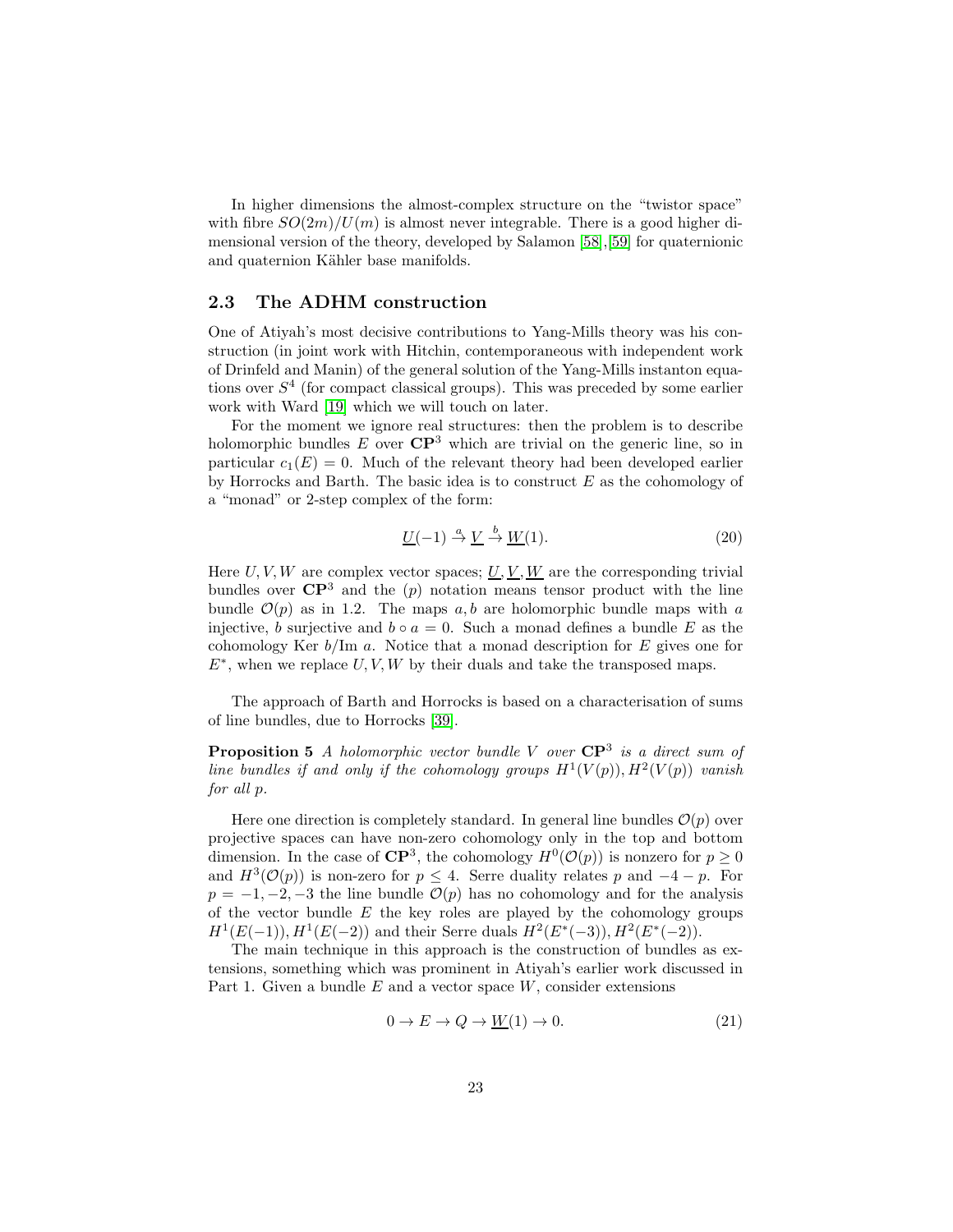In higher dimensions the almost-complex structure on the "twistor space" with fibre $SO(2m)/U(m)$ is almost never integrable. There is a good higher dimensional version of the theory, developed by Salamon [58],[59] for quaternionic and quaternion Kähler base manifolds.

## 2.3 The ADHM construction

One of Atiyah's most decisive contributions to Yang-Mills theory was his construction (in joint work with Hitchin, contemporaneous with independent work of Drinfeld and Manin) of the general solution of the Yang-Mills instanton equations over $S^4$ (for compact classical groups). This was preceded by some earlier work with Ward [19] which we will touch on later.

For the moment we ignore real structures: then the problem is to describe holomorphic bundles $E$ over $\mathbf{CP}^3$ which are trivial on the generic line, so in particular $c_1(E) = 0$. Much of the relevant theory had been developed earlier by Horrocks and Barth. The basic idea is to construct $E$ as the cohomology of a "monad" or 2-step complex of the form:

$$\underline{U}(-1) \xrightarrow{a} \underline{V} \xrightarrow{b} \underline{W}(1). \tag{20}$$

Here $U, V, W$ are complex vector spaces; $\underline{U}, \underline{V}, \underline{W}$ are the corresponding trivial bundles over $\mathbf{CP}^3$ and the $(p)$ notation means tensor product with the line bundle $\mathcal{O}(p)$ as in 1.2. The maps $a, b$ are holomorphic bundle maps with $a$ injective, $b$ surjective and $b \circ a = 0$. Such a monad defines a bundle $E$ as the cohomology Ker $b$/Im $a$. Notice that a monad description for $E$ gives one for $E^*$, when we replace $U, V, W$ by their duals and take the transposed maps.

The approach of Barth and Horrocks is based on a characterisation of sums of line bundles, due to Horrocks [39].

**Proposition 5** *A holomorphic vector bundle $V$ over $\mathbf{CP}^3$ is a direct sum of line bundles if and only if the cohomology groups $H^1(V(p)), H^2(V(p))$ vanish for all $p$.*

Here one direction is completely standard. In general line bundles $\mathcal{O}(p)$ over projective spaces can have non-zero cohomology only in the top and bottom dimension. In the case of $\mathbf{CP}^3$, the cohomology $H^0(\mathcal{O}(p))$ is nonzero for $p \geq 0$ and $H^3(\mathcal{O}(p))$ is non-zero for $p \leq 4$. Serre duality relates $p$ and $-4 - p$. For $p = -1, -2, -3$ the line bundle $\mathcal{O}(p)$ has no cohomology and for the analysis of the vector bundle $E$ the key roles are played by the cohomology groups $H^1(E(-1)), H^1(E(-2))$ and their Serre duals $H^2(E^*(-3)), H^2(E^*(-2))$.

The main technique in this approach is the construction of bundles as extensions, something which was prominent in Atiyah's earlier work discussed in Part 1. Given a bundle $E$ and a vector space $W$, consider extensions

$$0 \to E \to Q \to \underline{W}(1) \to 0. \tag{21}$$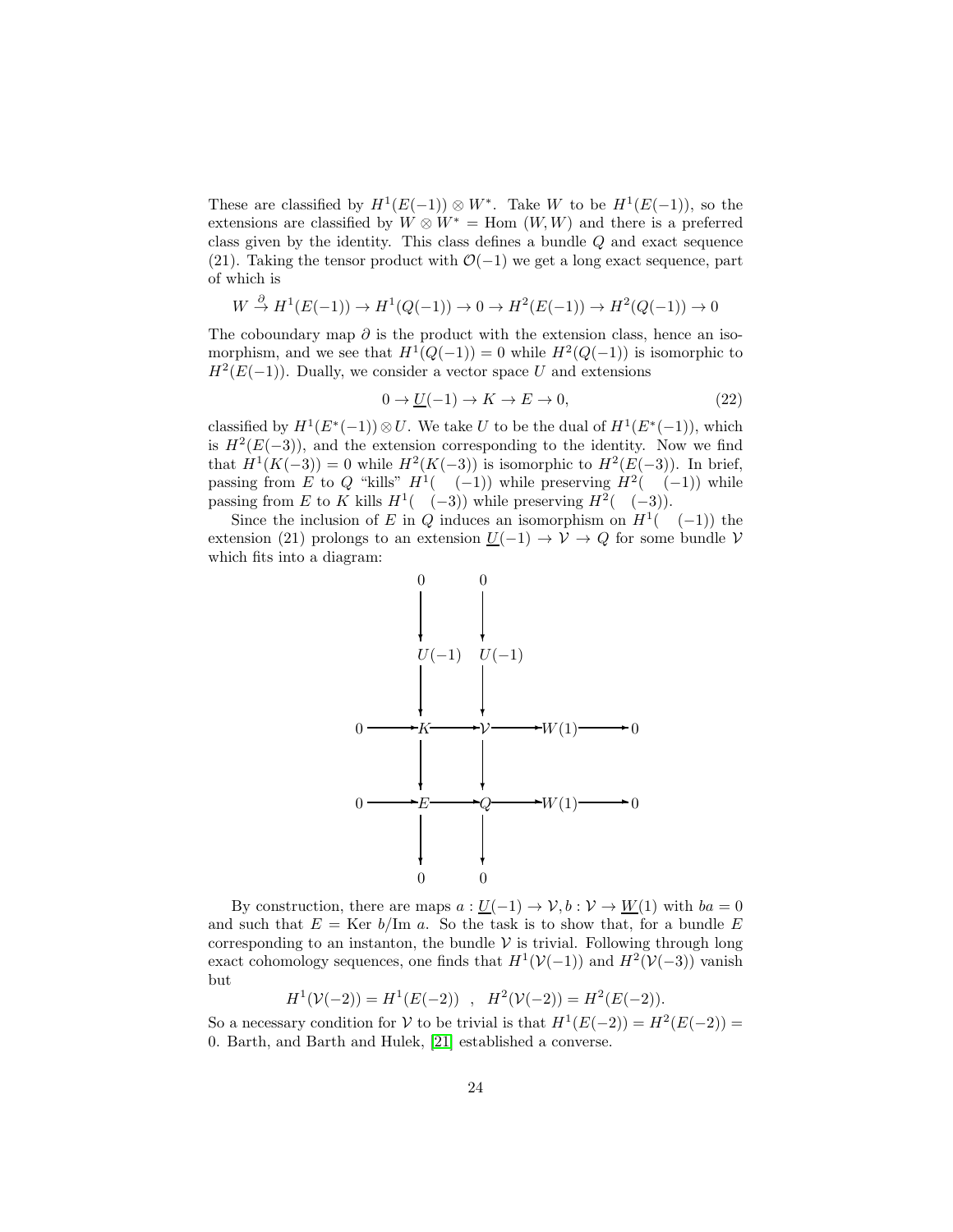These are classified by $H^1(E(-1)) \otimes W^*$. Take $W$ to be $H^1(E(-1))$, so the extensions are classified by $W \otimes W^* = \text{Hom}\,(W, W)$ and there is a preferred class given by the identity. This class defines a bundle $Q$ and exact sequence (21). Taking the tensor product with $\mathcal{O}(-1)$ we get a long exact sequence, part of which is

$$W \xrightarrow{\partial} H^1(E(-1)) \to H^1(Q(-1)) \to 0 \to H^2(E(-1)) \to H^2(Q(-1)) \to 0$$

The coboundary map $\partial$ is the product with the extension class, hence an isomorphism, and we see that $H^1(Q(-1)) = 0$ while $H^2(Q(-1))$ is isomorphic to $H^2(E(-1))$. Dually, we consider a vector space $U$ and extensions

$$0 \to \underline{U}(-1) \to K \to E \to 0, \tag{22}$$

classified by $H^1(E^*(-1)) \otimes U$. We take $U$ to be the dual of $H^1(E^*(-1))$, which is $H^2(E(-3))$, and the extension corresponding to the identity. Now we find that $H^1(K(-3)) = 0$ while $H^2(K(-3))$ is isomorphic to $H^2(E(-3))$. In brief, passing from $E$ to $Q$ "kills" $H^1(\quad(-1))$ while preserving $H^2(\quad(-1))$ while passing from $E$ to $K$ kills $H^1(\quad(-3))$ while preserving $H^2(\quad(-3))$.

Since the inclusion of $E$ in $Q$ induces an isomorphism on $H^1(\quad(-1))$ the extension (21) prolongs to an extension $\underline{U}(-1) \to \mathcal{V} \to Q$ for some bundle $\mathcal{V}$ which fits into a diagram:

$$\begin{array}{ccccccccc}
 & & 0 & & 0 & & & & \\
 & & \downarrow & & \downarrow & & & & \\
 & & U(-1) & & U(-1) & & & & \\
 & & \downarrow & & \downarrow & & & & \\
0 & \to & K & \to & \mathcal{V} & \to & W(1) & \to & 0 \\
 & & \downarrow & & \downarrow & & & & \\
0 & \to & E & \to & Q & \to & W(1) & \to & 0 \\
 & & \downarrow & & \downarrow & & & & \\
 & & 0 & & 0 & & & &
\end{array}$$

By construction, there are maps $a : \underline{U}(-1) \to \mathcal{V}, b : \mathcal{V} \to \underline{W}(1)$ with $ba = 0$ and such that $E = \text{Ker}\ b/\text{Im}\ a$. So the task is to show that, for a bundle $E$ corresponding to an instanton, the bundle $\mathcal{V}$ is trivial. Following through long exact cohomology sequences, one finds that $H^1(\mathcal{V}(-1))$ and $H^2(\mathcal{V}(-3))$ vanish but

$$H^1(\mathcal{V}(-2)) = H^1(E(-2)) \quad , \quad H^2(\mathcal{V}(-2)) = H^2(E(-2)).$$

So a necessary condition for $\mathcal{V}$ to be trivial is that $H^1(E(-2)) = H^2(E(-2)) = 0$. Barth, and Barth and Hulek, [21] established a converse.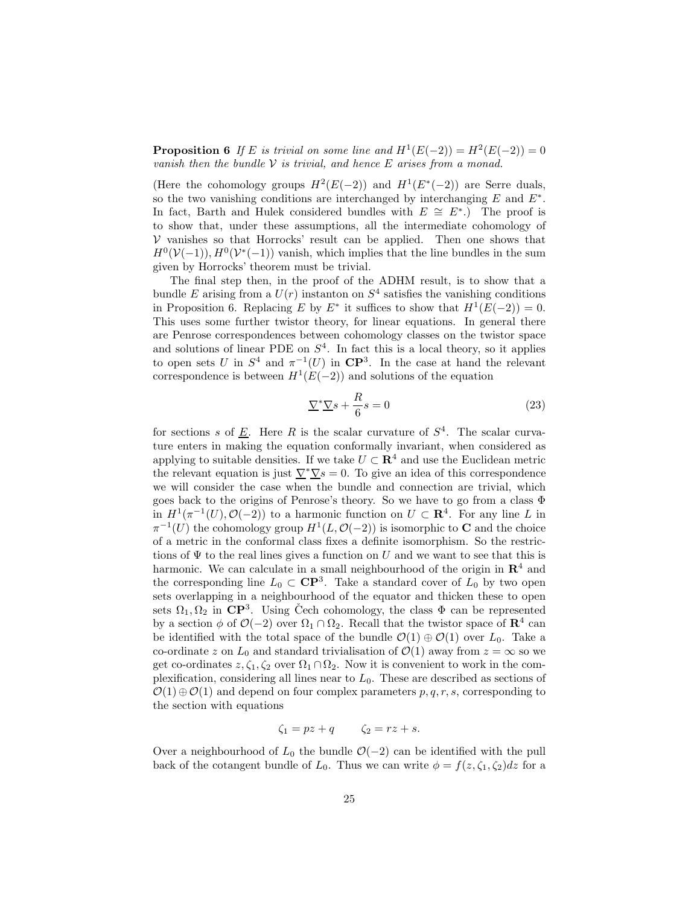**Proposition 6** *If $E$ is trivial on some line and $H^1(E(-2)) = H^2(E(-2)) = 0$ vanish then the bundle $\mathcal{V}$ is trivial, and hence $E$ arises from a monad.*

(Here the cohomology groups $H^2(E(-2))$ and $H^1(E^*(-2))$ are Serre duals, so the two vanishing conditions are interchanged by interchanging $E$ and $E^*$. In fact, Barth and Hulek considered bundles with $E \cong E^*$.) The proof is to show that, under these assumptions, all the intermediate cohomology of $\mathcal{V}$ vanishes so that Horrocks' result can be applied. Then one shows that $H^0(\mathcal{V}(-1)), H^0(\mathcal{V}^*(-1))$ vanish, which implies that the line bundles in the sum given by Horrocks' theorem must be trivial.

The final step then, in the proof of the ADHM result, is to show that a bundle $E$ arising from a $U(r)$ instanton on $S^4$ satisfies the vanishing conditions in Proposition 6. Replacing $E$ by $E^*$ it suffices to show that $H^1(E(-2)) = 0$. This uses some further twistor theory, for linear equations. In general there are Penrose correspondences between cohomology classes on the twistor space and solutions of linear PDE on $S^4$. In fact this is a local theory, so it applies to open sets $U$ in $S^4$ and $\pi^{-1}(U)$ in $\mathbf{CP}^3$. In the case at hand the relevant correspondence is between $H^1(E(-2))$ and solutions of the equation

$$\underline{\nabla}^*\underline{\nabla} s + \frac{R}{6} s = 0 \tag{23}$$

for sections $s$ of $\underline{E}$. Here $R$ is the scalar curvature of $S^4$. The scalar curvature enters in making the equation conformally invariant, when considered as applying to suitable densities. If we take $U \subset \mathbf{R}^4$ and use the Euclidean metric the relevant equation is just $\underline{\nabla}^*\underline{\nabla} s = 0$. To give an idea of this correspondence we will consider the case when the bundle and connection are trivial, which goes back to the origins of Penrose's theory. So we have to go from a class $\Phi$ in $H^1(\pi^{-1}(U), \mathcal{O}(-2))$ to a harmonic function on $U \subset \mathbf{R}^4$. For any line $L$ in $\pi^{-1}(U)$ the cohomology group $H^1(L, \mathcal{O}(-2))$ is isomorphic to $\mathbf{C}$ and the choice of a metric in the conformal class fixes a definite isomorphism. So the restrictions of $\Psi$ to the real lines gives a function on $U$ and we want to see that this is harmonic. We can calculate in a small neighbourhood of the origin in $\mathbf{R}^4$ and the corresponding line $L_0 \subset \mathbf{CP}^3$. Take a standard cover of $L_0$ by two open sets overlapping in a neighbourhood of the equator and thicken these to open sets $\Omega_1, \Omega_2$ in $\mathbf{CP}^3$. Using Čech cohomology, the class $\Phi$ can be represented by a section $\phi$ of $\mathcal{O}(-2)$ over $\Omega_1 \cap \Omega_2$. Recall that the twistor space of $\mathbf{R}^4$ can be identified with the total space of the bundle $\mathcal{O}(1) \oplus \mathcal{O}(1)$ over $L_0$. Take a co-ordinate $z$ on $L_0$ and standard trivialisation of $\mathcal{O}(1)$ away from $z = \infty$ so we get co-ordinates $z, \zeta_1, \zeta_2$ over $\Omega_1 \cap \Omega_2$. Now it is convenient to work in the complexification, considering all lines near to $L_0$. These are described as sections of $\mathcal{O}(1) \oplus \mathcal{O}(1)$ and depend on four complex parameters $p, q, r, s$, corresponding to the section with equations

$$\zeta_1 = pz + q \qquad \zeta_2 = rz + s.$$

Over a neighbourhood of $L_0$ the bundle $\mathcal{O}(-2)$ can be identified with the pull back of the cotangent bundle of $L_0$. Thus we can write $\phi = f(z, \zeta_1, \zeta_2)dz$ for a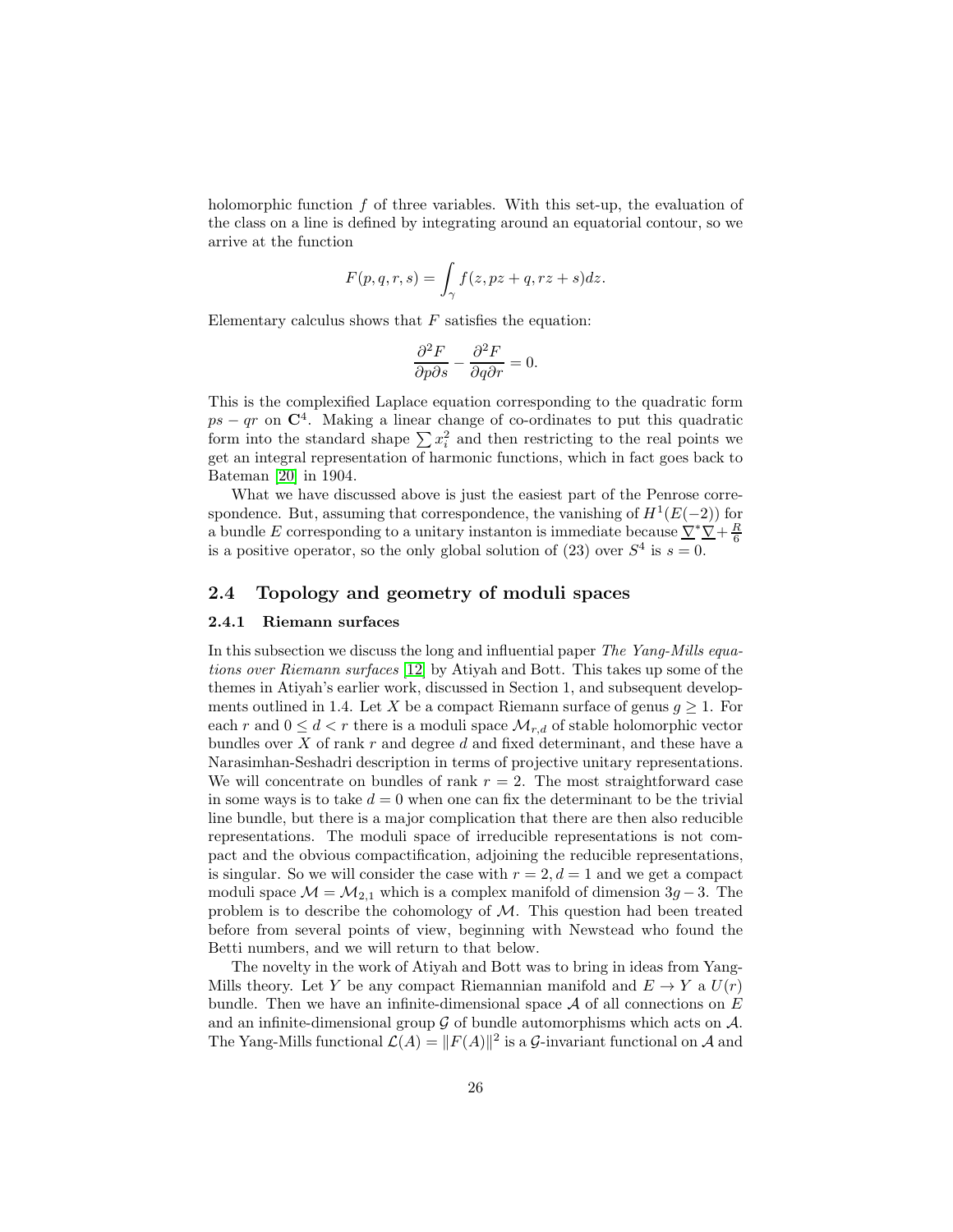holomorphic function $f$ of three variables. With this set-up, the evaluation of the class on a line is defined by integrating around an equatorial contour, so we arrive at the function

$$F(p,q,r,s) = \int_\gamma f(z, pz+q, rz+s) dz.$$

Elementary calculus shows that $F$ satisfies the equation:

$$\frac{\partial^2 F}{\partial p \partial s} - \frac{\partial^2 F}{\partial q \partial r} = 0.$$

This is the complexified Laplace equation corresponding to the quadratic form $ps - qr$ on $\mathbf{C}^4$. Making a linear change of co-ordinates to put this quadratic form into the standard shape $\sum x_i^2$ and then restricting to the real points we get an integral representation of harmonic functions, which in fact goes back to Bateman [20] in 1904.

What we have discussed above is just the easiest part of the Penrose correspondence. But, assuming that correspondence, the vanishing of $H^1(E(-2))$ for a bundle $E$ corresponding to a unitary instanton is immediate because $\underline{\nabla}^* \underline{\nabla} + \frac{R}{6}$ is a positive operator, so the only global solution of (23) over $S^4$ is $s = 0$.

## 2.4 Topology and geometry of moduli spaces

### 2.4.1 Riemann surfaces

In this subsection we discuss the long and influential paper *The Yang-Mills equations over Riemann surfaces* [12] by Atiyah and Bott. This takes up some of the themes in Atiyah's earlier work, discussed in Section 1, and subsequent developments outlined in 1.4. Let $X$ be a compact Riemann surface of genus $g \geq 1$. For each $r$ and $0 \leq d < r$ there is a moduli space $\mathcal{M}_{r,d}$ of stable holomorphic vector bundles over $X$ of rank $r$ and degree $d$ and fixed determinant, and these have a Narasimhan-Seshadri description in terms of projective unitary representations. We will concentrate on bundles of rank $r = 2$. The most straightforward case in some ways is to take $d = 0$ when one can fix the determinant to be the trivial line bundle, but there is a major complication that there are then also reducible representations. The moduli space of irreducible representations is not compact and the obvious compactification, adjoining the reducible representations, is singular. So we will consider the case with $r = 2, d = 1$ and we get a compact moduli space $\mathcal{M} = \mathcal{M}_{2,1}$ which is a complex manifold of dimension $3g - 3$. The problem is to describe the cohomology of $\mathcal{M}$. This question had been treated before from several points of view, beginning with Newstead who found the Betti numbers, and we will return to that below.

The novelty in the work of Atiyah and Bott was to bring in ideas from Yang-Mills theory. Let $Y$ be any compact Riemannian manifold and $E \to Y$ a $U(r)$ bundle. Then we have an infinite-dimensional space $\mathcal{A}$ of all connections on $E$ and an infinite-dimensional group $\mathcal{G}$ of bundle automorphisms which acts on $\mathcal{A}$. The Yang-Mills functional $\mathcal{L}(A) = \|F(A)\|^2$ is a $\mathcal{G}$-invariant functional on $\mathcal{A}$ and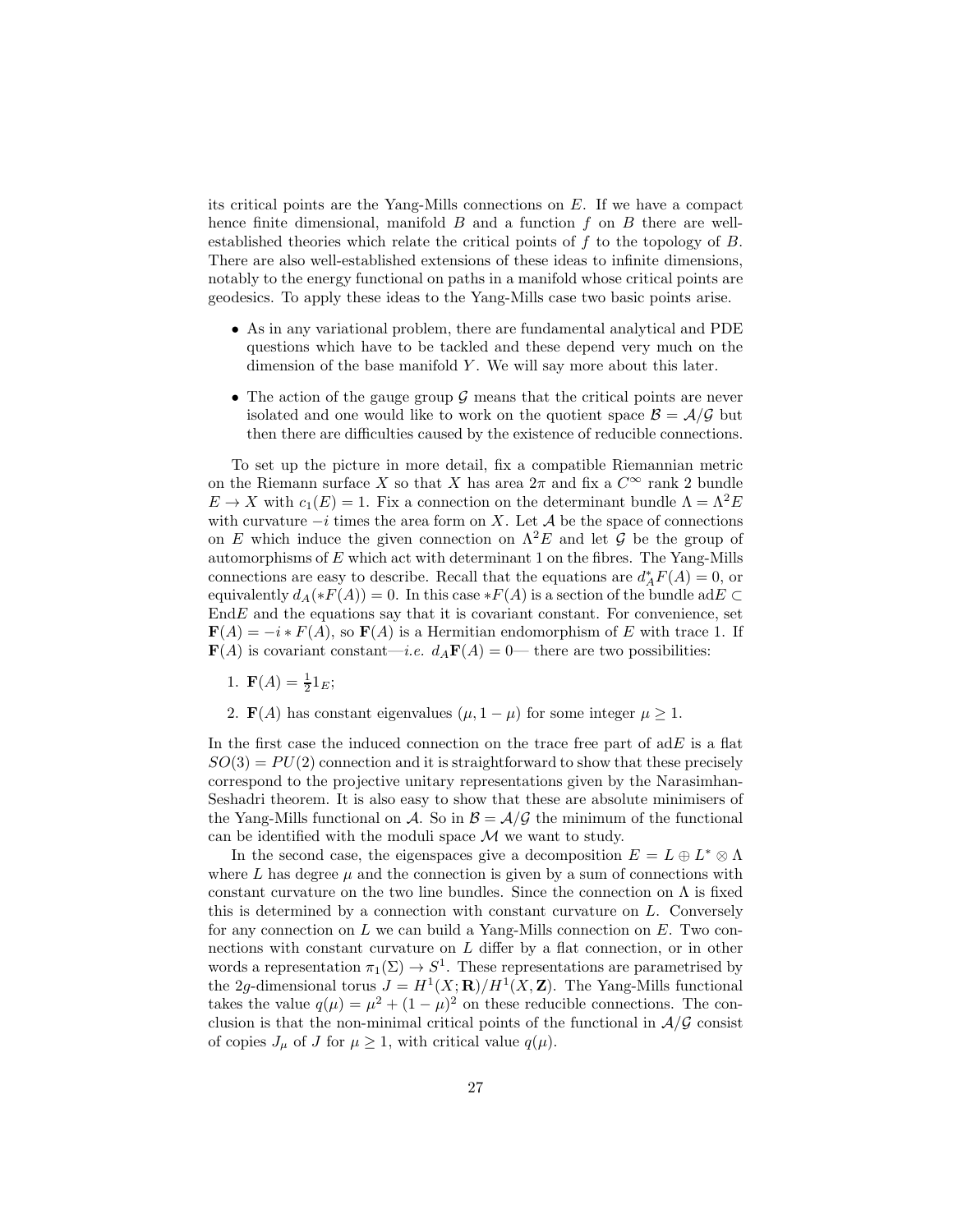its critical points are the Yang-Mills connections on $E$. If we have a compact hence finite dimensional, manifold $B$ and a function $f$ on $B$ there are well-established theories which relate the critical points of $f$ to the topology of $B$. There are also well-established extensions of these ideas to infinite dimensions, notably to the energy functional on paths in a manifold whose critical points are geodesics. To apply these ideas to the Yang-Mills case two basic points arise.

- As in any variational problem, there are fundamental analytical and PDE questions which have to be tackled and these depend very much on the dimension of the base manifold $Y$. We will say more about this later.
- The action of the gauge group $\mathcal{G}$ means that the critical points are never isolated and one would like to work on the quotient space $\mathcal{B} = \mathcal{A}/\mathcal{G}$ but then there are difficulties caused by the existence of reducible connections.

To set up the picture in more detail, fix a compatible Riemannian metric on the Riemann surface $X$ so that $X$ has area $2\pi$ and fix a $C^\infty$ rank 2 bundle $E \to X$ with $c_1(E) = 1$. Fix a connection on the determinant bundle $\Lambda = \Lambda^2 E$ with curvature $-i$ times the area form on $X$. Let $\mathcal{A}$ be the space of connections on $E$ which induce the given connection on $\Lambda^2 E$ and let $\mathcal{G}$ be the group of automorphisms of $E$ which act with determinant 1 on the fibres. The Yang-Mills connections are easy to describe. Recall that the equations are $d_A^* F(A) = 0$, or equivalently $d_A(*F(A)) = 0$. In this case $*F(A)$ is a section of the bundle $\mathrm{ad}E \subset \mathrm{End}E$ and the equations say that it is covariant constant. For convenience, set $\mathbf{F}(A) = -i * F(A)$, so $\mathbf{F}(A)$ is a Hermitian endomorphism of $E$ with trace 1. If $\mathbf{F}(A)$ is covariant constant—*i.e.* $d_A \mathbf{F}(A) = 0$— there are two possibilities:

1. $\mathbf{F}(A) = \frac{1}{2} 1_E$;
2. $\mathbf{F}(A)$ has constant eigenvalues $(\mu, 1-\mu)$ for some integer $\mu \geq 1$.

In the first case the induced connection on the trace free part of $\mathrm{ad}E$ is a flat $SO(3) = PU(2)$ connection and it is straightforward to show that these precisely correspond to the projective unitary representations given by the Narasimhan-Seshadri theorem. It is also easy to show that these are absolute minimisers of the Yang-Mills functional on $\mathcal{A}$. So in $\mathcal{B} = \mathcal{A}/\mathcal{G}$ the minimum of the functional can be identified with the moduli space $\mathcal{M}$ we want to study.

In the second case, the eigenspaces give a decomposition $E = L \oplus L^* \otimes \Lambda$ where $L$ has degree $\mu$ and the connection is given by a sum of connections with constant curvature on the two line bundles. Since the connection on $\Lambda$ is fixed this is determined by a connection with constant curvature on $L$. Conversely for any connection on $L$ we can build a Yang-Mills connection on $E$. Two connections with constant curvature on $L$ differ by a flat connection, or in other words a representation $\pi_1(\Sigma) \to S^1$. These representations are parametrised by the $2g$-dimensional torus $J = H^1(X; \mathbf{R})/H^1(X, \mathbf{Z})$. The Yang-Mills functional takes the value $q(\mu) = \mu^2 + (1-\mu)^2$ on these reducible connections. The conclusion is that the non-minimal critical points of the functional in $\mathcal{A}/\mathcal{G}$ consist of copies $J_\mu$ of $J$ for $\mu \geq 1$, with critical value $q(\mu)$.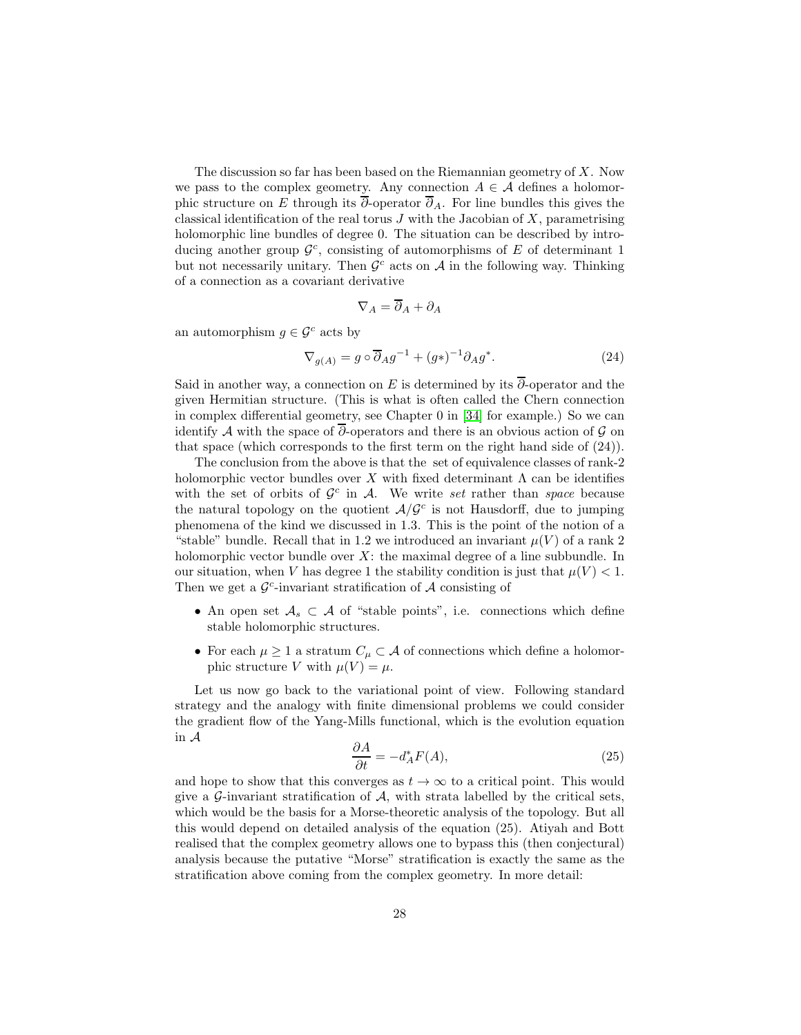The discussion so far has been based on the Riemannian geometry of $X$. Now we pass to the complex geometry. Any connection $A \in \mathcal{A}$ defines a holomorphic structure on $E$ through its $\overline{\partial}$-operator $\overline{\partial}_A$. For line bundles this gives the classical identification of the real torus $J$ with the Jacobian of $X$, parametrising holomorphic line bundles of degree 0. The situation can be described by introducing another group $\mathcal{G}^c$, consisting of automorphisms of $E$ of determinant 1 but not necessarily unitary. Then $\mathcal{G}^c$ acts on $\mathcal{A}$ in the following way. Thinking of a connection as a covariant derivative

$$\nabla_A = \overline{\partial}_A + \partial_A$$

an automorphism $g \in \mathcal{G}^c$ acts by

$$\nabla_{g(A)} = g \circ \overline{\partial}_A g^{-1} + (g*)^{-1} \partial_A g^*. \tag{24}$$

Said in another way, a connection on $E$ is determined by its $\overline{\partial}$-operator and the given Hermitian structure. (This is what is often called the Chern connection in complex differential geometry, see Chapter 0 in [34] for example.) So we can identify $\mathcal{A}$ with the space of $\overline{\partial}$-operators and there is an obvious action of $\mathcal{G}$ on that space (which corresponds to the first term on the right hand side of (24)).

The conclusion from the above is that the set of equivalence classes of rank-2 holomorphic vector bundles over $X$ with fixed determinant $\Lambda$ can be identifies with the set of orbits of $\mathcal{G}^c$ in $\mathcal{A}$. We write *set* rather than *space* because the natural topology on the quotient $\mathcal{A}/\mathcal{G}^c$ is not Hausdorff, due to jumping phenomena of the kind we discussed in 1.3. This is the point of the notion of a "stable" bundle. Recall that in 1.2 we introduced an invariant $\mu(V)$ of a rank 2 holomorphic vector bundle over $X$: the maximal degree of a line subbundle. In our situation, when $V$ has degree 1 the stability condition is just that $\mu(V) < 1$. Then we get a $\mathcal{G}^c$-invariant stratification of $\mathcal{A}$ consisting of

- An open set $\mathcal{A}_s \subset \mathcal{A}$ of "stable points", i.e. connections which define stable holomorphic structures.
- For each $\mu \geq 1$ a stratum $C_\mu \subset \mathcal{A}$ of connections which define a holomorphic structure $V$ with $\mu(V) = \mu$.

Let us now go back to the variational point of view. Following standard strategy and the analogy with finite dimensional problems we could consider the gradient flow of the Yang-Mills functional, which is the evolution equation in $\mathcal{A}$

$$\frac{\partial A}{\partial t} = -d_A^* F(A), \tag{25}$$

and hope to show that this converges as $t \to \infty$ to a critical point. This would give a $\mathcal{G}$-invariant stratification of $\mathcal{A}$, with strata labelled by the critical sets, which would be the basis for a Morse-theoretic analysis of the topology. But all this would depend on detailed analysis of the equation (25). Atiyah and Bott realised that the complex geometry allows one to bypass this (then conjectural) analysis because the putative "Morse" stratification is exactly the same as the stratification above coming from the complex geometry. In more detail: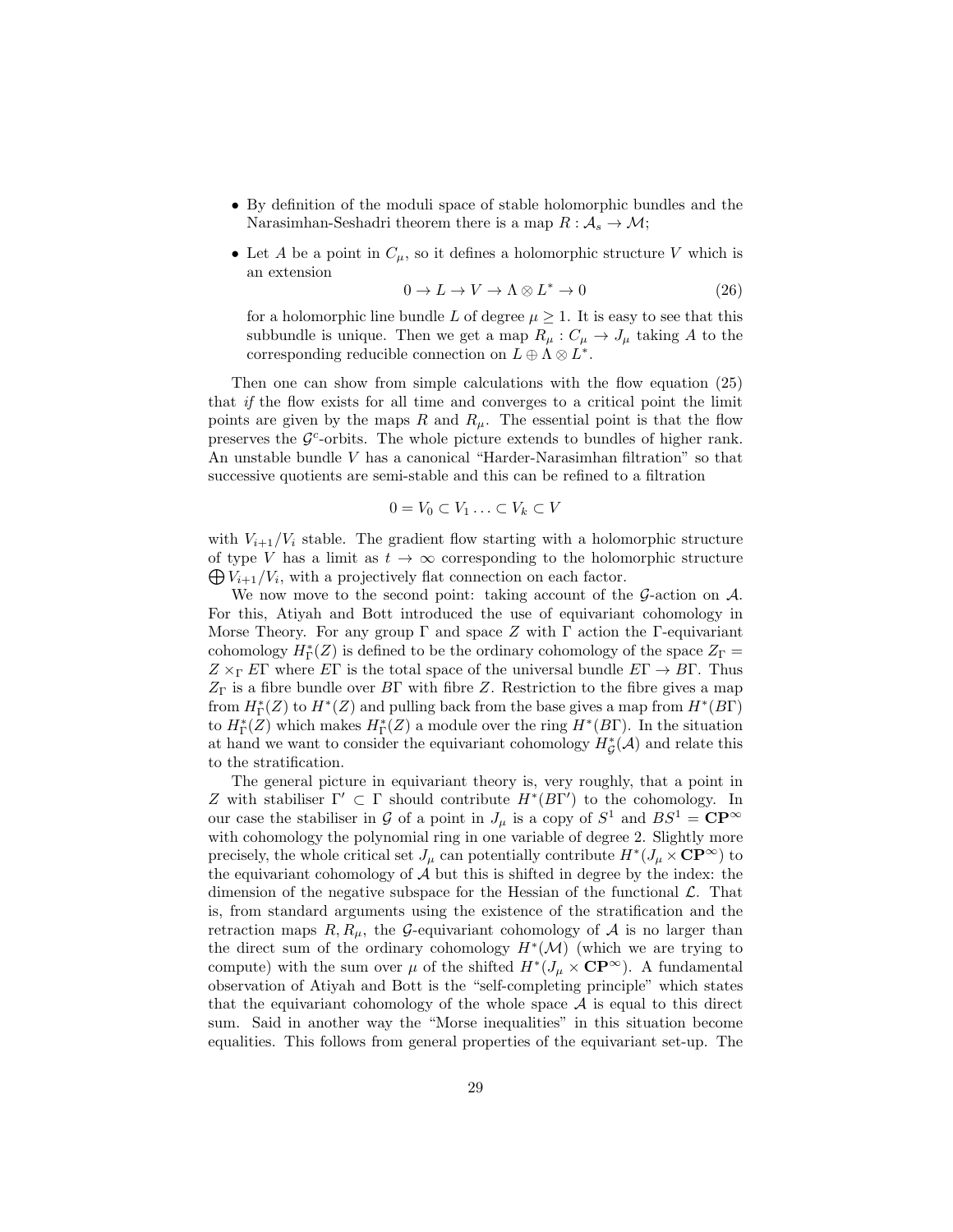- By definition of the moduli space of stable holomorphic bundles and the Narasimhan-Seshadri theorem there is a map $R : \mathcal{A}_s \to \mathcal{M}$;
- Let $A$ be a point in $C_\mu$, so it defines a holomorphic structure $V$ which is an extension

$$0 \to L \to V \to \Lambda \otimes L^* \to 0 \tag{26}$$

for a holomorphic line bundle $L$ of degree $\mu \geq 1$. It is easy to see that this subbundle is unique. Then we get a map $R_\mu : C_\mu \to J_\mu$ taking $A$ to the corresponding reducible connection on $L \oplus \Lambda \otimes L^*$.

Then one can show from simple calculations with the flow equation (25) that *if* the flow exists for all time and converges to a critical point the limit points are given by the maps $R$ and $R_\mu$. The essential point is that the flow preserves the $\mathcal{G}^c$-orbits. The whole picture extends to bundles of higher rank. An unstable bundle $V$ has a canonical "Harder-Narasimhan filtration" so that successive quotients are semi-stable and this can be refined to a filtration

$$0 = V_0 \subset V_1 \ldots \subset V_k \subset V$$

with $V_{i+1}/V_i$ stable. The gradient flow starting with a holomorphic structure of type $V$ has a limit as $t \to \infty$ corresponding to the holomorphic structure $\bigoplus V_{i+1}/V_i$, with a projectively flat connection on each factor.

We now move to the second point: taking account of the $\mathcal{G}$-action on $\mathcal{A}$. For this, Atiyah and Bott introduced the use of equivariant cohomology in Morse Theory. For any group $\Gamma$ and space $Z$ with $\Gamma$ action the $\Gamma$-equivariant cohomology $H^*_\Gamma(Z)$ is defined to be the ordinary cohomology of the space $Z_\Gamma = Z \times_\Gamma E\Gamma$ where $E\Gamma$ is the total space of the universal bundle $E\Gamma \to B\Gamma$. Thus $Z_\Gamma$ is a fibre bundle over $B\Gamma$ with fibre $Z$. Restriction to the fibre gives a map from $H^*_\Gamma(Z)$ to $H^*(Z)$ and pulling back from the base gives a map from $H^*(B\Gamma)$ to $H^*_\Gamma(Z)$ which makes $H^*_\Gamma(Z)$ a module over the ring $H^*(B\Gamma)$. In the situation at hand we want to consider the equivariant cohomology $H^*_{\mathcal{G}}(\mathcal{A})$ and relate this to the stratification.

The general picture in equivariant theory is, very roughly, that a point in $Z$ with stabiliser $\Gamma' \subset \Gamma$ should contribute $H^*(B\Gamma')$ to the cohomology. In our case the stabiliser in $\mathcal{G}$ of a point in $J_\mu$ is a copy of $S^1$ and $BS^1 = \mathbf{CP}^\infty$ with cohomology the polynomial ring in one variable of degree 2. Slightly more precisely, the whole critical set $J_\mu$ can potentially contribute $H^*(J_\mu \times \mathbf{CP}^\infty)$ to the equivariant cohomology of $\mathcal{A}$ but this is shifted in degree by the index: the dimension of the negative subspace for the Hessian of the functional $\mathcal{L}$. That is, from standard arguments using the existence of the stratification and the retraction maps $R, R_\mu$, the $\mathcal{G}$-equivariant cohomology of $\mathcal{A}$ is no larger than the direct sum of the ordinary cohomology $H^*(\mathcal{M})$ (which we are trying to compute) with the sum over $\mu$ of the shifted $H^*(J_\mu \times \mathbf{CP}^\infty)$. A fundamental observation of Atiyah and Bott is the "self-completing principle" which states that the equivariant cohomology of the whole space $\mathcal{A}$ is equal to this direct sum. Said in another way the "Morse inequalities" in this situation become equalities. This follows from general properties of the equivariant set-up. The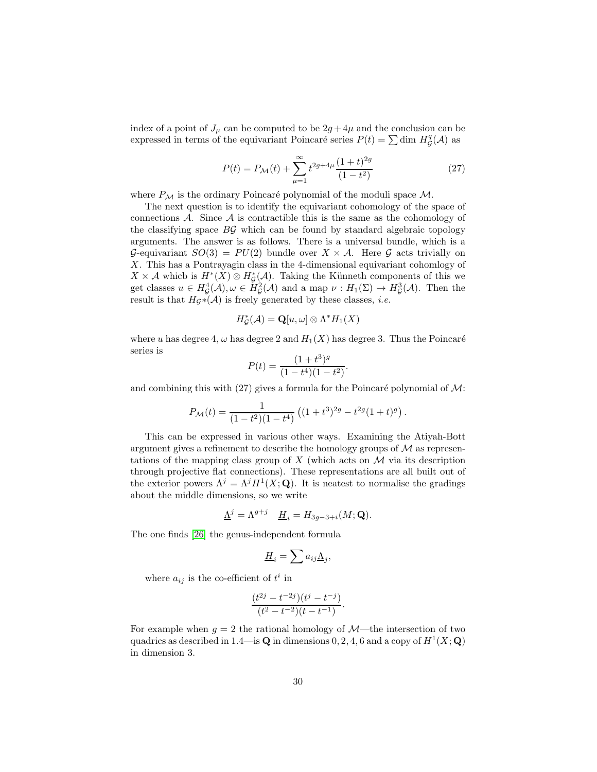index of a point of $J_\mu$ can be computed to be $2g+4\mu$ and the conclusion can be expressed in terms of the equivariant Poincaré series $P(t) = \sum \dim\, H^q_{\mathcal{G}}(\mathcal{A})$ as

$$P(t) = P_{\mathcal{M}}(t) + \sum_{\mu=1}^{\infty} t^{2g+4\mu} \frac{(1+t)^{2g}}{(1-t^2)} \tag{27}$$

where $P_{\mathcal{M}}$ is the ordinary Poincaré polynomial of the moduli space $\mathcal{M}$.

The next question is to identify the equivariant cohomology of the space of connections $\mathcal{A}$. Since $\mathcal{A}$ is contractible this is the same as the cohomology of the classifying space $B\mathcal{G}$ which can be found by standard algebraic topology arguments. The answer is as follows. There is a universal bundle, which is a $\mathcal{G}$-equivariant $SO(3) = PU(2)$ bundle over $X \times \mathcal{A}$. Here $\mathcal{G}$ acts trivially on $X$. This has a Pontrayagin class in the 4-dimensional equivariant cohomlogy of $X \times \mathcal{A}$ whicb is $H^*(X) \otimes H^*_{\mathcal{G}}(\mathcal{A})$. Taking the Künneth components of this we get classes $u \in H^4_{\mathcal{G}}(\mathcal{A}), \omega \in H^2_{\mathcal{G}}(\mathcal{A})$ and a map $\nu : H_1(\Sigma) \to H^3_{\mathcal{G}}(\mathcal{A})$. Then the result is that $H_{\mathcal{G}}*(\mathcal{A})$ is freely generated by these classes, *i.e.*

$$H^*_{\mathcal{G}}(\mathcal{A}) = \mathbf{Q}[u, \omega] \otimes \Lambda^* H_1(X)$$

where $u$ has degree 4, $\omega$ has degree 2 and $H_1(X)$ has degree 3. Thus the Poincaré series is

$$P(t) = \frac{(1+t^3)^g}{(1-t^4)(1-t^2)}.$$

and combining this with (27) gives a formula for the Poincaré polynomial of $\mathcal{M}$:

$$P_{\mathcal{M}}(t) = \frac{1}{(1-t^2)(1-t^4)} \left( (1+t^3)^{2g} - t^{2g}(1+t)^g \right).$$

This can be expressed in various other ways. Examining the Atiyah-Bott argument gives a refinement to describe the homology groups of $\mathcal{M}$ as representations of the mapping class group of $X$ (which acts on $\mathcal{M}$ via its description through projective flat connections). These representations are all built out of the exterior powers $\Lambda^j = \Lambda^j H^1(X; \mathbf{Q})$. It is neatest to normalise the gradings about the middle dimensions, so we write

$$\underline{\Lambda}^j = \Lambda^{g+j} \quad \underline{H}_i = H_{3g-3+i}(M; \mathbf{Q}).$$

The one finds [26] the genus-independent formula

$$\underline{H}_i = \sum a_{ij} \underline{\Lambda}_j,$$

where $a_{ij}$ is the co-efficient of $t^i$ in

$$\frac{(t^{2j} - t^{-2j})(t^j - t^{-j})}{(t^2 - t^{-2})(t - t^{-1})}.$$

For example when $g = 2$ the rational homology of $\mathcal{M}$—the intersection of two quadrics as described in 1.4—is $\mathbf{Q}$ in dimensions $0, 2, 4, 6$ and a copy of $H^1(X; \mathbf{Q})$ in dimension 3.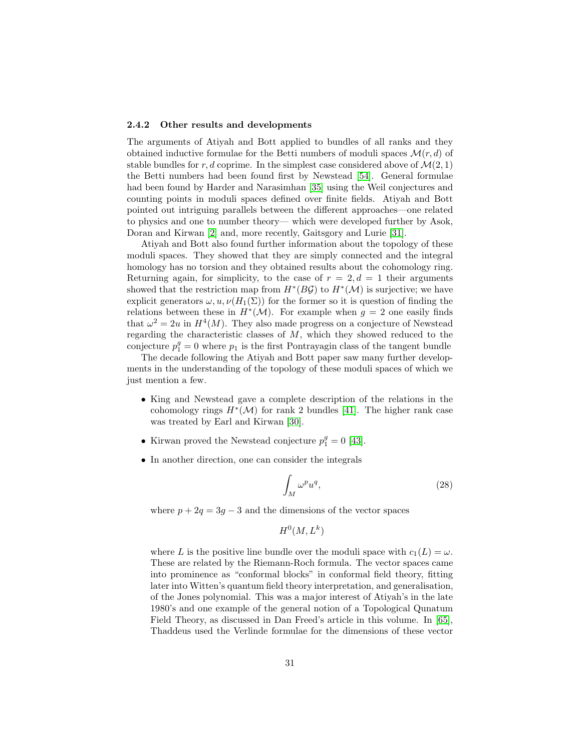### 2.4.2 Other results and developments

The arguments of Atiyah and Bott applied to bundles of all ranks and they obtained inductive formulae for the Betti numbers of moduli spaces $\mathcal{M}(r,d)$ of stable bundles for $r,d$ coprime. In the simplest case considered above of $\mathcal{M}(2,1)$ the Betti numbers had been found first by Newstead [54]. General formulae had been found by Harder and Narasimhan [35] using the Weil conjectures and counting points in moduli spaces defined over finite fields. Atiyah and Bott pointed out intriguing parallels between the different approaches—one related to physics and one to number theory— which were developed further by Asok, Doran and Kirwan [2] and, more recently, Gaitsgory and Lurie [31].

Atiyah and Bott also found further information about the topology of these moduli spaces. They showed that they are simply connected and the integral homology has no torsion and they obtained results about the cohomology ring. Returning again, for simplicity, to the case of $r=2, d=1$ their arguments showed that the restriction map from $H^*(B\mathcal{G})$ to $H^*(\mathcal{M})$ is surjective; we have explicit generators $\omega, u, \nu(H_1(\Sigma))$ for the former so it is question of finding the relations between these in $H^*(\mathcal{M})$. For example when $g=2$ one easily finds that $\omega^2 = 2u$ in $H^4(M)$. They also made progress on a conjecture of Newstead regarding the characteristic classes of $M$, which they showed reduced to the conjecture $p_1^g = 0$ where $p_1$ is the first Pontrayagin class of the tangent bundle

The decade following the Atiyah and Bott paper saw many further developments in the understanding of the topology of these moduli spaces of which we just mention a few.

- King and Newstead gave a complete description of the relations in the cohomology rings $H^*(\mathcal{M})$ for rank 2 bundles [41]. The higher rank case was treated by Earl and Kirwan [30].
- Kirwan proved the Newstead conjecture $p_1^g = 0$ [43].
- In another direction, one can consider the integrals

$$\int_M \omega^p u^q, \tag{28}$$

where $p + 2q = 3g-3$ and the dimensions of the vector spaces

$$H^0(M, L^k)$$

where $L$ is the positive line bundle over the moduli space with $c_1(L) = \omega$. These are related by the Riemann-Roch formula. The vector spaces came into prominence as "conformal blocks" in conformal field theory, fitting later into Witten's quantum field theory interpretation, and generalisation, of the Jones polynomial. This was a major interest of Atiyah's in the late 1980's and one example of the general notion of a Topological Qunatum Field Theory, as discussed in Dan Freed's article in this volume. In [65], Thaddeus used the Verlinde formulae for the dimensions of these vector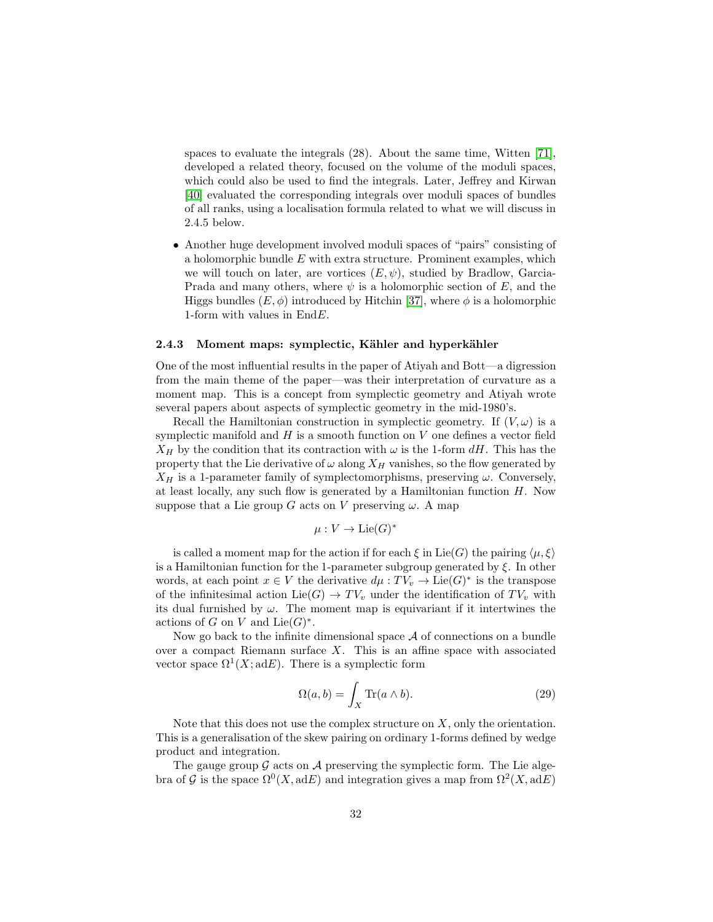spaces to evaluate the integrals (28). About the same time, Witten [71], developed a related theory, focused on the volume of the moduli spaces, which could also be used to find the integrals. Later, Jeffrey and Kirwan [40] evaluated the corresponding integrals over moduli spaces of bundles of all ranks, using a localisation formula related to what we will discuss in 2.4.5 below.

- Another huge development involved moduli spaces of "pairs" consisting of a holomorphic bundle $E$ with extra structure. Prominent examples, which we will touch on later, are vortices $(E, \psi)$, studied by Bradlow, Garcia-Prada and many others, where $\psi$ is a holomorphic section of $E$, and the Higgs bundles $(E, \phi)$ introduced by Hitchin [37], where $\phi$ is a holomorphic 1-form with values in End$E$.

### 2.4.3 Moment maps: symplectic, Kähler and hyperkähler

One of the most influential results in the paper of Atiyah and Bott—a digression from the main theme of the paper—was their interpretation of curvature as a moment map. This is a concept from symplectic geometry and Atiyah wrote several papers about aspects of symplectic geometry in the mid-1980's.

Recall the Hamiltonian construction in symplectic geometry. If $(V, \omega)$ is a symplectic manifold and $H$ is a smooth function on $V$ one defines a vector field $X_H$ by the condition that its contraction with $\omega$ is the 1-form $dH$. This has the property that the Lie derivative of $\omega$ along $X_H$ vanishes, so the flow generated by $X_H$ is a 1-parameter family of symplectomorphisms, preserving $\omega$. Conversely, at least locally, any such flow is generated by a Hamiltonian function $H$. Now suppose that a Lie group $G$ acts on $V$ preserving $\omega$. A map

$$\mu : V \to \mathrm{Lie}(G)^*$$

is called a moment map for the action if for each $\xi$ in $\mathrm{Lie}(G)$ the pairing $\langle \mu, \xi \rangle$ is a Hamiltonian function for the 1-parameter subgroup generated by $\xi$. In other words, at each point $x \in V$ the derivative $d\mu : TV_v \to \mathrm{Lie}(G)^*$ is the transpose of the infinitesimal action $\mathrm{Lie}(G) \to TV_v$ under the identification of $TV_v$ with its dual furnished by $\omega$. The moment map is equivariant if it intertwines the actions of $G$ on $V$ and $\mathrm{Lie}(G)^*$.

Now go back to the infinite dimensional space $\mathcal{A}$ of connections on a bundle over a compact Riemann surface $X$. This is an affine space with associated vector space $\Omega^1(X; \mathrm{ad}E)$. There is a symplectic form

$$\Omega(a, b) = \int_X \mathrm{Tr}(a \wedge b). \tag{29}$$

Note that this does not use the complex structure on $X$, only the orientation. This is a generalisation of the skew pairing on ordinary 1-forms defined by wedge product and integration.

The gauge group $\mathcal{G}$ acts on $\mathcal{A}$ preserving the symplectic form. The Lie algebra of $\mathcal{G}$ is the space $\Omega^0(X, \mathrm{ad}E)$ and integration gives a map from $\Omega^2(X, \mathrm{ad}E)$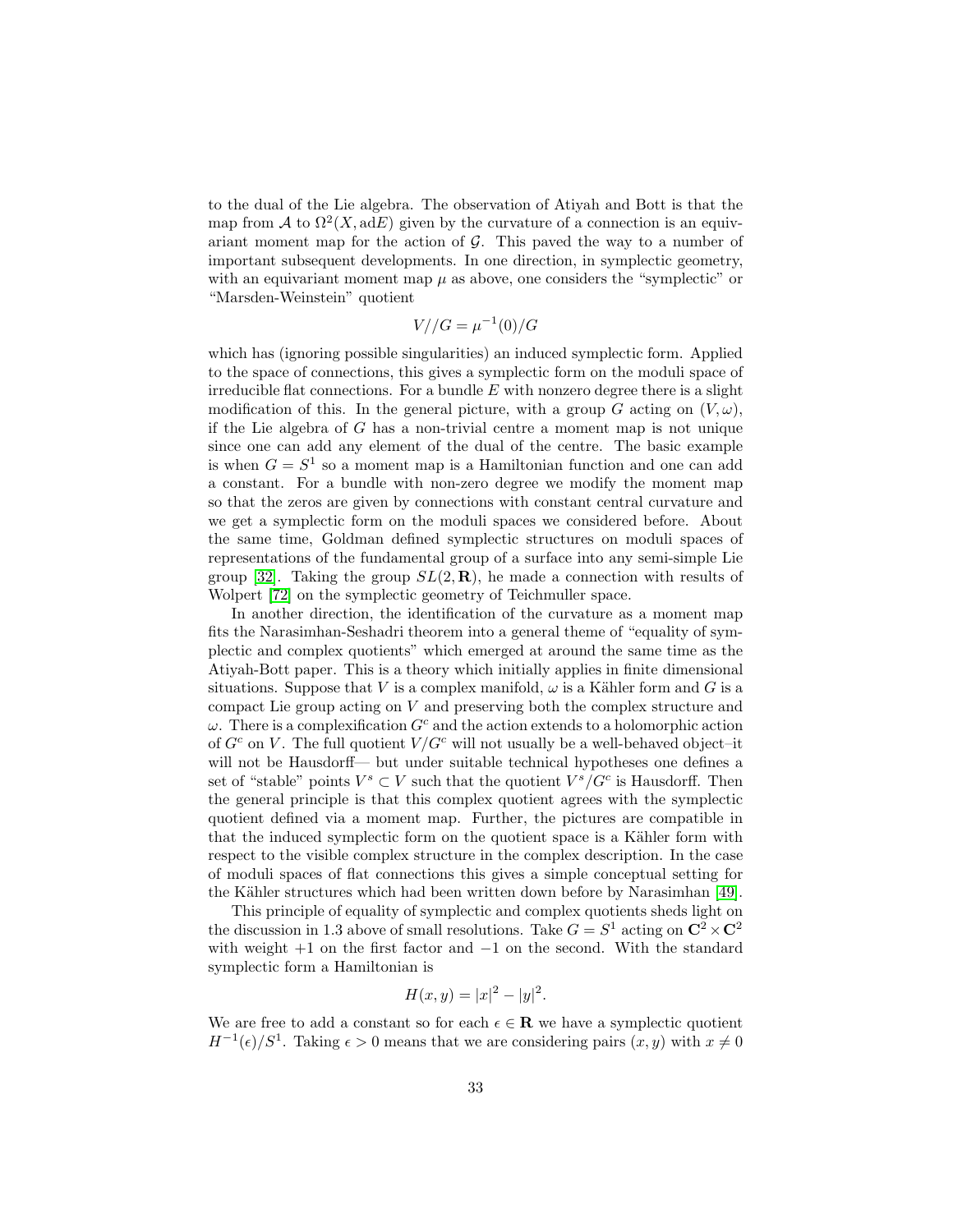to the dual of the Lie algebra. The observation of Atiyah and Bott is that the map from $\mathcal{A}$ to $\Omega^2(X, \mathrm{ad}E)$ given by the curvature of a connection is an equivariant moment map for the action of $\mathcal{G}$. This paved the way to a number of important subsequent developments. In one direction, in symplectic geometry, with an equivariant moment map $\mu$ as above, one considers the "symplectic" or "Marsden-Weinstein" quotient

$$V//G = \mu^{-1}(0)/G$$

which has (ignoring possible singularities) an induced symplectic form. Applied to the space of connections, this gives a symplectic form on the moduli space of irreducible flat connections. For a bundle $E$ with nonzero degree there is a slight modification of this. In the general picture, with a group $G$ acting on $(V, \omega)$, if the Lie algebra of $G$ has a non-trivial centre a moment map is not unique since one can add any element of the dual of the centre. The basic example is when $G = S^1$ so a moment map is a Hamiltonian function and one can add a constant. For a bundle with non-zero degree we modify the moment map so that the zeros are given by connections with constant central curvature and we get a symplectic form on the moduli spaces we considered before. About the same time, Goldman defined symplectic structures on moduli spaces of representations of the fundamental group of a surface into any semi-simple Lie group [32]. Taking the group $SL(2, \mathbf{R})$, he made a connection with results of Wolpert [72] on the symplectic geometry of Teichmuller space.

In another direction, the identification of the curvature as a moment map fits the Narasimhan-Seshadri theorem into a general theme of "equality of symplectic and complex quotients" which emerged at around the same time as the Atiyah-Bott paper. This is a theory which initially applies in finite dimensional situations. Suppose that $V$ is a complex manifold, $\omega$ is a Kähler form and $G$ is a compact Lie group acting on $V$ and preserving both the complex structure and $\omega$. There is a complexification $G^c$ and the action extends to a holomorphic action of $G^c$ on $V$. The full quotient $V/G^c$ will not usually be a well-behaved object–it will not be Hausdorff— but under suitable technical hypotheses one defines a set of "stable" points $V^s \subset V$ such that the quotient $V^s/G^c$ is Hausdorff. Then the general principle is that this complex quotient agrees with the symplectic quotient defined via a moment map. Further, the pictures are compatible in that the induced symplectic form on the quotient space is a Kähler form with respect to the visible complex structure in the complex description. In the case of moduli spaces of flat connections this gives a simple conceptual setting for the Kähler structures which had been written down before by Narasimhan [49].

This principle of equality of symplectic and complex quotients sheds light on the discussion in 1.3 above of small resolutions. Take $G = S^1$ acting on $\mathbf{C}^2 \times \mathbf{C}^2$ with weight $+1$ on the first factor and $-1$ on the second. With the standard symplectic form a Hamiltonian is

$$H(x, y) = |x|^2 - |y|^2.$$

We are free to add a constant so for each $\epsilon \in \mathbf{R}$ we have a symplectic quotient $H^{-1}(\epsilon)/S^1$. Taking $\epsilon > 0$ means that we are considering pairs $(x, y)$ with $x \neq 0$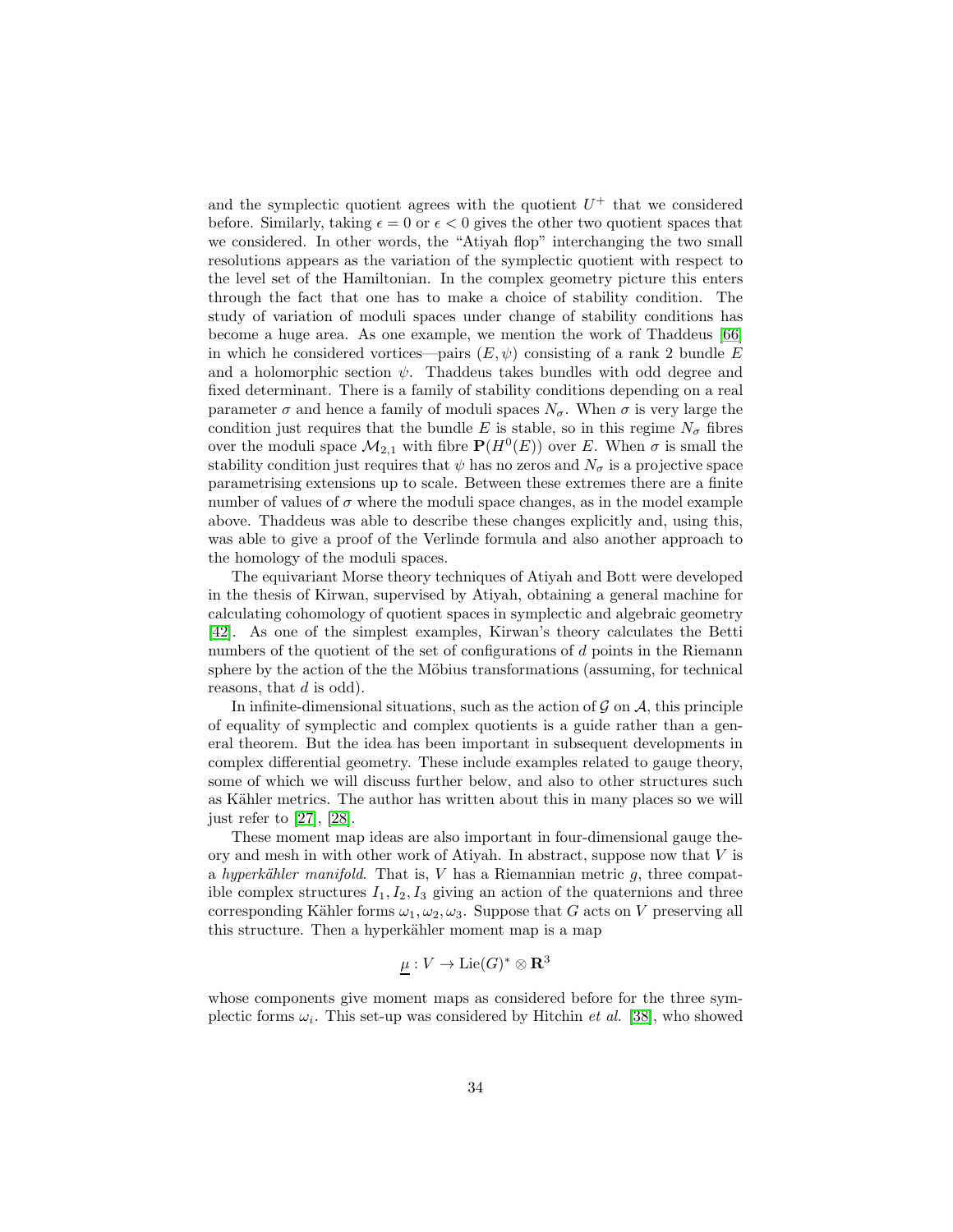and the symplectic quotient agrees with the quotient $U^+$ that we considered before. Similarly, taking $\epsilon = 0$ or $\epsilon < 0$ gives the other two quotient spaces that we considered. In other words, the "Atiyah flop" interchanging the two small resolutions appears as the variation of the symplectic quotient with respect to the level set of the Hamiltonian. In the complex geometry picture this enters through the fact that one has to make a choice of stability condition. The study of variation of moduli spaces under change of stability conditions has become a huge area. As one example, we mention the work of Thaddeus [66] in which he considered vortices—pairs $(E, \psi)$ consisting of a rank 2 bundle $E$ and a holomorphic section $\psi$. Thaddeus takes bundles with odd degree and fixed determinant. There is a family of stability conditions depending on a real parameter $\sigma$ and hence a family of moduli spaces $N_\sigma$. When $\sigma$ is very large the condition just requires that the bundle $E$ is stable, so in this regime $N_\sigma$ fibres over the moduli space $\mathcal{M}_{2,1}$ with fibre $\mathbf{P}(H^0(E))$ over $E$. When $\sigma$ is small the stability condition just requires that $\psi$ has no zeros and $N_\sigma$ is a projective space parametrising extensions up to scale. Between these extremes there are a finite number of values of $\sigma$ where the moduli space changes, as in the model example above. Thaddeus was able to describe these changes explicitly and, using this, was able to give a proof of the Verlinde formula and also another approach to the homology of the moduli spaces.

The equivariant Morse theory techniques of Atiyah and Bott were developed in the thesis of Kirwan, supervised by Atiyah, obtaining a general machine for calculating cohomology of quotient spaces in symplectic and algebraic geometry [42]. As one of the simplest examples, Kirwan's theory calculates the Betti numbers of the quotient of the set of configurations of $d$ points in the Riemann sphere by the action of the the Möbius transformations (assuming, for technical reasons, that $d$ is odd).

In infinite-dimensional situations, such as the action of $\mathcal{G}$ on $\mathcal{A}$, this principle of equality of symplectic and complex quotients is a guide rather than a general theorem. But the idea has been important in subsequent developments in complex differential geometry. These include examples related to gauge theory, some of which we will discuss further below, and also to other structures such as Kähler metrics. The author has written about this in many places so we will just refer to [27], [28].

These moment map ideas are also important in four-dimensional gauge theory and mesh in with other work of Atiyah. In abstract, suppose now that $V$ is a *hyperkähler manifold*. That is, $V$ has a Riemannian metric $g$, three compatible complex structures $I_1, I_2, I_3$ giving an action of the quaternions and three corresponding Kähler forms $\omega_1, \omega_2, \omega_3$. Suppose that $G$ acts on $V$ preserving all this structure. Then a hyperkähler moment map is a map

$$\underline{\mu} : V \to \mathrm{Lie}(G)^* \otimes \mathbf{R}^3$$

whose components give moment maps as considered before for the three symplectic forms $\omega_i$. This set-up was considered by Hitchin *et al.* [38], who showed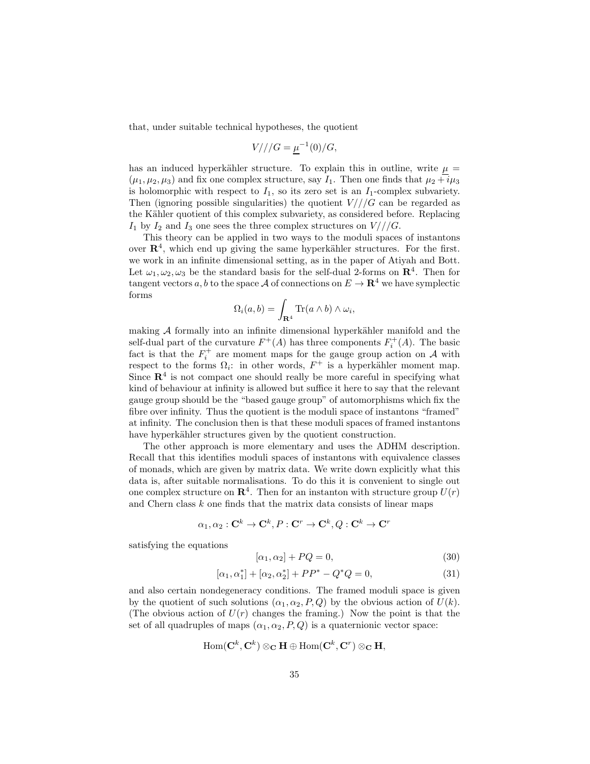that, under suitable technical hypotheses, the quotient

$$V///G = \underline{\mu}^{-1}(0)/G,$$

has an induced hyperkähler structure. To explain this in outline, write $\underline{\mu} = (\mu_1, \mu_2, \mu_3)$ and fix one complex structure, say $I_1$. Then one finds that $\mu_2 + i\mu_3$ is holomorphic with respect to $I_1$, so its zero set is an $I_1$-complex subvariety. Then (ignoring possible singularities) the quotient $V///G$ can be regarded as the Kähler quotient of this complex subvariety, as considered before. Replacing $I_1$ by $I_2$ and $I_3$ one sees the three complex structures on $V///G$.

This theory can be applied in two ways to the moduli spaces of instantons over $\mathbf{R}^4$, which end up giving the same hyperkähler structures. For the first. we work in an infinite dimensional setting, as in the paper of Atiyah and Bott. Let $\omega_1, \omega_2, \omega_3$ be the standard basis for the self-dual 2-forms on $\mathbf{R}^4$. Then for tangent vectors $a, b$ to the space $\mathcal{A}$ of connections on $E \to \mathbf{R}^4$ we have symplectic forms

$$\Omega_i(a, b) = \int_{\mathbf{R}^4} \mathrm{Tr}(a \wedge b) \wedge \omega_i,$$

making $\mathcal{A}$ formally into an infinite dimensional hyperkähler manifold and the self-dual part of the curvature $F^+(A)$ has three components $F_i^+(A)$. The basic fact is that the $F_i^+$ are moment maps for the gauge group action on $\mathcal{A}$ with respect to the forms $\Omega_i$: in other words, $F^+$ is a hyperkähler moment map. Since $\mathbf{R}^4$ is not compact one should really be more careful in specifying what kind of behaviour at infinity is allowed but suffice it here to say that the relevant gauge group should be the "based gauge group" of automorphisms which fix the fibre over infinity. Thus the quotient is the moduli space of instantons "framed" at infinity. The conclusion then is that these moduli spaces of framed instantons have hyperkähler structures given by the quotient construction.

The other approach is more elementary and uses the ADHM description. Recall that this identifies moduli spaces of instantons with equivalence classes of monads, which are given by matrix data. We write down explicitly what this data is, after suitable normalisations. To do this it is convenient to single out one complex structure on $\mathbf{R}^4$. Then for an instanton with structure group $U(r)$ and Chern class $k$ one finds that the matrix data consists of linear maps

$$\alpha_1, \alpha_2 : \mathbf{C}^k \to \mathbf{C}^k, P : \mathbf{C}^r \to \mathbf{C}^k, Q : \mathbf{C}^k \to \mathbf{C}^r$$

satisfying the equations

$$[\alpha_1, \alpha_2] + PQ = 0, \tag{30}$$

$$[\alpha_1, \alpha_1^*] + [\alpha_2, \alpha_2^*] + PP^* - Q^*Q = 0, \tag{31}$$

and also certain nondegeneracy conditions. The framed moduli space is given by the quotient of such solutions $(\alpha_1, \alpha_2, P, Q)$ by the obvious action of $U(k)$. (The obvious action of $U(r)$ changes the framing.) Now the point is that the set of all quadruples of maps $(\alpha_1, \alpha_2, P, Q)$ is a quaternionic vector space:

$$\mathrm{Hom}(\mathbf{C}^k, \mathbf{C}^k) \otimes_{\mathbf{C}} \mathbf{H} \oplus \mathrm{Hom}(\mathbf{C}^k, \mathbf{C}^r) \otimes_{\mathbf{C}} \mathbf{H},$$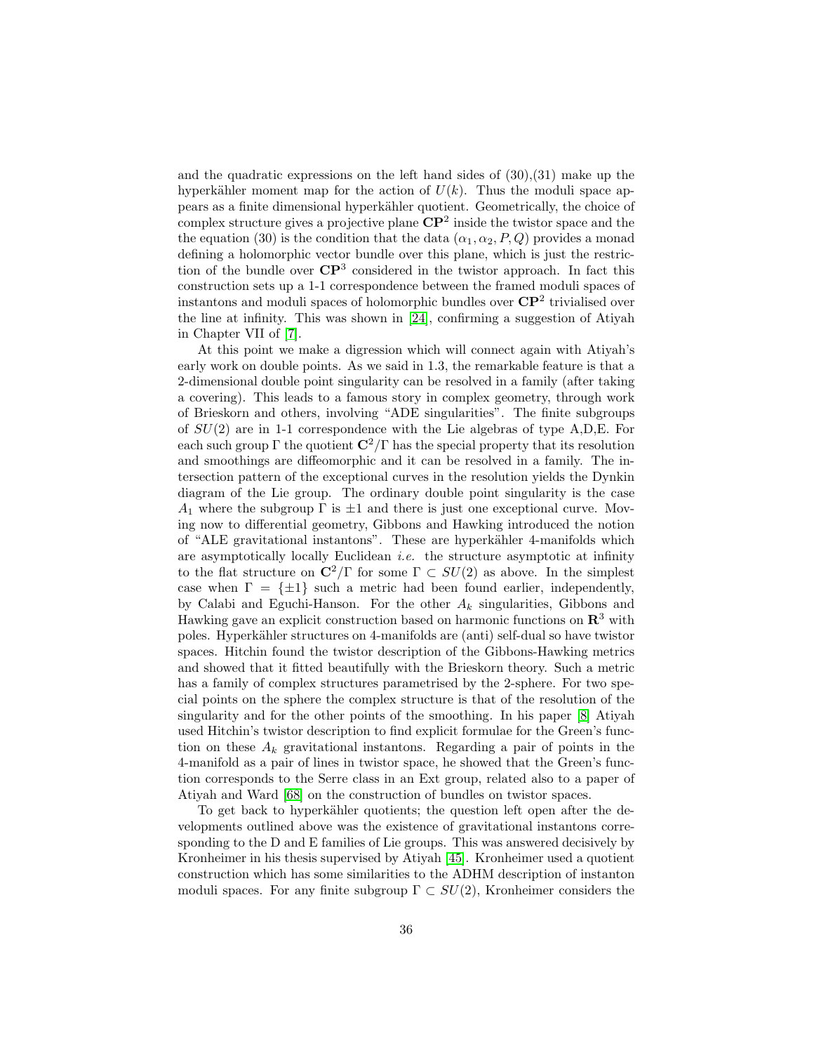and the quadratic expressions on the left hand sides of (30),(31) make up the hyperkähler moment map for the action of $U(k)$. Thus the moduli space appears as a finite dimensional hyperkähler quotient. Geometrically, the choice of complex structure gives a projective plane $\mathbf{CP}^2$ inside the twistor space and the the equation (30) is the condition that the data $(\alpha_1, \alpha_2, P, Q)$ provides a monad defining a holomorphic vector bundle over this plane, which is just the restriction of the bundle over $\mathbf{CP}^3$ considered in the twistor approach. In fact this construction sets up a 1-1 correspondence between the framed moduli spaces of instantons and moduli spaces of holomorphic bundles over $\mathbf{CP}^2$ trivialised over the line at infinity. This was shown in [24], confirming a suggestion of Atiyah in Chapter VII of [7].

At this point we make a digression which will connect again with Atiyah's early work on double points. As we said in 1.3, the remarkable feature is that a 2-dimensional double point singularity can be resolved in a family (after taking a covering). This leads to a famous story in complex geometry, through work of Brieskorn and others, involving "ADE singularities". The finite subgroups of $SU(2)$ are in 1-1 correspondence with the Lie algebras of type A,D,E. For each such group $\Gamma$ the quotient $\mathbf{C}^2/\Gamma$ has the special property that its resolution and smoothings are diffeomorphic and it can be resolved in a family. The intersection pattern of the exceptional curves in the resolution yields the Dynkin diagram of the Lie group. The ordinary double point singularity is the case $A_1$ where the subgroup $\Gamma$ is $\pm 1$ and there is just one exceptional curve. Moving now to differential geometry, Gibbons and Hawking introduced the notion of "ALE gravitational instantons". These are hyperkähler 4-manifolds which are asymptotically locally Euclidean *i.e.* the structure asymptotic at infinity to the flat structure on $\mathbf{C}^2/\Gamma$ for some $\Gamma \subset SU(2)$ as above. In the simplest case when $\Gamma = \{\pm 1\}$ such a metric had been found earlier, independently, by Calabi and Eguchi-Hanson. For the other $A_k$ singularities, Gibbons and Hawking gave an explicit construction based on harmonic functions on $\mathbf{R}^3$ with poles. Hyperkähler structures on 4-manifolds are (anti) self-dual so have twistor spaces. Hitchin found the twistor description of the Gibbons-Hawking metrics and showed that it fitted beautifully with the Brieskorn theory. Such a metric has a family of complex structures parametrised by the 2-sphere. For two special points on the sphere the complex structure is that of the resolution of the singularity and for the other points of the smoothing. In his paper [8] Atiyah used Hitchin's twistor description to find explicit formulae for the Green's function on these $A_k$ gravitational instantons. Regarding a pair of points in the 4-manifold as a pair of lines in twistor space, he showed that the Green's function corresponds to the Serre class in an Ext group, related also to a paper of Atiyah and Ward [68] on the construction of bundles on twistor spaces.

To get back to hyperkähler quotients; the question left open after the developments outlined above was the existence of gravitational instantons corresponding to the D and E families of Lie groups. This was answered decisively by Kronheimer in his thesis supervised by Atiyah [45]. Kronheimer used a quotient construction which has some similarities to the ADHM description of instanton moduli spaces. For any finite subgroup $\Gamma \subset SU(2)$, Kronheimer considers the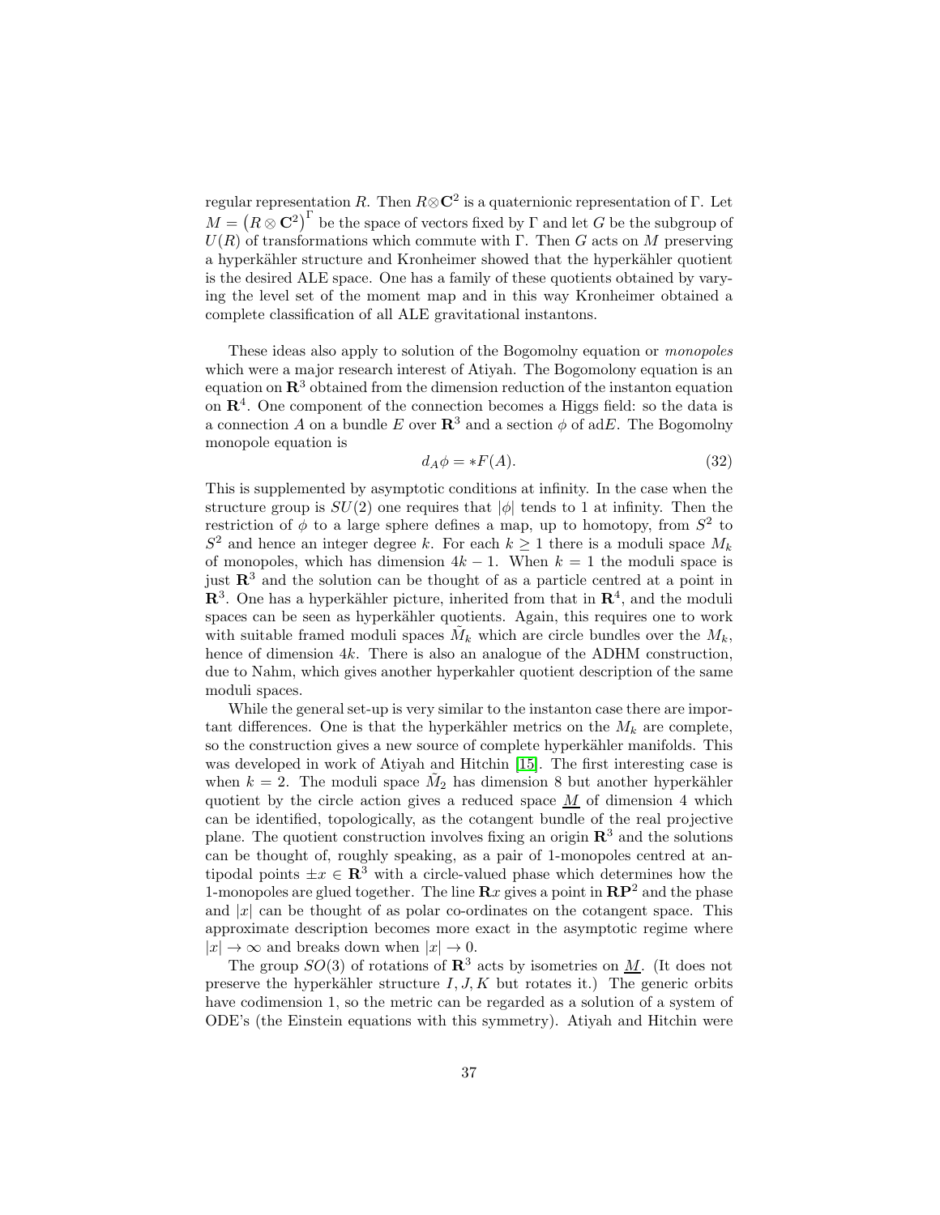regular representation $R$. Then $R \otimes \mathbf{C}^2$ is a quaternionic representation of $\Gamma$. Let $M = \left(R \otimes \mathbf{C}^2\right)^\Gamma$ be the space of vectors fixed by $\Gamma$ and let $G$ be the subgroup of $U(R)$ of transformations which commute with $\Gamma$. Then $G$ acts on $M$ preserving a hyperkähler structure and Kronheimer showed that the hyperkähler quotient is the desired ALE space. One has a family of these quotients obtained by varying the level set of the moment map and in this way Kronheimer obtained a complete classification of all ALE gravitational instantons.

These ideas also apply to solution of the Bogomolny equation or *monopoles* which were a major research interest of Atiyah. The Bogomolony equation is an equation on $\mathbf{R}^3$ obtained from the dimension reduction of the instanton equation on $\mathbf{R}^4$. One component of the connection becomes a Higgs field: so the data is a connection $A$ on a bundle $E$ over $\mathbf{R}^3$ and a section $\phi$ of ad$E$. The Bogomolny monopole equation is

$$d_A\phi = *F(A). \tag{32}$$

This is supplemented by asymptotic conditions at infinity. In the case when the structure group is $SU(2)$ one requires that $|\phi|$ tends to 1 at infinity. Then the restriction of $\phi$ to a large sphere defines a map, up to homotopy, from $S^2$ to $S^2$ and hence an integer degree $k$. For each $k \geq 1$ there is a moduli space $M_k$ of monopoles, which has dimension $4k-1$. When $k=1$ the moduli space is just $\mathbf{R}^3$ and the solution can be thought of as a particle centred at a point in $\mathbf{R}^3$. One has a hyperkähler picture, inherited from that in $\mathbf{R}^4$, and the moduli spaces can be seen as hyperkähler quotients. Again, this requires one to work with suitable framed moduli spaces $\tilde{M}_k$ which are circle bundles over the $M_k$, hence of dimension $4k$. There is also an analogue of the ADHM construction, due to Nahm, which gives another hyperkahler quotient description of the same moduli spaces.

While the general set-up is very similar to the instanton case there are important differences. One is that the hyperkähler metrics on the $M_k$ are complete, so the construction gives a new source of complete hyperkähler manifolds. This was developed in work of Atiyah and Hitchin [15]. The first interesting case is when $k=2$. The moduli space $\tilde{M}_2$ has dimension 8 but another hyperkähler quotient by the circle action gives a reduced space $\underline{M}$ of dimension 4 which can be identified, topologically, as the cotangent bundle of the real projective plane. The quotient construction involves fixing an origin $\mathbf{R}^3$ and the solutions can be thought of, roughly speaking, as a pair of 1-monopoles centred at antipodal points $\pm x \in \mathbf{R}^3$ with a circle-valued phase which determines how the 1-monopoles are glued together. The line $\mathbf{R}x$ gives a point in $\mathbf{RP}^2$ and the phase and $|x|$ can be thought of as polar co-ordinates on the cotangent space. This approximate description becomes more exact in the asymptotic regime where $|x| \to \infty$ and breaks down when $|x| \to 0$.

The group $SO(3)$ of rotations of $\mathbf{R}^3$ acts by isometries on $\underline{M}$. (It does not preserve the hyperkähler structure $I, J, K$ but rotates it.) The generic orbits have codimension 1, so the metric can be regarded as a solution of a system of ODE's (the Einstein equations with this symmetry). Atiyah and Hitchin were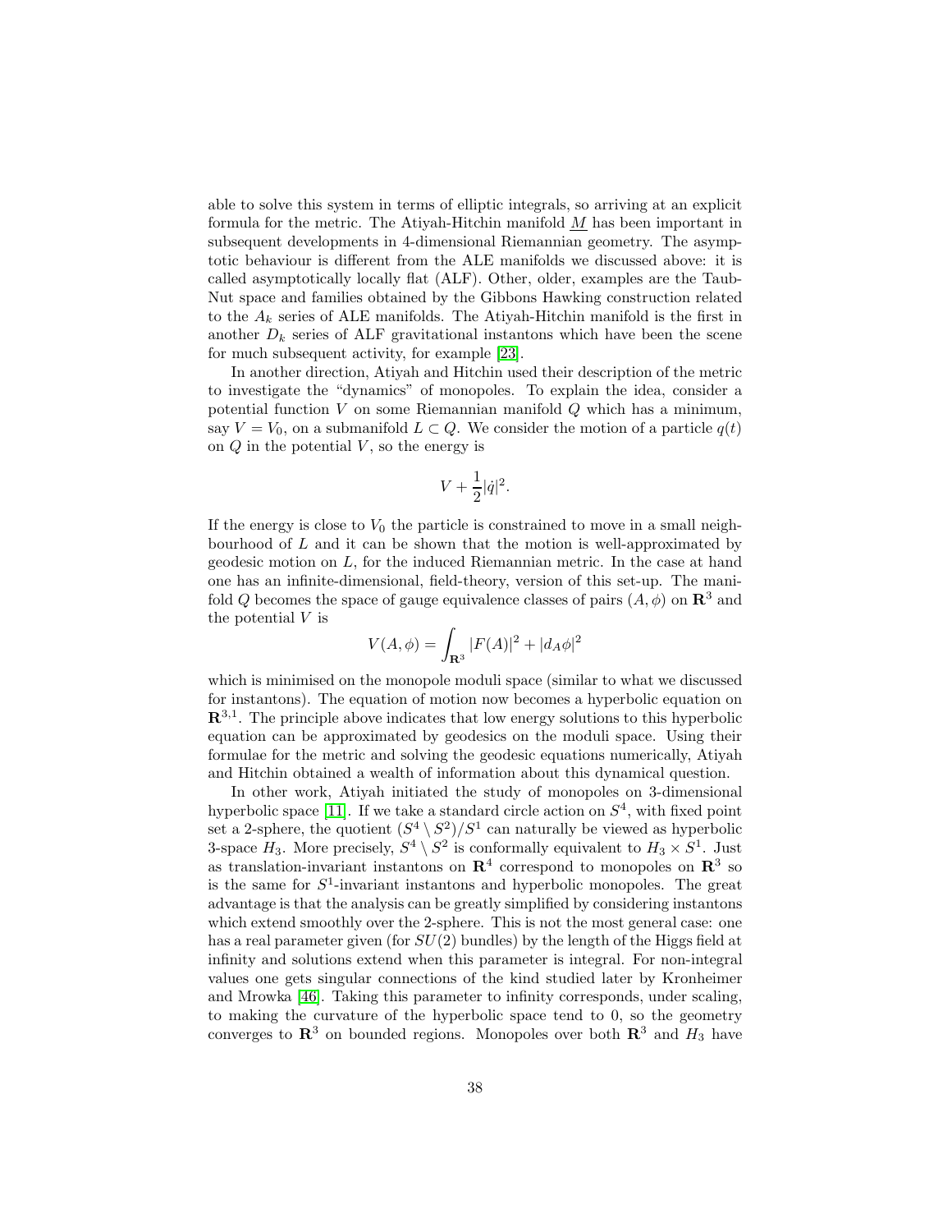able to solve this system in terms of elliptic integrals, so arriving at an explicit formula for the metric. The Atiyah-Hitchin manifold $\underline{M}$ has been important in subsequent developments in 4-dimensional Riemannian geometry. The asymptotic behaviour is different from the ALE manifolds we discussed above: it is called asymptotically locally flat (ALF). Other, older, examples are the Taub-Nut space and families obtained by the Gibbons Hawking construction related to the $A_k$ series of ALE manifolds. The Atiyah-Hitchin manifold is the first in another $D_k$ series of ALF gravitational instantons which have been the scene for much subsequent activity, for example [23].

In another direction, Atiyah and Hitchin used their description of the metric to investigate the "dynamics" of monopoles. To explain the idea, consider a potential function $V$ on some Riemannian manifold $Q$ which has a minimum, say $V = V_0$, on a submanifold $L \subset Q$. We consider the motion of a particle $q(t)$ on $Q$ in the potential $V$, so the energy is

$$V + \frac{1}{2}|\dot{q}|^2.$$

If the energy is close to $V_0$ the particle is constrained to move in a small neighbourhood of $L$ and it can be shown that the motion is well-approximated by geodesic motion on $L$, for the induced Riemannian metric. In the case at hand one has an infinite-dimensional, field-theory, version of this set-up. The manifold $Q$ becomes the space of gauge equivalence classes of pairs $(A, \phi)$ on $\mathbf{R}^3$ and the potential $V$ is

$$V(A, \phi) = \int_{\mathbf{R}^3} |F(A)|^2 + |d_A \phi|^2$$

which is minimised on the monopole moduli space (similar to what we discussed for instantons). The equation of motion now becomes a hyperbolic equation on $\mathbf{R}^{3,1}$. The principle above indicates that low energy solutions to this hyperbolic equation can be approximated by geodesics on the moduli space. Using their formulae for the metric and solving the geodesic equations numerically, Atiyah and Hitchin obtained a wealth of information about this dynamical question.

In other work, Atiyah initiated the study of monopoles on 3-dimensional hyperbolic space [11]. If we take a standard circle action on $S^4$, with fixed point set a 2-sphere, the quotient $(S^4 \setminus S^2)/S^1$ can naturally be viewed as hyperbolic 3-space $H_3$. More precisely, $S^4 \setminus S^2$ is conformally equivalent to $H_3 \times S^1$. Just as translation-invariant instantons on $\mathbf{R}^4$ correspond to monopoles on $\mathbf{R}^3$ so is the same for $S^1$-invariant instantons and hyperbolic monopoles. The great advantage is that the analysis can be greatly simplified by considering instantons which extend smoothly over the 2-sphere. This is not the most general case: one has a real parameter given (for $SU(2)$ bundles) by the length of the Higgs field at infinity and solutions extend when this parameter is integral. For non-integral values one gets singular connections of the kind studied later by Kronheimer and Mrowka [46]. Taking this parameter to infinity corresponds, under scaling, to making the curvature of the hyperbolic space tend to 0, so the geometry converges to $\mathbf{R}^3$ on bounded regions. Monopoles over both $\mathbf{R}^3$ and $H_3$ have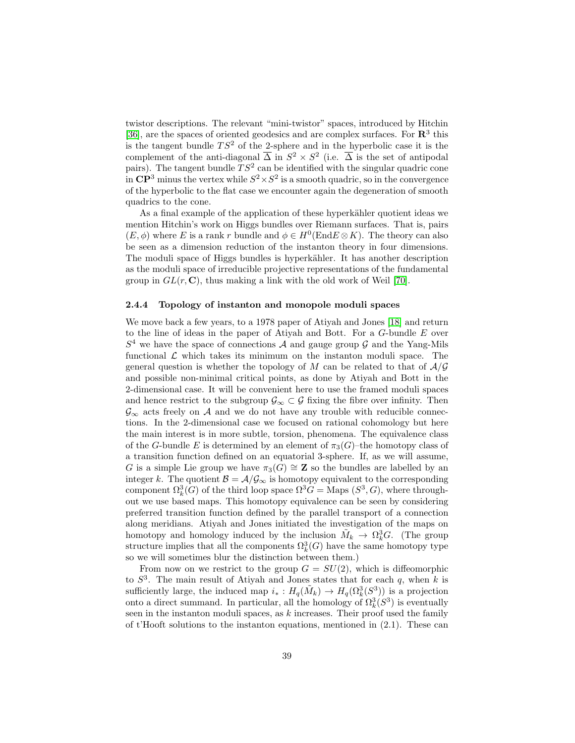twistor descriptions. The relevant "mini-twistor" spaces, introduced by Hitchin [36], are the spaces of oriented geodesics and are complex surfaces. For $\mathbf{R}^3$ this is the tangent bundle $TS^2$ of the 2-sphere and in the hyperbolic case it is the complement of the anti-diagonal $\overline{\Delta}$ in $S^2 \times S^2$ (i.e. $\overline{\Delta}$ is the set of antipodal pairs). The tangent bundle $TS^2$ can be identified with the singular quadric cone in $\mathbf{CP}^3$ minus the vertex while $S^2 \times S^2$ is a smooth quadric, so in the convergence of the hyperbolic to the flat case we encounter again the degeneration of smooth quadrics to the cone.

As a final example of the application of these hyperkähler quotient ideas we mention Hitchin's work on Higgs bundles over Riemann surfaces. That is, pairs $(E, \phi)$ where $E$ is a rank $r$ bundle and $\phi \in H^0(\mathrm{End}E \otimes K)$. The theory can also be seen as a dimension reduction of the instanton theory in four dimensions. The moduli space of Higgs bundles is hyperkähler. It has another description as the moduli space of irreducible projective representations of the fundamental group in $GL(r, \mathbf{C})$, thus making a link with the old work of Weil [70].

#### 2.4.4 Topology of instanton and monopole moduli spaces

We move back a few years, to a 1978 paper of Atiyah and Jones [18] and return to the line of ideas in the paper of Atiyah and Bott. For a $G$-bundle $E$ over $S^4$ we have the space of connections $\mathcal{A}$ and gauge group $\mathcal{G}$ and the Yang-Mils functional $\mathcal{L}$ which takes its minimum on the instanton moduli space. The general question is whether the topology of $M$ can be related to that of $\mathcal{A}/\mathcal{G}$ and possible non-minimal critical points, as done by Atiyah and Bott in the 2-dimensional case. It will be convenient here to use the framed moduli spaces and hence restrict to the subgroup $\mathcal{G}_\infty \subset \mathcal{G}$ fixing the fibre over infinity. Then $\mathcal{G}_\infty$ acts freely on $\mathcal{A}$ and we do not have any trouble with reducible connections. In the 2-dimensional case we focused on rational cohomology but here the main interest is in more subtle, torsion, phenomena. The equivalence class of the $G$-bundle $E$ is determined by an element of $\pi_3(G)$–the homotopy class of a transition function defined on an equatorial 3-sphere. If, as we will assume, $G$ is a simple Lie group we have $\pi_3(G) \cong \mathbf{Z}$ so the bundles are labelled by an integer $k$. The quotient $\mathcal{B} = \mathcal{A}/\mathcal{G}_\infty$ is homotopy equivalent to the corresponding component $\Omega^3_k(G)$ of the third loop space $\Omega^3 G = \mathrm{Maps}\ (S^3, G)$, where throughout we use based maps. This homotopy equivalence can be seen by considering preferred transition function defined by the parallel transport of a connection along meridians. Atiyah and Jones initiated the investigation of the maps on homotopy and homology induced by the inclusion $\tilde{M}_k \to \Omega^3_k G$. (The group structure implies that all the components $\Omega^3_k(G)$ have the same homotopy type so we will sometimes blur the distinction between them.)

From now on we restrict to the group $G = SU(2)$, which is diffeomorphic to $S^3$. The main result of Atiyah and Jones states that for each $q$, when $k$ is sufficiently large, the induced map $i_* : H_q(\tilde{M}_k) \to H_q(\Omega^3_k(S^3))$ is a projection onto a direct summand. In particular, all the homology of $\Omega^3_k(S^3)$ is eventually seen in the instanton moduli spaces, as $k$ increases. Their proof used the family of t'Hooft solutions to the instanton equations, mentioned in (2.1). These can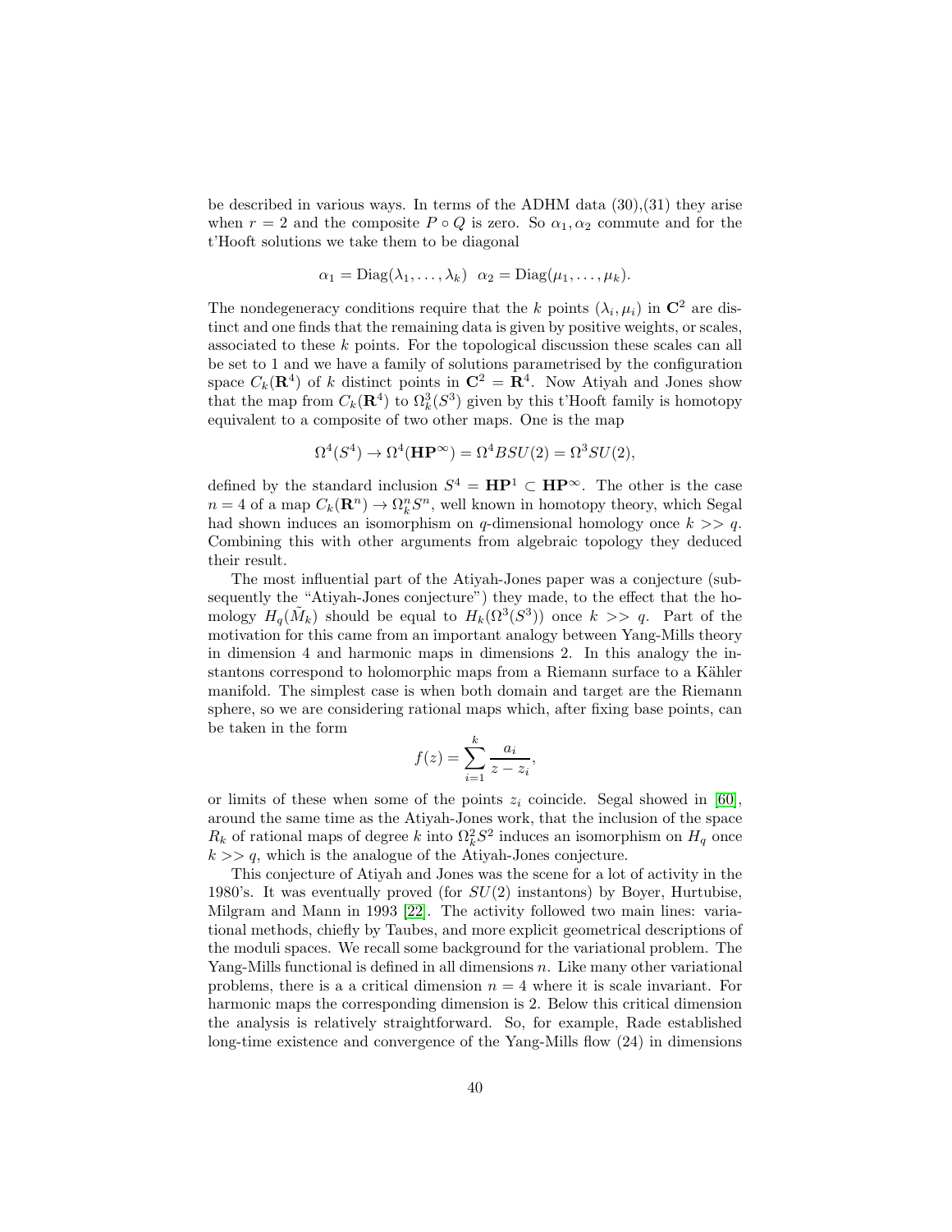be described in various ways. In terms of the ADHM data (30),(31) they arise when $r = 2$ and the composite $P \circ Q$ is zero. So $\alpha_1, \alpha_2$ commute and for the t'Hooft solutions we take them to be diagonal

$$\alpha_1 = \mathrm{Diag}(\lambda_1, \ldots, \lambda_k) \quad \alpha_2 = \mathrm{Diag}(\mu_1, \ldots, \mu_k).$$

The nondegeneracy conditions require that the $k$ points $(\lambda_i, \mu_i)$ in $\mathbf{C}^2$ are distinct and one finds that the remaining data is given by positive weights, or scales, associated to these $k$ points. For the topological discussion these scales can all be set to 1 and we have a family of solutions parametrised by the configuration space $C_k(\mathbf{R}^4)$ of $k$ distinct points in $\mathbf{C}^2 = \mathbf{R}^4$. Now Atiyah and Jones show that the map from $C_k(\mathbf{R}^4)$ to $\Omega^3_k(S^3)$ given by this t'Hooft family is homotopy equivalent to a composite of two other maps. One is the map

$$\Omega^4(S^4) \to \Omega^4(\mathbf{HP}^\infty) = \Omega^4 BSU(2) = \Omega^3 SU(2),$$

defined by the standard inclusion $S^4 = \mathbf{HP}^1 \subset \mathbf{HP}^\infty$. The other is the case $n = 4$ of a map $C_k(\mathbf{R}^n) \to \Omega^n_k S^n$, well known in homotopy theory, which Segal had shown induces an isomorphism on $q$-dimensional homology once $k >> q$. Combining this with other arguments from algebraic topology they deduced their result.

The most influential part of the Atiyah-Jones paper was a conjecture (subsequently the "Atiyah-Jones conjecture") they made, to the effect that the homology $H_q(\tilde{M}_k)$ should be equal to $H_k(\Omega^3(S^3))$ once $k >> q$. Part of the motivation for this came from an important analogy between Yang-Mills theory in dimension 4 and harmonic maps in dimensions 2. In this analogy the instantons correspond to holomorphic maps from a Riemann surface to a Kähler manifold. The simplest case is when both domain and target are the Riemann sphere, so we are considering rational maps which, after fixing base points, can be taken in the form

$$f(z) = \sum_{i=1}^{k} \frac{a_i}{z - z_i},$$

or limits of these when some of the points $z_i$ coincide. Segal showed in [60], around the same time as the Atiyah-Jones work, that the inclusion of the space $R_k$ of rational maps of degree $k$ into $\Omega^2_k S^2$ induces an isomorphism on $H_q$ once $k >> q$, which is the analogue of the Atiyah-Jones conjecture.

This conjecture of Atiyah and Jones was the scene for a lot of activity in the 1980's. It was eventually proved (for $SU(2)$ instantons) by Boyer, Hurtubise, Milgram and Mann in 1993 [22]. The activity followed two main lines: variational methods, chiefly by Taubes, and more explicit geometrical descriptions of the moduli spaces. We recall some background for the variational problem. The Yang-Mills functional is defined in all dimensions $n$. Like many other variational problems, there is a a critical dimension $n = 4$ where it is scale invariant. For harmonic maps the corresponding dimension is 2. Below this critical dimension the analysis is relatively straightforward. So, for example, Rade established long-time existence and convergence of the Yang-Mills flow (24) in dimensions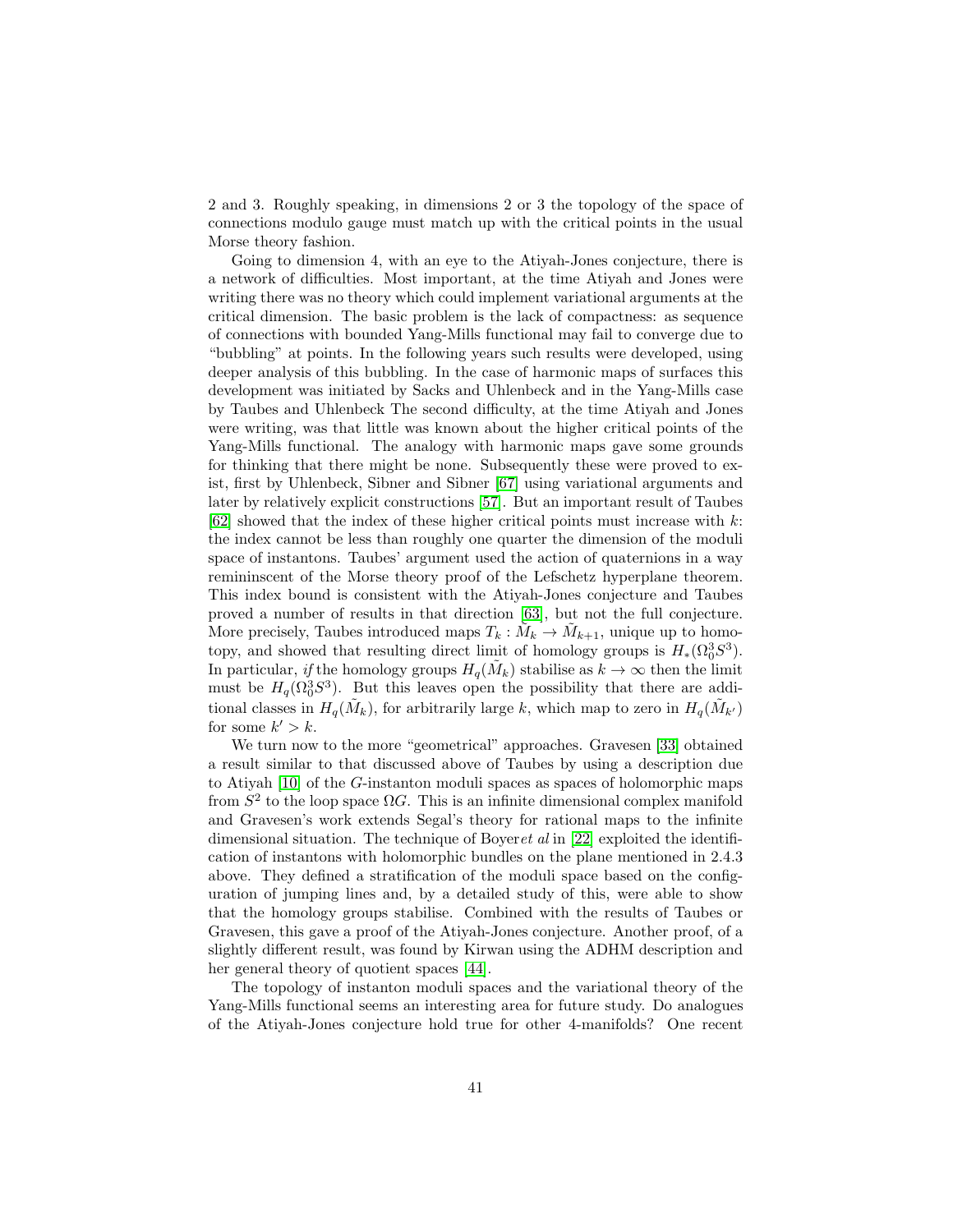2 and 3. Roughly speaking, in dimensions 2 or 3 the topology of the space of connections modulo gauge must match up with the critical points in the usual Morse theory fashion.

Going to dimension 4, with an eye to the Atiyah-Jones conjecture, there is a network of difficulties. Most important, at the time Atiyah and Jones were writing there was no theory which could implement variational arguments at the critical dimension. The basic problem is the lack of compactness: as sequence of connections with bounded Yang-Mills functional may fail to converge due to "bubbling" at points. In the following years such results were developed, using deeper analysis of this bubbling. In the case of harmonic maps of surfaces this development was initiated by Sacks and Uhlenbeck and in the Yang-Mills case by Taubes and Uhlenbeck The second difficulty, at the time Atiyah and Jones were writing, was that little was known about the higher critical points of the Yang-Mills functional. The analogy with harmonic maps gave some grounds for thinking that there might be none. Subsequently these were proved to exist, first by Uhlenbeck, Sibner and Sibner [67] using variational arguments and later by relatively explicit constructions [57]. But an important result of Taubes [62] showed that the index of these higher critical points must increase with $k$: the index cannot be less than roughly one quarter the dimension of the moduli space of instantons. Taubes' argument used the action of quaternions in a way remininscent of the Morse theory proof of the Lefschetz hyperplane theorem. This index bound is consistent with the Atiyah-Jones conjecture and Taubes proved a number of results in that direction [63], but not the full conjecture. More precisely, Taubes introduced maps $T_k : \tilde{M}_k \to \tilde{M}_{k+1}$, unique up to homotopy, and showed that resulting direct limit of homology groups is $H_*(\Omega^3_0 S^3)$. In particular, *if* the homology groups $H_q(\tilde{M}_k)$ stabilise as $k \to \infty$ then the limit must be $H_q(\Omega^3_0 S^3)$. But this leaves open the possibility that there are additional classes in $H_q(\tilde{M}_k)$, for arbitrarily large $k$, which map to zero in $H_q(\tilde{M}_{k'})$ for some $k' > k$.

We turn now to the more "geometrical" approaches. Gravesen [33] obtained a result similar to that discussed above of Taubes by using a description due to Atiyah [10] of the $G$-instanton moduli spaces as spaces of holomorphic maps from $S^2$ to the loop space $\Omega G$. This is an infinite dimensional complex manifold and Gravesen's work extends Segal's theory for rational maps to the infinite dimensional situation. The technique of Boyer*et al* in [22] exploited the identification of instantons with holomorphic bundles on the plane mentioned in 2.4.3 above. They defined a stratification of the moduli space based on the configuration of jumping lines and, by a detailed study of this, were able to show that the homology groups stabilise. Combined with the results of Taubes or Gravesen, this gave a proof of the Atiyah-Jones conjecture. Another proof, of a slightly different result, was found by Kirwan using the ADHM description and her general theory of quotient spaces [44].

The topology of instanton moduli spaces and the variational theory of the Yang-Mills functional seems an interesting area for future study. Do analogues of the Atiyah-Jones conjecture hold true for other 4-manifolds? One recent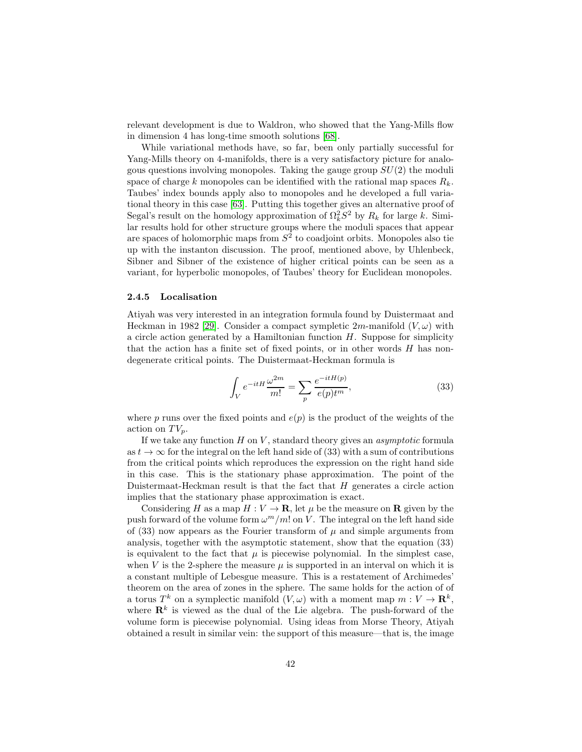relevant development is due to Waldron, who showed that the Yang-Mills flow in dimension 4 has long-time smooth solutions [68].

While variational methods have, so far, been only partially successful for Yang-Mills theory on 4-manifolds, there is a very satisfactory picture for analogous questions involving monopoles. Taking the gauge group $SU(2)$ the moduli space of charge $k$ monopoles can be identified with the rational map spaces $R_k$. Taubes' index bounds apply also to monopoles and he developed a full variational theory in this case [63]. Putting this together gives an alternative proof of Segal's result on the homology approximation of $\Omega^2_k S^2$ by $R_k$ for large $k$. Similar results hold for other structure groups where the moduli spaces that appear are spaces of holomorphic maps from $S^2$ to coadjoint orbits. Monopoles also tie up with the instanton discussion. The proof, mentioned above, by Uhlenbeck, Sibner and Sibner of the existence of higher critical points can be seen as a variant, for hyperbolic monopoles, of Taubes' theory for Euclidean monopoles.

#### 2.4.5 Localisation

Atiyah was very interested in an integration formula found by Duistermaat and Heckman in 1982 [29]. Consider a compact sympletic $2m$-manifold $(V, \omega)$ with a circle action generated by a Hamiltonian function $H$. Suppose for simplicity that the action has a finite set of fixed points, or in other words $H$ has non-degenerate critical points. The Duistermaat-Heckman formula is

$$\int_V e^{-itH} \frac{\omega^{2m}}{m!} = \sum_p \frac{e^{-itH(p)}}{e(p)t^m}, \tag{33}$$

where $p$ runs over the fixed points and $e(p)$ is the product of the weights of the action on $TV_p$.

If we take any function $H$ on $V$, standard theory gives an *asymptotic* formula as $t \to \infty$ for the integral on the left hand side of (33) with a sum of contributions from the critical points which reproduces the expression on the right hand side in this case. This is the stationary phase approximation. The point of the Duistermaat-Heckman result is that the fact that $H$ generates a circle action implies that the stationary phase approximation is exact.

Considering $H$ as a map $H : V \to \mathbf{R}$, let $\mu$ be the measure on $\mathbf{R}$ given by the push forward of the volume form $\omega^m/m!$ on $V$. The integral on the left hand side of (33) now appears as the Fourier transform of $\mu$ and simple arguments from analysis, together with the asymptotic statement, show that the equation (33) is equivalent to the fact that $\mu$ is piecewise polynomial. In the simplest case, when $V$ is the 2-sphere the measure $\mu$ is supported in an interval on which it is a constant multiple of Lebesgue measure. This is a restatement of Archimedes' theorem on the area of zones in the sphere. The same holds for the action of of a torus $T^k$ on a symplectic manifold $(V, \omega)$ with a moment map $m : V \to \mathbf{R}^k$, where $\mathbf{R}^k$ is viewed as the dual of the Lie algebra. The push-forward of the volume form is piecewise polynomial. Using ideas from Morse Theory, Atiyah obtained a result in similar vein: the support of this measure—that is, the image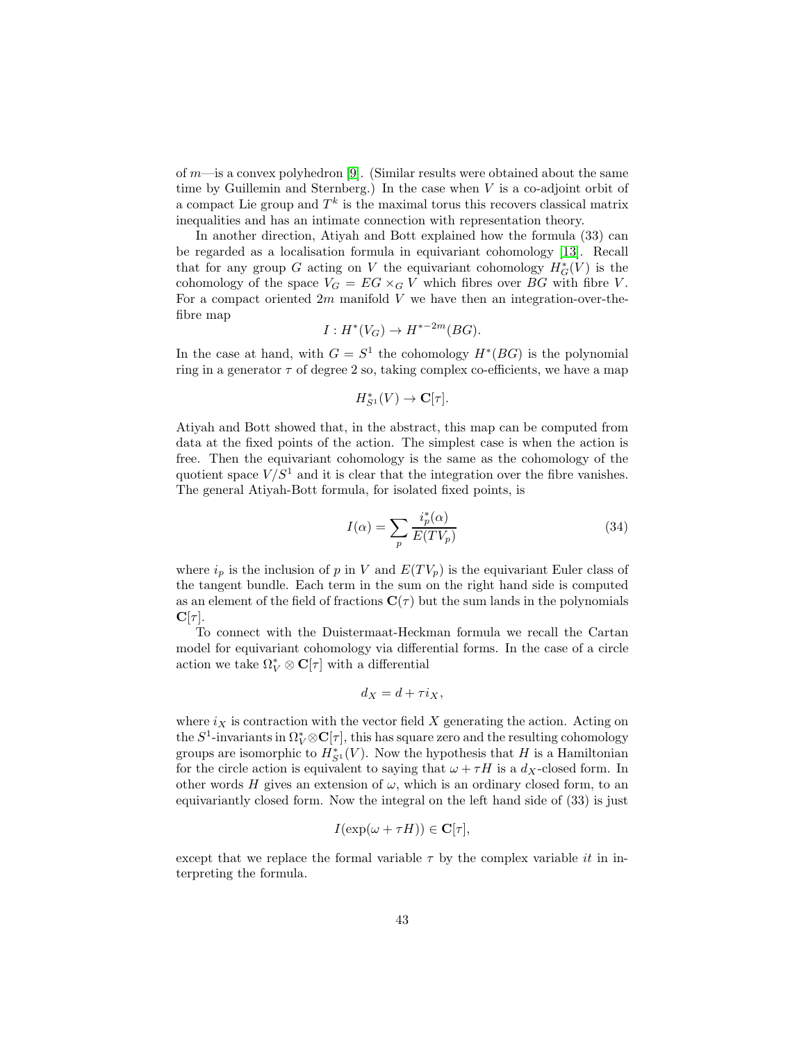of $m$—is a convex polyhedron [9]. (Similar results were obtained about the same time by Guillemin and Sternberg.) In the case when $V$ is a co-adjoint orbit of a compact Lie group and $T^k$ is the maximal torus this recovers classical matrix inequalities and has an intimate connection with representation theory.

In another direction, Atiyah and Bott explained how the formula (33) can be regarded as a localisation formula in equivariant cohomology [13]. Recall that for any group $G$ acting on $V$ the equivariant cohomology $H^*_G(V)$ is the cohomology of the space $V_G = EG \times_G V$ which fibres over $BG$ with fibre $V$. For a compact oriented $2m$ manifold $V$ we have then an integration-over-the-fibre map

$$I : H^*(V_G) \to H^{*-2m}(BG).$$

In the case at hand, with $G = S^1$ the cohomology $H^*(BG)$ is the polynomial ring in a generator $\tau$ of degree 2 so, taking complex co-efficients, we have a map

$$H^*_{S^1}(V) \to \mathbf{C}[\tau].$$

Atiyah and Bott showed that, in the abstract, this map can be computed from data at the fixed points of the action. The simplest case is when the action is free. Then the equivariant cohomology is the same as the cohomology of the quotient space $V/S^1$ and it is clear that the integration over the fibre vanishes. The general Atiyah-Bott formula, for isolated fixed points, is

$$I(\alpha) = \sum_p \frac{i_p^*(\alpha)}{E(TV_p)} \tag{34}$$

where $i_p$ is the inclusion of $p$ in $V$ and $E(TV_p)$ is the equivariant Euler class of the tangent bundle. Each term in the sum on the right hand side is computed as an element of the field of fractions $\mathbf{C}(\tau)$ but the sum lands in the polynomials $\mathbf{C}[\tau]$.

To connect with the Duistermaat-Heckman formula we recall the Cartan model for equivariant cohomology via differential forms. In the case of a circle action we take $\Omega^*_V \otimes \mathbf{C}[\tau]$ with a differential

$$d_X = d + \tau i_X,$$

where $i_X$ is contraction with the vector field $X$ generating the action. Acting on the $S^1$-invariants in $\Omega^*_V \otimes \mathbf{C}[\tau]$, this has square zero and the resulting cohomology groups are isomorphic to $H^*_{S^1}(V)$. Now the hypothesis that $H$ is a Hamiltonian for the circle action is equivalent to saying that $\omega + \tau H$ is a $d_X$-closed form. In other words $H$ gives an extension of $\omega$, which is an ordinary closed form, to an equivariantly closed form. Now the integral on the left hand side of (33) is just

$$I(\exp(\omega + \tau H)) \in \mathbf{C}[\tau],$$

except that we replace the formal variable $\tau$ by the complex variable $it$ in interpreting the formula.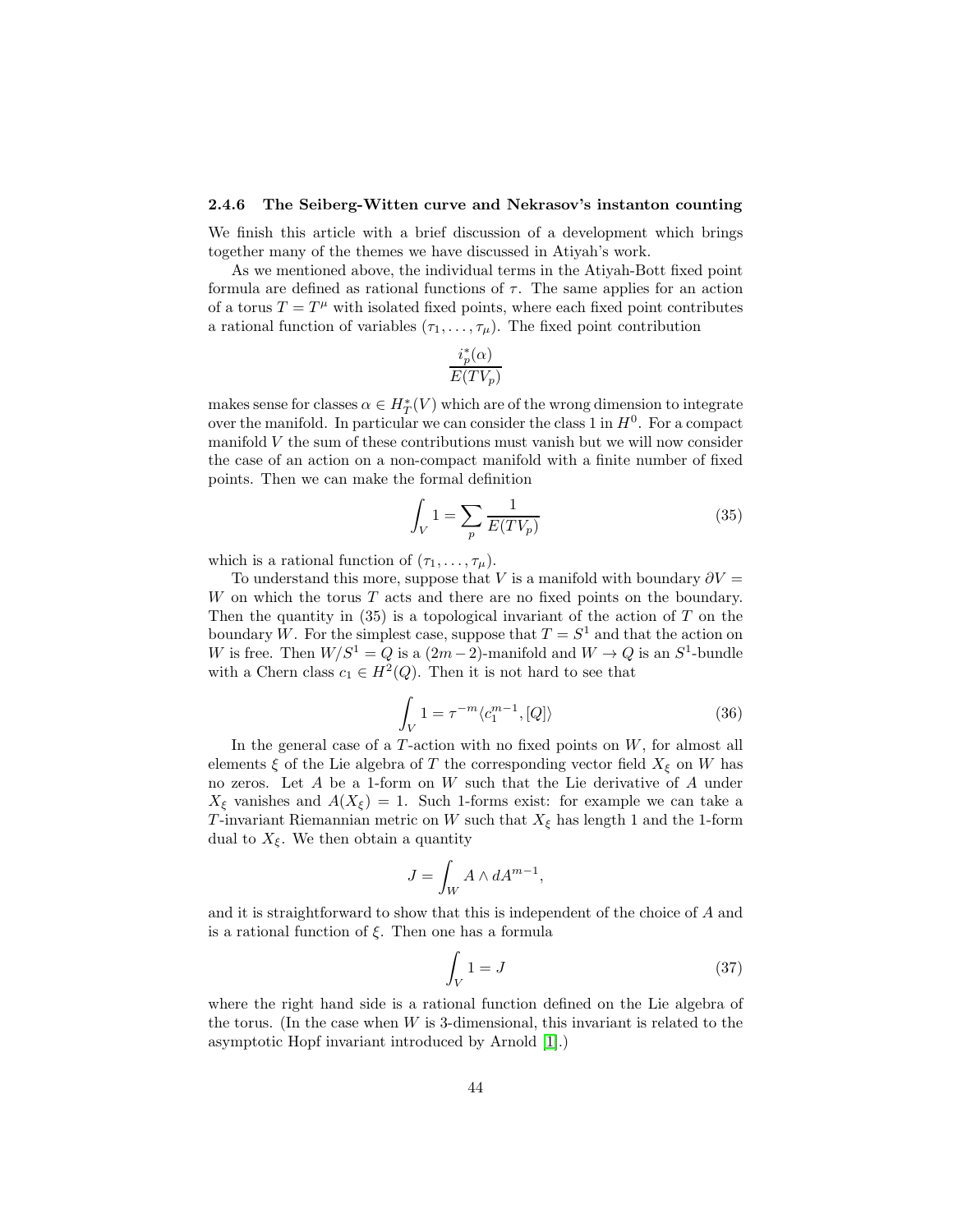#### 2.4.6 The Seiberg-Witten curve and Nekrasov's instanton counting

We finish this article with a brief discussion of a development which brings together many of the themes we have discussed in Atiyah's work.

As we mentioned above, the individual terms in the Atiyah-Bott fixed point formula are defined as rational functions of $\tau$. The same applies for an action of a torus $T = T^\mu$ with isolated fixed points, where each fixed point contributes a rational function of variables $(\tau_1, \dots, \tau_\mu)$. The fixed point contribution

$$\frac{i_p^*(\alpha)}{E(TV_p)}$$

makes sense for classes $\alpha \in H_T^*(V)$ which are of the wrong dimension to integrate over the manifold. In particular we can consider the class 1 in $H^0$. For a compact manifold $V$ the sum of these contributions must vanish but we will now consider the case of an action on a non-compact manifold with a finite number of fixed points. Then we can make the formal definition

$$\int_V 1 = \sum_p \frac{1}{E(TV_p)} \tag{35}$$

which is a rational function of $(\tau_1, \dots, \tau_\mu)$.

To understand this more, suppose that $V$ is a manifold with boundary $\partial V = W$ on which the torus $T$ acts and there are no fixed points on the boundary. Then the quantity in (35) is a topological invariant of the action of $T$ on the boundary $W$. For the simplest case, suppose that $T = S^1$ and that the action on $W$ is free. Then $W/S^1 = Q$ is a $(2m-2)$-manifold and $W \to Q$ is an $S^1$-bundle with a Chern class $c_1 \in H^2(Q)$. Then it is not hard to see that

$$\int_V 1 = \tau^{-m} \langle c_1^{m-1}, [Q] \rangle \tag{36}$$

In the general case of a $T$-action with no fixed points on $W$, for almost all elements $\xi$ of the Lie algebra of $T$ the corresponding vector field $X_\xi$ on $W$ has no zeros. Let $A$ be a 1-form on $W$ such that the Lie derivative of $A$ under $X_\xi$ vanishes and $A(X_\xi) = 1$. Such 1-forms exist: for example we can take a $T$-invariant Riemannian metric on $W$ such that $X_\xi$ has length 1 and the 1-form dual to $X_\xi$. We then obtain a quantity

$$J = \int_W A \wedge dA^{m-1},$$

and it is straightforward to show that this is independent of the choice of $A$ and is a rational function of $\xi$. Then one has a formula

$$\int_V 1 = J \tag{37}$$

where the right hand side is a rational function defined on the Lie algebra of the torus. (In the case when $W$ is 3-dimensional, this invariant is related to the asymptotic Hopf invariant introduced by Arnold [1].)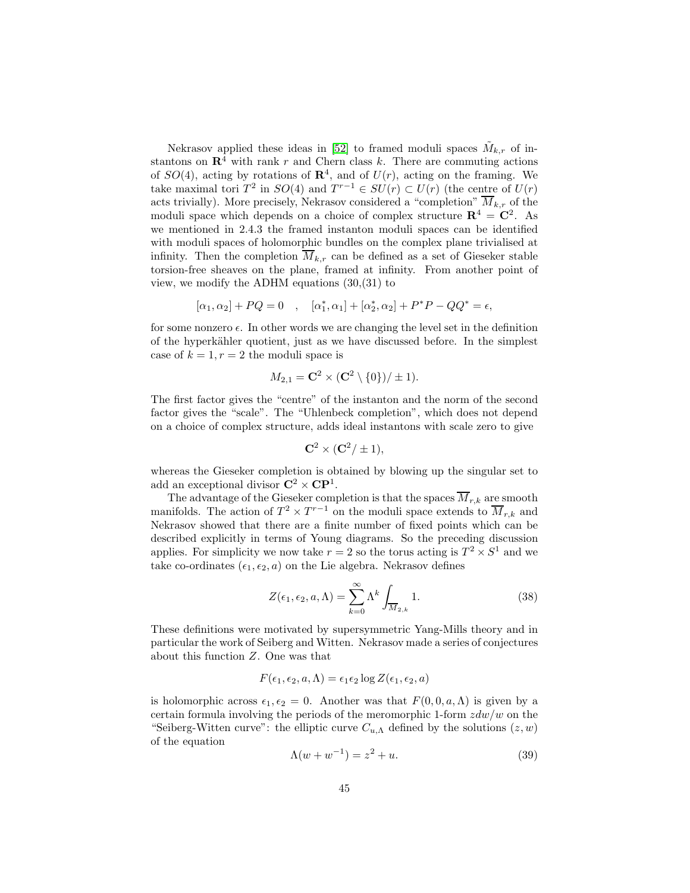Nekrasov applied these ideas in [52] to framed moduli spaces $\tilde{M}_{k,r}$ of instantons on $\mathbf{R}^4$ with rank $r$ and Chern class $k$. There are commuting actions of $SO(4)$, acting by rotations of $\mathbf{R}^4$, and of $U(r)$, acting on the framing. We take maximal tori $T^2$ in $SO(4)$ and $T^{r-1} \in SU(r) \subset U(r)$ (the centre of $U(r)$ acts trivially). More precisely, Nekrasov considered a "completion" $\overline{M}_{k,r}$ of the moduli space which depends on a choice of complex structure $\mathbf{R}^4 = \mathbf{C}^2$. As we mentioned in 2.4.3 the framed instanton moduli spaces can be identified with moduli spaces of holomorphic bundles on the complex plane trivialised at infinity. Then the completion $\overline{M}_{k,r}$ can be defined as a set of Gieseker stable torsion-free sheaves on the plane, framed at infinity. From another point of view, we modify the ADHM equations (30,(31) to

$$[\alpha_1, \alpha_2] + PQ = 0 \quad , \quad [\alpha_1^*, \alpha_1] + [\alpha_2^*, \alpha_2] + P^*P - QQ^* = \epsilon,$$

for some nonzero $\epsilon$. In other words we are changing the level set in the definition of the hyperkähler quotient, just as we have discussed before. In the simplest case of $k = 1, r = 2$ the moduli space is

$$M_{2,1} = \mathbf{C}^2 \times (\mathbf{C}^2 \setminus \{0\}) / \pm 1).$$

The first factor gives the "centre" of the instanton and the norm of the second factor gives the "scale". The "Uhlenbeck completion", which does not depend on a choice of complex structure, adds ideal instantons with scale zero to give

$$\mathbf{C}^2 \times (\mathbf{C}^2 / \pm 1),$$

whereas the Gieseker completion is obtained by blowing up the singular set to add an exceptional divisor $\mathbf{C}^2 \times \mathbf{CP}^1$.

The advantage of the Gieseker completion is that the spaces $\overline{M}_{r,k}$ are smooth manifolds. The action of $T^2 \times T^{r-1}$ on the moduli space extends to $\overline{M}_{r,k}$ and Nekrasov showed that there are a finite number of fixed points which can be described explicitly in terms of Young diagrams. So the preceding discussion applies. For simplicity we now take $r = 2$ so the torus acting is $T^2 \times S^1$ and we take co-ordinates $(\epsilon_1, \epsilon_2, a)$ on the Lie algebra. Nekrasov defines

$$Z(\epsilon_1, \epsilon_2, a, \Lambda) = \sum_{k=0}^{\infty} \Lambda^k \int_{\overline{M}_{2,k}} 1. \tag{38}$$

These definitions were motivated by supersymmetric Yang-Mills theory and in particular the work of Seiberg and Witten. Nekrasov made a series of conjectures about this function $Z$. One was that

$$F(\epsilon_1, \epsilon_2, a, \Lambda) = \epsilon_1 \epsilon_2 \log Z(\epsilon_1, \epsilon_2, a)$$

is holomorphic across $\epsilon_1, \epsilon_2 = 0$. Another was that $F(0, 0, a, \Lambda)$ is given by a certain formula involving the periods of the meromorphic 1-form $z dw/w$ on the "Seiberg-Witten curve": the elliptic curve $C_{u,\Lambda}$ defined by the solutions $(z, w)$ of the equation

$$\Lambda(w + w^{-1}) = z^2 + u. \tag{39}$$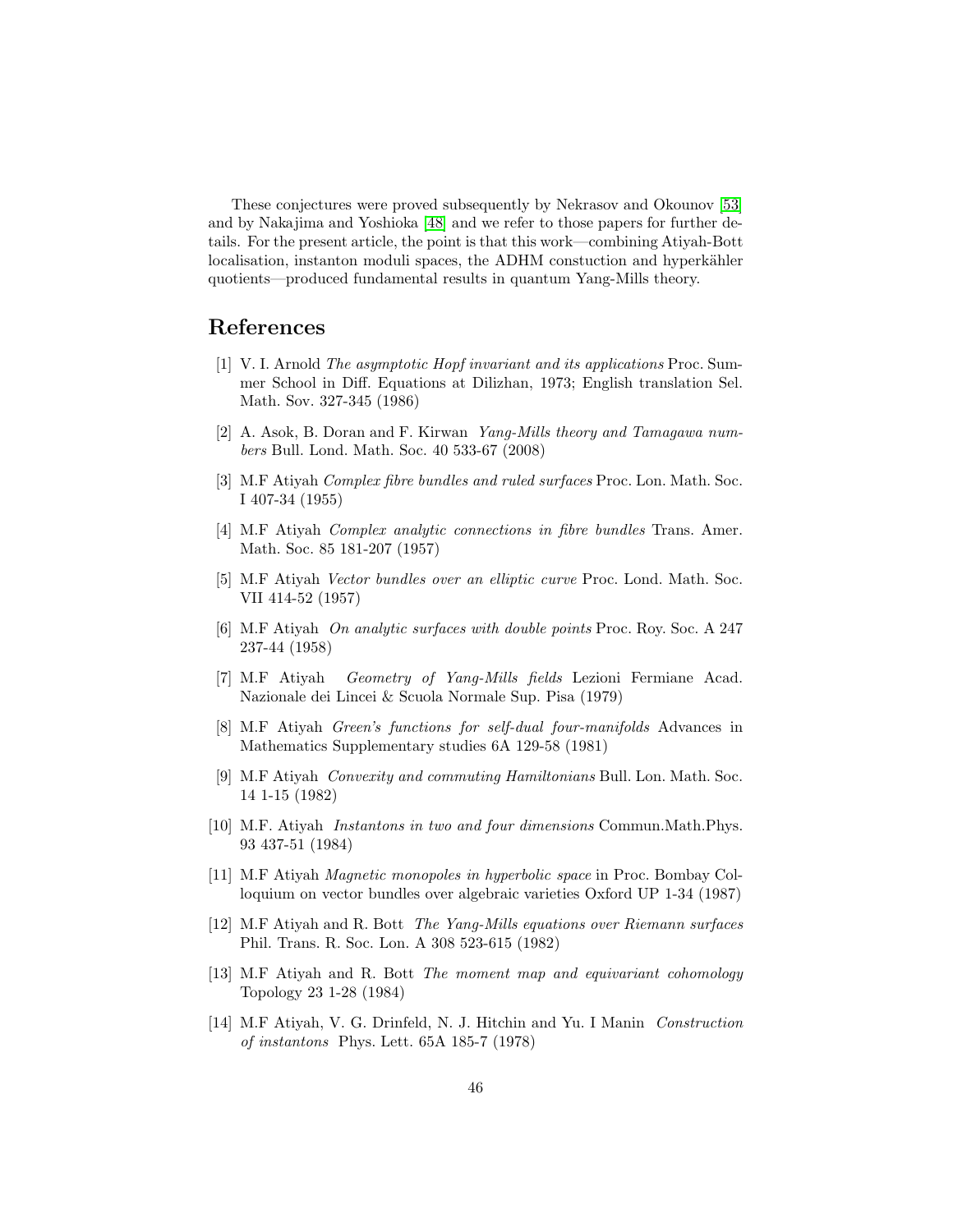These conjectures were proved subsequently by Nekrasov and Okounov [53] and by Nakajima and Yoshioka [48] and we refer to those papers for further details. For the present article, the point is that this work—combining Atiyah-Bott localisation, instanton moduli spaces, the ADHM constuction and hyperkähler quotients—produced fundamental results in quantum Yang-Mills theory.

## References

[1] V. I. Arnold *The asymptotic Hopf invariant and its applications* Proc. Summer School in Diff. Equations at Dilizhan, 1973; English translation Sel. Math. Sov. 327-345 (1986)

[2] A. Asok, B. Doran and F. Kirwan *Yang-Mills theory and Tamagawa numbers* Bull. Lond. Math. Soc. 40 533-67 (2008)

[3] M.F Atiyah *Complex fibre bundles and ruled surfaces* Proc. Lon. Math. Soc. I 407-34 (1955)

[4] M.F Atiyah *Complex analytic connections in fibre bundles* Trans. Amer. Math. Soc. 85 181-207 (1957)

[5] M.F Atiyah *Vector bundles over an elliptic curve* Proc. Lond. Math. Soc. VII 414-52 (1957)

[6] M.F Atiyah *On analytic surfaces with double points* Proc. Roy. Soc. A 247 237-44 (1958)

[7] M.F Atiyah *Geometry of Yang-Mills fields* Lezioni Fermiane Acad. Nazionale dei Lincei & Scuola Normale Sup. Pisa (1979)

[8] M.F Atiyah *Green's functions for self-dual four-manifolds* Advances in Mathematics Supplementary studies 6A 129-58 (1981)

[9] M.F Atiyah *Convexity and commuting Hamiltonians* Bull. Lon. Math. Soc. 14 1-15 (1982)

[10] M.F. Atiyah *Instantons in two and four dimensions* Commun.Math.Phys. 93 437-51 (1984)

[11] M.F Atiyah *Magnetic monopoles in hyperbolic space* in Proc. Bombay Colloquium on vector bundles over algebraic varieties Oxford UP 1-34 (1987)

[12] M.F Atiyah and R. Bott *The Yang-Mills equations over Riemann surfaces* Phil. Trans. R. Soc. Lon. A 308 523-615 (1982)

[13] M.F Atiyah and R. Bott *The moment map and equivariant cohomology* Topology 23 1-28 (1984)

[14] M.F Atiyah, V. G. Drinfeld, N. J. Hitchin and Yu. I Manin *Construction of instantons* Phys. Lett. 65A 185-7 (1978)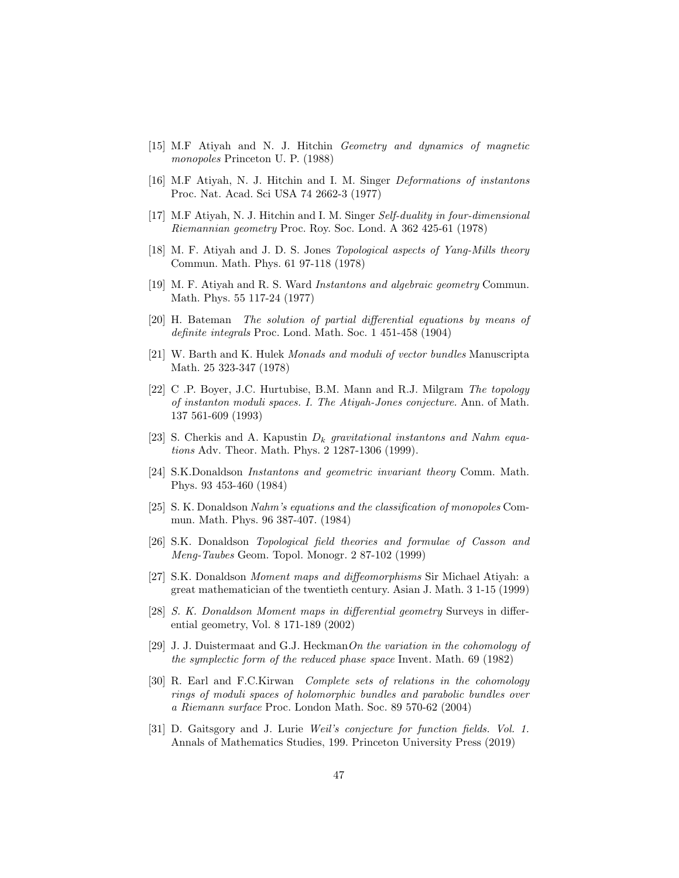[15] M.F Atiyah and N. J. Hitchin *Geometry and dynamics of magnetic monopoles* Princeton U. P. (1988)

[16] M.F Atiyah, N. J. Hitchin and I. M. Singer *Deformations of instantons* Proc. Nat. Acad. Sci USA 74 2662-3 (1977)

[17] M.F Atiyah, N. J. Hitchin and I. M. Singer *Self-duality in four-dimensional Riemannian geometry* Proc. Roy. Soc. Lond. A 362 425-61 (1978)

[18] M. F. Atiyah and J. D. S. Jones *Topological aspects of Yang-Mills theory* Commun. Math. Phys. 61 97-118 (1978)

[19] M. F. Atiyah and R. S. Ward *Instantons and algebraic geometry* Commun. Math. Phys. 55 117-24 (1977)

[20] H. Bateman *The solution of partial differential equations by means of definite integrals* Proc. Lond. Math. Soc. 1 451-458 (1904)

[21] W. Barth and K. Hulek *Monads and moduli of vector bundles* Manuscripta Math. 25 323-347 (1978)

[22] C .P. Boyer, J.C. Hurtubise, B.M. Mann and R.J. Milgram *The topology of instanton moduli spaces. I. The Atiyah-Jones conjecture.* Ann. of Math. 137 561-609 (1993)

[23] S. Cherkis and A. Kapustin *$D_k$ gravitational instantons and Nahm equations* Adv. Theor. Math. Phys. 2 1287-1306 (1999).

[24] S.K.Donaldson *Instantons and geometric invariant theory* Comm. Math. Phys. 93 453-460 (1984)

[25] S. K. Donaldson *Nahm's equations and the classification of monopoles* Commun. Math. Phys. 96 387-407. (1984)

[26] S.K. Donaldson *Topological field theories and formulae of Casson and Meng-Taubes* Geom. Topol. Monogr. 2 87-102 (1999)

[27] S.K. Donaldson *Moment maps and diffeomorphisms* Sir Michael Atiyah: a great mathematician of the twentieth century. Asian J. Math. 3 1-15 (1999)

[28] *S. K. Donaldson Moment maps in differential geometry* Surveys in differential geometry, Vol. 8 171-189 (2002)

[29] J. J. Duistermaat and G.J. Heckman *On the variation in the cohomology of the symplectic form of the reduced phase space* Invent. Math. 69 (1982)

[30] R. Earl and F.C.Kirwan *Complete sets of relations in the cohomology rings of moduli spaces of holomorphic bundles and parabolic bundles over a Riemann surface* Proc. London Math. Soc. 89 570-62 (2004)

[31] D. Gaitsgory and J. Lurie *Weil's conjecture for function fields. Vol. 1.* Annals of Mathematics Studies, 199. Princeton University Press (2019)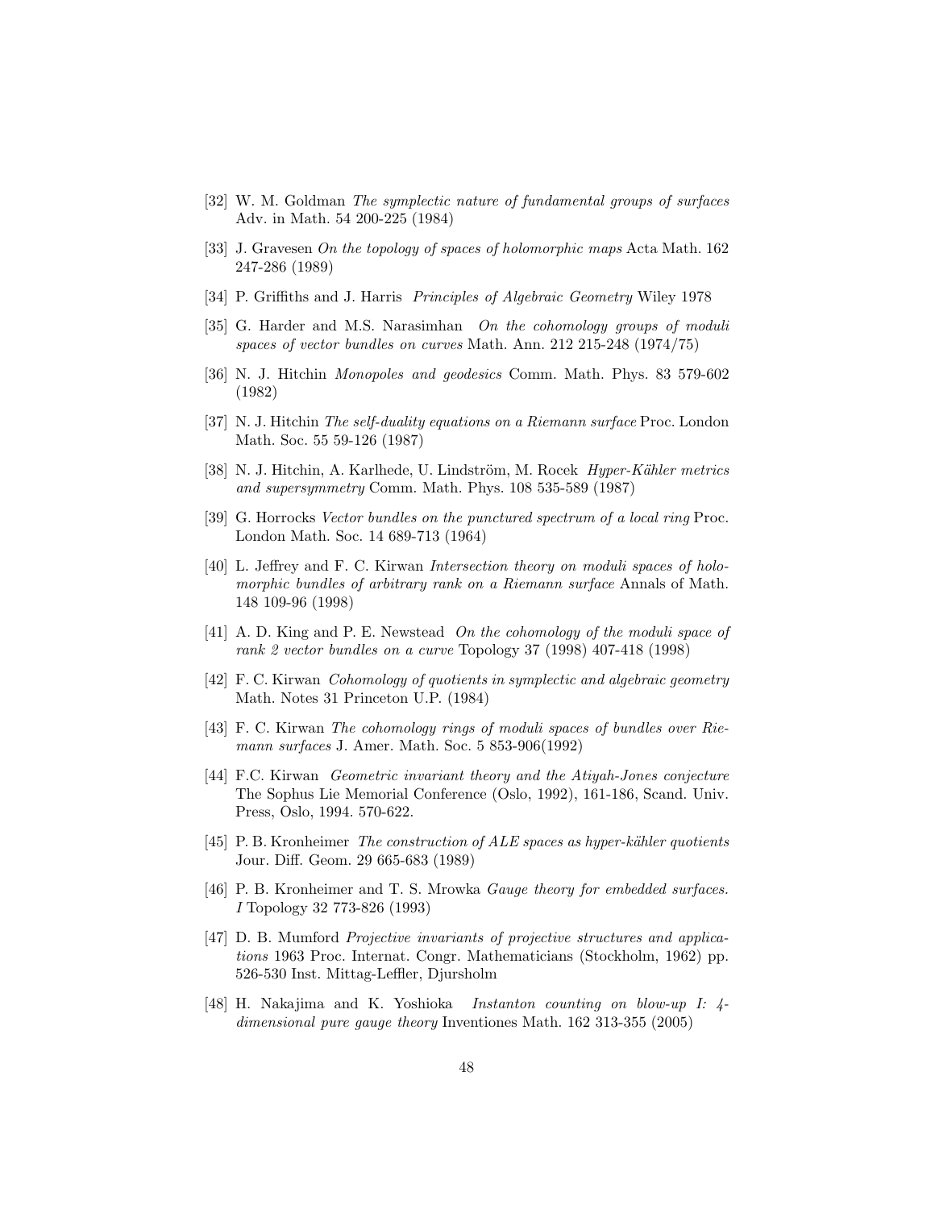[32] W. M. Goldman *The symplectic nature of fundamental groups of surfaces* Adv. in Math. 54 200-225 (1984)

[33] J. Gravesen *On the topology of spaces of holomorphic maps* Acta Math. 162 247-286 (1989)

[34] P. Griffiths and J. Harris *Principles of Algebraic Geometry* Wiley 1978

[35] G. Harder and M.S. Narasimhan *On the cohomology groups of moduli spaces of vector bundles on curves* Math. Ann. 212 215-248 (1974/75)

[36] N. J. Hitchin *Monopoles and geodesics* Comm. Math. Phys. 83 579-602 (1982)

[37] N. J. Hitchin *The self-duality equations on a Riemann surface* Proc. London Math. Soc. 55 59-126 (1987)

[38] N. J. Hitchin, A. Karlhede, U. Lindström, M. Rocek *Hyper-Kähler metrics and supersymmetry* Comm. Math. Phys. 108 535-589 (1987)

[39] G. Horrocks *Vector bundles on the punctured spectrum of a local ring* Proc. London Math. Soc. 14 689-713 (1964)

[40] L. Jeffrey and F. C. Kirwan *Intersection theory on moduli spaces of holomorphic bundles of arbitrary rank on a Riemann surface* Annals of Math. 148 109-96 (1998)

[41] A. D. King and P. E. Newstead *On the cohomology of the moduli space of rank 2 vector bundles on a curve* Topology 37 (1998) 407-418 (1998)

[42] F. C. Kirwan *Cohomology of quotients in symplectic and algebraic geometry* Math. Notes 31 Princeton U.P. (1984)

[43] F. C. Kirwan *The cohomology rings of moduli spaces of bundles over Riemann surfaces* J. Amer. Math. Soc. 5 853-906(1992)

[44] F.C. Kirwan *Geometric invariant theory and the Atiyah-Jones conjecture* The Sophus Lie Memorial Conference (Oslo, 1992), 161-186, Scand. Univ. Press, Oslo, 1994. 570-622.

[45] P. B. Kronheimer *The construction of ALE spaces as hyper-kähler quotients* Jour. Diff. Geom. 29 665-683 (1989)

[46] P. B. Kronheimer and T. S. Mrowka *Gauge theory for embedded surfaces. I* Topology 32 773-826 (1993)

[47] D. B. Mumford *Projective invariants of projective structures and applications* 1963 Proc. Internat. Congr. Mathematicians (Stockholm, 1962) pp. 526-530 Inst. Mittag-Leffler, Djursholm

[48] H. Nakajima and K. Yoshioka *Instanton counting on blow-up I: 4-dimensional pure gauge theory* Inventiones Math. 162 313-355 (2005)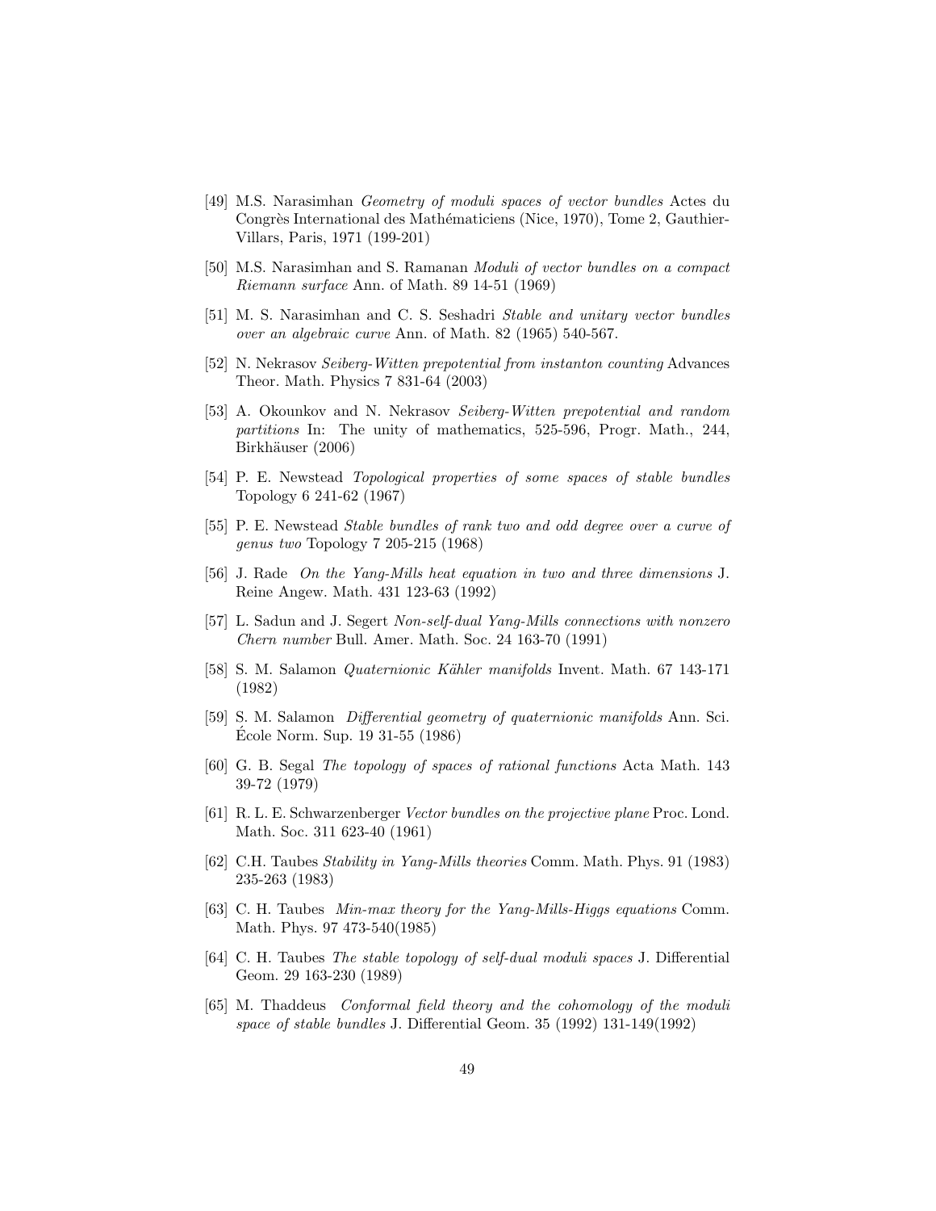[49] M.S. Narasimhan *Geometry of moduli spaces of vector bundles* Actes du Congrès International des Mathématiciens (Nice, 1970), Tome 2, Gauthier-Villars, Paris, 1971 (199-201)

[50] M.S. Narasimhan and S. Ramanan *Moduli of vector bundles on a compact Riemann surface* Ann. of Math. 89 14-51 (1969)

[51] M. S. Narasimhan and C. S. Seshadri *Stable and unitary vector bundles over an algebraic curve* Ann. of Math. 82 (1965) 540-567.

[52] N. Nekrasov *Seiberg-Witten prepotential from instanton counting* Advances Theor. Math. Physics 7 831-64 (2003)

[53] A. Okounkov and N. Nekrasov *Seiberg-Witten prepotential and random partitions* In: The unity of mathematics, 525-596, Progr. Math., 244, Birkhäuser (2006)

[54] P. E. Newstead *Topological properties of some spaces of stable bundles* Topology 6 241-62 (1967)

[55] P. E. Newstead *Stable bundles of rank two and odd degree over a curve of genus two* Topology 7 205-215 (1968)

[56] J. Rade *On the Yang-Mills heat equation in two and three dimensions* J. Reine Angew. Math. 431 123-63 (1992)

[57] L. Sadun and J. Segert *Non-self-dual Yang-Mills connections with nonzero Chern number* Bull. Amer. Math. Soc. 24 163-70 (1991)

[58] S. M. Salamon *Quaternionic Kähler manifolds* Invent. Math. 67 143-171 (1982)

[59] S. M. Salamon *Differential geometry of quaternionic manifolds* Ann. Sci. École Norm. Sup. 19 31-55 (1986)

[60] G. B. Segal *The topology of spaces of rational functions* Acta Math. 143 39-72 (1979)

[61] R. L. E. Schwarzenberger *Vector bundles on the projective plane* Proc. Lond. Math. Soc. 311 623-40 (1961)

[62] C.H. Taubes *Stability in Yang-Mills theories* Comm. Math. Phys. 91 (1983) 235-263 (1983)

[63] C. H. Taubes *Min-max theory for the Yang-Mills-Higgs equations* Comm. Math. Phys. 97 473-540(1985)

[64] C. H. Taubes *The stable topology of self-dual moduli spaces* J. Differential Geom. 29 163-230 (1989)

[65] M. Thaddeus *Conformal field theory and the cohomology of the moduli space of stable bundles* J. Differential Geom. 35 (1992) 131-149(1992)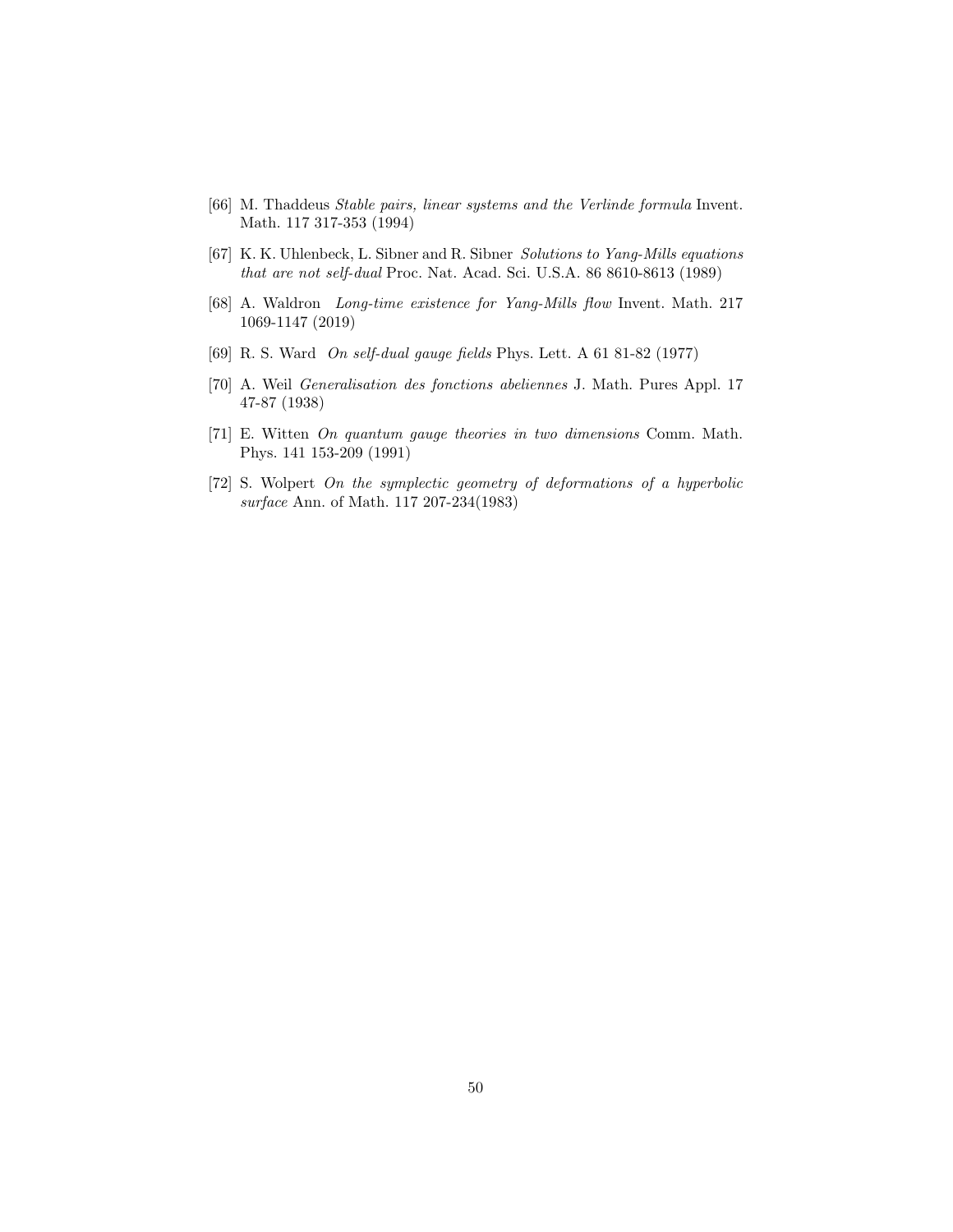[66] M. Thaddeus *Stable pairs, linear systems and the Verlinde formula* Invent. Math. 117 317-353 (1994)

[67] K. K. Uhlenbeck, L. Sibner and R. Sibner *Solutions to Yang-Mills equations that are not self-dual* Proc. Nat. Acad. Sci. U.S.A. 86 8610-8613 (1989)

[68] A. Waldron *Long-time existence for Yang-Mills flow* Invent. Math. 217 1069-1147 (2019)

[69] R. S. Ward *On self-dual gauge fields* Phys. Lett. A 61 81-82 (1977)

[70] A. Weil *Generalisation des fonctions abeliennes* J. Math. Pures Appl. 17 47-87 (1938)

[71] E. Witten *On quantum gauge theories in two dimensions* Comm. Math. Phys. 141 153-209 (1991)

[72] S. Wolpert *On the symplectic geometry of deformations of a hyperbolic surface* Ann. of Math. 117 207-234(1983)